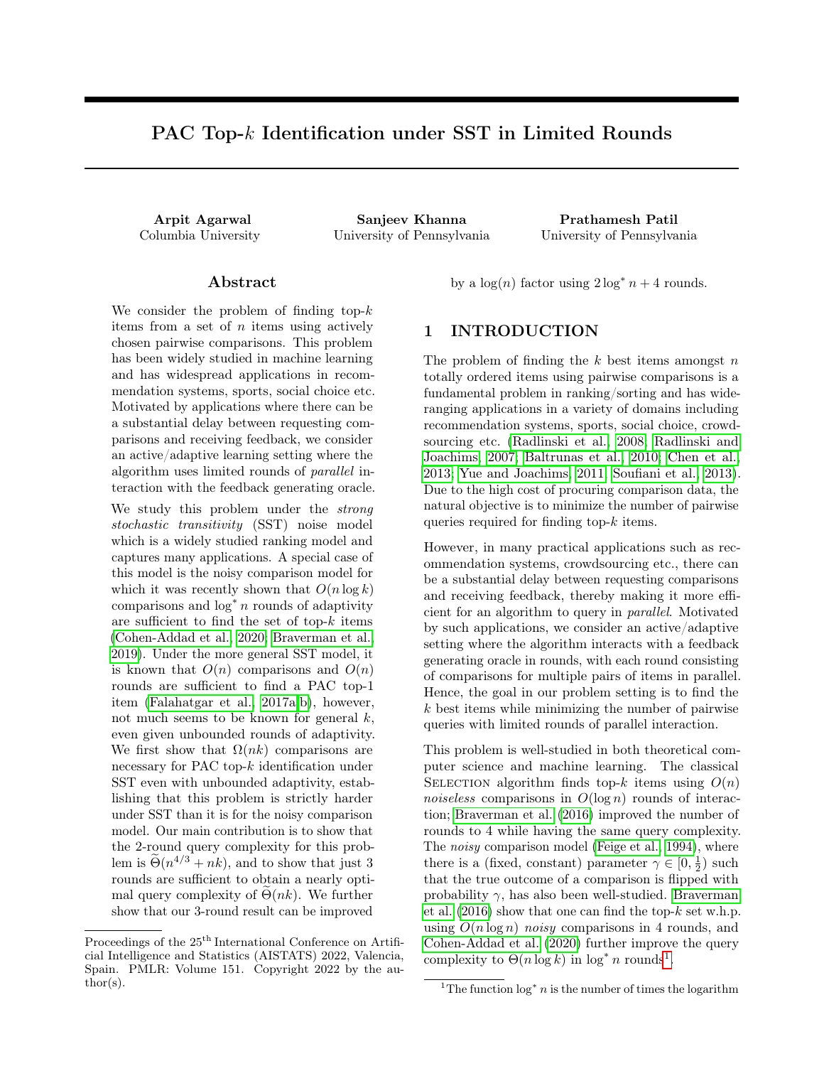# PAC Top-$k$ Identification under SST in Limited Rounds

**Arpit Agarwal**
Columbia University

**Sanjeev Khanna**
University of Pennsylvania

**Prathamesh Patil**
University of Pennsylvania

## Abstract

We consider the problem of finding top-$k$ items from a set of $n$ items using actively chosen pairwise comparisons. This problem has been widely studied in machine learning and has widespread applications in recommendation systems, sports, social choice etc. Motivated by applications where there can be a substantial delay between requesting comparisons and receiving feedback, we consider an active/adaptive learning setting where the algorithm uses limited rounds of *parallel* interaction with the feedback generating oracle.

We study this problem under the *strong stochastic transitivity* (SST) noise model which is a widely studied ranking model and captures many applications. A special case of this model is the noisy comparison model for which it was recently shown that $O(n \log k)$ comparisons and $\log^* n$ rounds of adaptivity are sufficient to find the set of top-$k$ items (Cohen-Addad et al., 2020; Braverman et al., 2019). Under the more general SST model, it is known that $O(n)$ comparisons and $O(n)$ rounds are sufficient to find a PAC top-1 item (Falahatgar et al., 2017a,b), however, not much seems to be known for general $k$, even given unbounded rounds of adaptivity. We first show that $\Omega(nk)$ comparisons are necessary for PAC top-$k$ identification under SST even with unbounded adaptivity, establishing that this problem is strictly harder under SST than it is for the noisy comparison model. Our main contribution is to show that the 2-round query complexity for this problem is $\widetilde{\Theta}(n^{4/3} + nk)$, and to show that just 3 rounds are sufficient to obtain a nearly optimal query complexity of $\widetilde{\Theta}(nk)$. We further show that our 3-round result can be improved by a $\log(n)$ factor using $2 \log^* n + 4$ rounds.

## 1 INTRODUCTION

The problem of finding the $k$ best items amongst $n$ totally ordered items using pairwise comparisons is a fundamental problem in ranking/sorting and has wide-ranging applications in a variety of domains including recommendation systems, sports, social choice, crowd-sourcing etc. (Radlinski et al., 2008; Radlinski and Joachims, 2007; Baltrunas et al., 2010; Chen et al., 2013; Yue and Joachims, 2011; Soufiani et al., 2013). Due to the high cost of procuring comparison data, the natural objective is to minimize the number of pairwise queries required for finding top-$k$ items.

However, in many practical applications such as recommendation systems, crowdsourcing etc., there can be a substantial delay between requesting comparisons and receiving feedback, thereby making it more efficient for an algorithm to query in *parallel*. Motivated by such applications, we consider an active/adaptive setting where the algorithm interacts with a feedback generating oracle in rounds, with each round consisting of comparisons for multiple pairs of items in parallel. Hence, the goal in our problem setting is to find the $k$ best items while minimizing the number of pairwise queries with limited rounds of parallel interaction.

This problem is well-studied in both theoretical computer science and machine learning. The classical SELECTION algorithm finds top-$k$ items using $O(n)$ *noiseless* comparisons in $O(\log n)$ rounds of interaction; Braverman et al. (2016) improved the number of rounds to 4 while having the same query complexity. The *noisy* comparison model (Feige et al., 1994), where there is a (fixed, constant) parameter $\gamma \in [0, \frac{1}{2})$ such that the true outcome of a comparison is flipped with probability $\gamma$, has also been well-studied. Braverman et al. (2016) show that one can find the top-$k$ set w.h.p. using $O(n \log n)$ *noisy* comparisons in 4 rounds, and Cohen-Addad et al. (2020) further improve the query complexity to $\Theta(n \log k)$ in $\log^* n$ rounds[1].

Proceedings of the 25th International Conference on Artificial Intelligence and Statistics (AISTATS) 2022, Valencia, Spain. PMLR: Volume 151. Copyright 2022 by the author(s).

[1] The function $\log^* n$ is the number of times the logarithm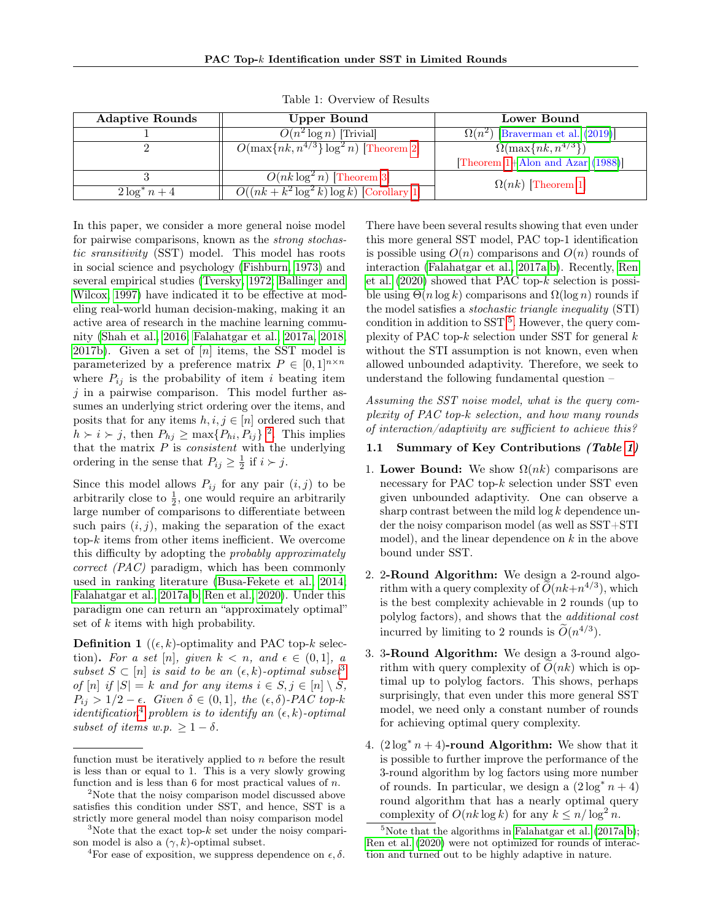Table 1: Overview of Results

| Adaptive Rounds | Upper Bound | Lower Bound |
|---|---|---|
| 1 | $O(n^2 \log n)$ [Trivial] | $\Omega(n^2)$ [Braverman et al. (2019)] |
| 2 | $O(\max\{nk, n^{4/3}\} \log^2 n)$ [Theorem 2] | $\Omega(\max\{nk, n^{4/3}\})$ [Theorem 1+Alon and Azar (1988)] |
| 3 | $O(nk \log^2 n)$ [Theorem 3] | $\Omega(nk)$ [Theorem 1] |
| $2\log^* n + 4$ | $O((nk + k^2 \log^2 k) \log k)$ [Corollary 1] | |

In this paper, we consider a more general noise model for pairwise comparisons, known as the *strong stochastic sransitivity* (SST) model. This model has roots in social science and psychology (Fishburn, 1973) and several empirical studies (Tversky, 1972; Ballinger and Wilcox, 1997) have indicated it to be effective at modeling real-world human decision-making, making it an active area of research in the machine learning community (Shah et al., 2016; Falahatgar et al., 2017a, 2018, 2017b). Given a set of $[n]$ items, the SST model is parameterized by a preference matrix $P \in [0,1]^{n \times n}$ where $P_{ij}$ is the probability of item $i$ beating item $j$ in a pairwise comparison. This model further assumes an underlying strict ordering over the items, and posits that for any items $h, i, j \in [n]$ ordered such that $h \succ i \succ j$, then $P_{hj} \geq \max\{P_{hi}, P_{ij}\}$ [2]. This implies that the matrix $P$ is *consistent* with the underlying ordering in the sense that $P_{ij} \geq \frac{1}{2}$ if $i \succ j$.

Since this model allows $P_{ij}$ for any pair $(i,j)$ to be arbitrarily close to $\frac{1}{2}$, one would require an arbitrarily large number of comparisons to differentiate between such pairs $(i,j)$, making the separation of the exact top-$k$ items from other items inefficient. We overcome this difficulty by adopting the *probably approximately correct (PAC)* paradigm, which has been commonly used in ranking literature (Busa-Fekete et al., 2014; Falahatgar et al., 2017a,b; Ren et al., 2020). Under this paradigm one can return an "approximately optimal" set of $k$ items with high probability.

**Definition 1** (($\epsilon, k$)-optimality and PAC top-$k$ selection). *For a set $[n]$, given $k < n$, and $\epsilon \in (0,1]$, a subset $S \subset [n]$ is said to be an $(\epsilon, k)$-optimal subset*[3] *of $[n]$ if $|S| = k$ and for any items $i \in S, j \in [n] \setminus S$, $P_{ij} > 1/2 - \epsilon$. Given $\delta \in (0,1]$, the $(\epsilon, \delta)$-PAC top-$k$ identification*[4] *problem is to identify an $(\epsilon, k)$-optimal subset of items w.p. $\geq 1 - \delta$.*

There have been several results showing that even under this more general SST model, PAC top-1 identification is possible using $O(n)$ comparisons and $O(n)$ rounds of interaction (Falahatgar et al., 2017a,b). Recently, Ren et al. (2020) showed that PAC top-$k$ selection is possible using $\Theta(n \log k)$ comparisons and $\Omega(\log n)$ rounds if the model satisfies a *stochastic triangle inequality* (STI) condition in addition to SST [5]. However, the query complexity of PAC top-$k$ selection under SST for general $k$ without the STI assumption is not known, even when allowed unbounded adaptivity. Therefore, we seek to understand the following fundamental question –

*Assuming the SST noise model, what is the query complexity of PAC top-k selection, and how many rounds of interaction/adaptivity are sufficient to achieve this?*

### 1.1 Summary of Key Contributions *(Table 1)*

1. **Lower Bound:** We show $\Omega(nk)$ comparisons are necessary for PAC top-$k$ selection under SST even given unbounded adaptivity. One can observe a sharp contrast between the mild $\log k$ dependence under the noisy comparison model (as well as SST+STI model), and the linear dependence on $k$ in the above bound under SST.

2. **2-Round Algorithm:** We design a 2-round algorithm with a query complexity of $\widetilde{O}(nk + n^{4/3})$, which is the best complexity achievable in 2 rounds (up to polylog factors), and shows that the *additional cost* incurred by limiting to 2 rounds is $\widetilde{O}(n^{4/3})$.

3. **3-Round Algorithm:** We design a 3-round algorithm with query complexity of $\widetilde{O}(nk)$ which is optimal up to polylog factors. This shows, perhaps surprisingly, that even under this more general SST model, we need only a constant number of rounds for achieving optimal query complexity.

4. **$(2\log^* n + 4)$-round Algorithm:** We show that it is possible to further improve the performance of the 3-round algorithm by log factors using more number of rounds. In particular, we design a $(2\log^* n + 4)$ round algorithm that has a nearly optimal query complexity of $O(nk \log k)$ for any $k \leq n/\log^2 n$.

---

function must be iteratively applied to $n$ before the result is less than or equal to 1. This is a very slowly growing function and is less than 6 for most practical values of $n$.

[2] Note that the noisy comparison model discussed above satisfies this condition under SST, and hence, SST is a strictly more general model than noisy comparison model

[3] Note that the exact top-$k$ set under the noisy comparison model is also a $(\gamma, k)$-optimal subset.

[4] For ease of exposition, we suppress dependence on $\epsilon, \delta$.

[5] Note that the algorithms in Falahatgar et al. (2017a,b); Ren et al. (2020) were not optimized for rounds of interaction and turned out to be highly adaptive in nature.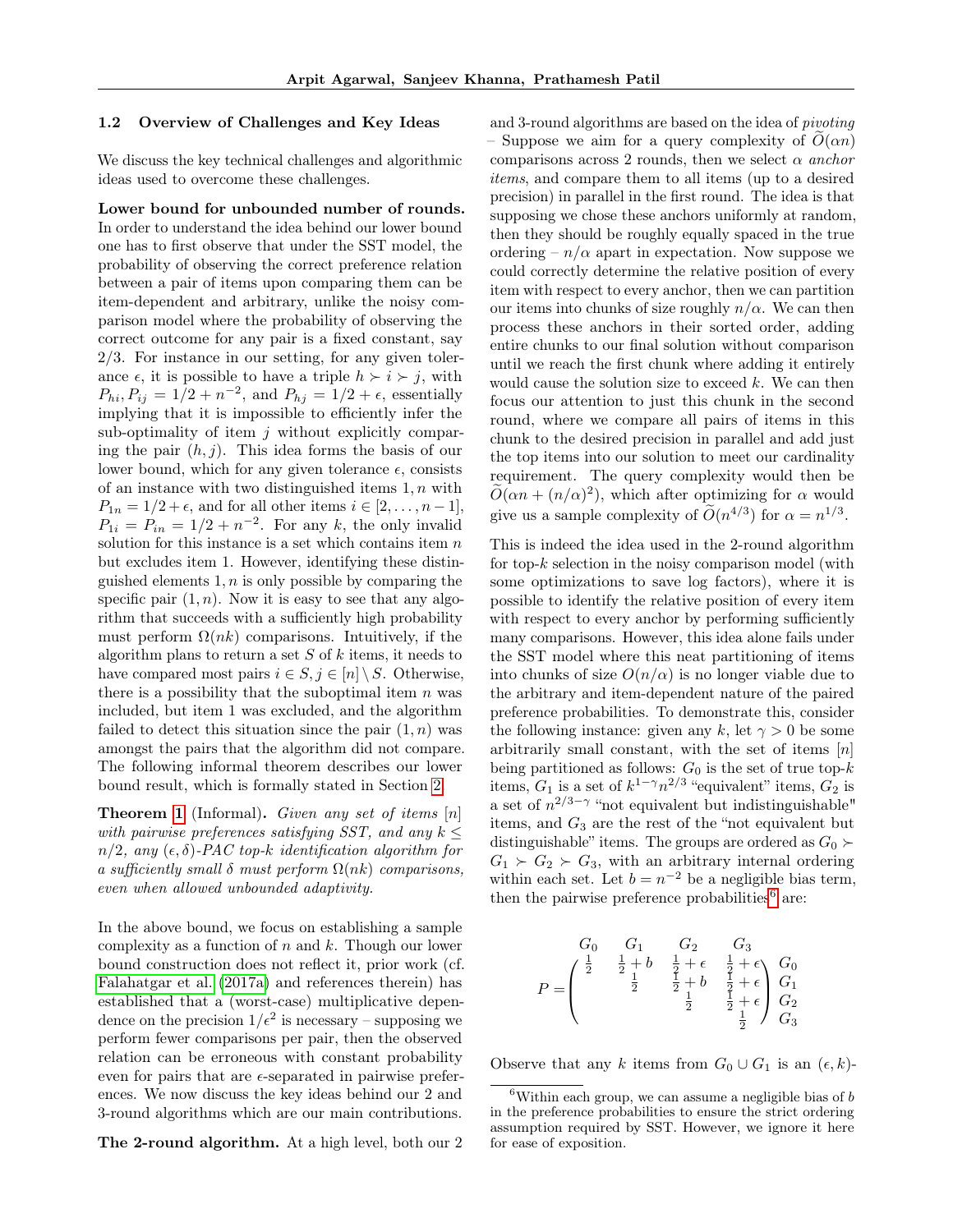### 1.2 Overview of Challenges and Key Ideas

We discuss the key technical challenges and algorithmic ideas used to overcome these challenges.

**Lower bound for unbounded number of rounds.** In order to understand the idea behind our lower bound one has to first observe that under the SST model, the probability of observing the correct preference relation between a pair of items upon comparing them can be item-dependent and arbitrary, unlike the noisy comparison model where the probability of observing the correct outcome for any pair is a fixed constant, say 2/3. For instance in our setting, for any given tolerance $\epsilon$, it is possible to have a triple $h \succ i \succ j$, with $P_{hi}, P_{ij} = 1/2 + n^{-2}$, and $P_{hj} = 1/2 + \epsilon$, essentially implying that it is impossible to efficiently infer the sub-optimality of item $j$ without explicitly comparing the pair $(h, j)$. This idea forms the basis of our lower bound, which for any given tolerance $\epsilon$, consists of an instance with two distinguished items $1, n$ with $P_{1n} = 1/2 + \epsilon$, and for all other items $i \in [2, \dots, n-1]$, $P_{1i} = P_{in} = 1/2 + n^{-2}$. For any $k$, the only invalid solution for this instance is a set which contains item $n$ but excludes item 1. However, identifying these distinguished elements $1, n$ is only possible by comparing the specific pair $(1, n)$. Now it is easy to see that any algorithm that succeeds with a sufficiently high probability must perform $\Omega(nk)$ comparisons. Intuitively, if the algorithm plans to return a set $S$ of $k$ items, it needs to have compared most pairs $i \in S, j \in [n] \setminus S$. Otherwise, there is a possibility that the suboptimal item $n$ was included, but item 1 was excluded, and the algorithm failed to detect this situation since the pair $(1, n)$ was amongst the pairs that the algorithm did not compare. The following informal theorem describes our lower bound result, which is formally stated in Section 2.

**Theorem 1** (Informal)**.** *Given any set of items $[n]$ with pairwise preferences satisfying SST, and any $k \leq n/2$, any $(\epsilon, \delta)$-PAC top-$k$ identification algorithm for a sufficiently small $\delta$ must perform $\Omega(nk)$ comparisons, even when allowed unbounded adaptivity.*

In the above bound, we focus on establishing a sample complexity as a function of $n$ and $k$. Though our lower bound construction does not reflect it, prior work (cf. Falahatgar et al. (2017a) and references therein) has established that a (worst-case) multiplicative dependence on the precision $1/\epsilon^2$ is necessary – supposing we perform fewer comparisons per pair, then the observed relation can be erroneous with constant probability even for pairs that are $\epsilon$-separated in pairwise preferences. We now discuss the key ideas behind our 2 and 3-round algorithms which are our main contributions.

**The 2-round algorithm.** At a high level, both our 2 and 3-round algorithms are based on the idea of *pivoting* – Suppose we aim for a query complexity of $\widetilde{O}(\alpha n)$ comparisons across 2 rounds, then we select $\alpha$ *anchor items*, and compare them to all items (up to a desired precision) in parallel in the first round. The idea is that supposing we chose these anchors uniformly at random, then they should be roughly equally spaced in the true ordering – $n/\alpha$ apart in expectation. Now suppose we could correctly determine the relative position of every item with respect to every anchor, then we can partition our items into chunks of size roughly $n/\alpha$. We can then process these anchors in their sorted order, adding entire chunks to our final solution without comparison until we reach the first chunk where adding it entirely would cause the solution size to exceed $k$. We can then focus our attention to just this chunk in the second round, where we compare all pairs of items in this chunk to the desired precision in parallel and add just the top items into our solution to meet our cardinality requirement. The query complexity would then be $\widetilde{O}(\alpha n + (n/\alpha)^2)$, which after optimizing for $\alpha$ would give us a sample complexity of $\widetilde{O}(n^{4/3})$ for $\alpha = n^{1/3}$.

This is indeed the idea used in the 2-round algorithm for top-$k$ selection in the noisy comparison model (with some optimizations to save log factors), where it is possible to identify the relative position of every item with respect to every anchor by performing sufficiently many comparisons. However, this idea alone fails under the SST model where this neat partitioning of items into chunks of size $O(n/\alpha)$ is no longer viable due to the arbitrary and item-dependent nature of the paired preference probabilities. To demonstrate this, consider the following instance: given any $k$, let $\gamma > 0$ be some arbitrarily small constant, with the set of items $[n]$ being partitioned as follows: $G_0$ is the set of true top-$k$ items, $G_1$ is a set of $k^{1-\gamma} n^{2/3}$ "equivalent" items, $G_2$ is a set of $n^{2/3-\gamma}$ "not equivalent but indistinguishable" items, and $G_3$ are the rest of the "not equivalent but distinguishable" items. The groups are ordered as $G_0 \succ G_1 \succ G_2 \succ G_3$, with an arbitrary internal ordering within each set. Let $b = n^{-2}$ be a negligible bias term, then the pairwise preference probabilities[6] are:

$$P = \begin{pmatrix} \frac{1}{2} & \frac{1}{2}+b & \frac{1}{2}+\epsilon & \frac{1}{2}+\epsilon \\ & \frac{1}{2} & \frac{1}{2}+b & \frac{1}{2}+\epsilon \\ & & \frac{1}{2} & \frac{1}{2}+\epsilon \\ & & & \frac{1}{2} \end{pmatrix} \begin{matrix} G_0 \\ G_1 \\ G_2 \\ G_3 \end{matrix}$$

with columns labeled $G_0, G_1, G_2, G_3$.

Observe that any $k$ items from $G_0 \cup G_1$ is an $(\epsilon, k)$-

[6] Within each group, we can assume a negligible bias of $b$ in the preference probabilities to ensure the strict ordering assumption required by SST. However, we ignore it here for ease of exposition.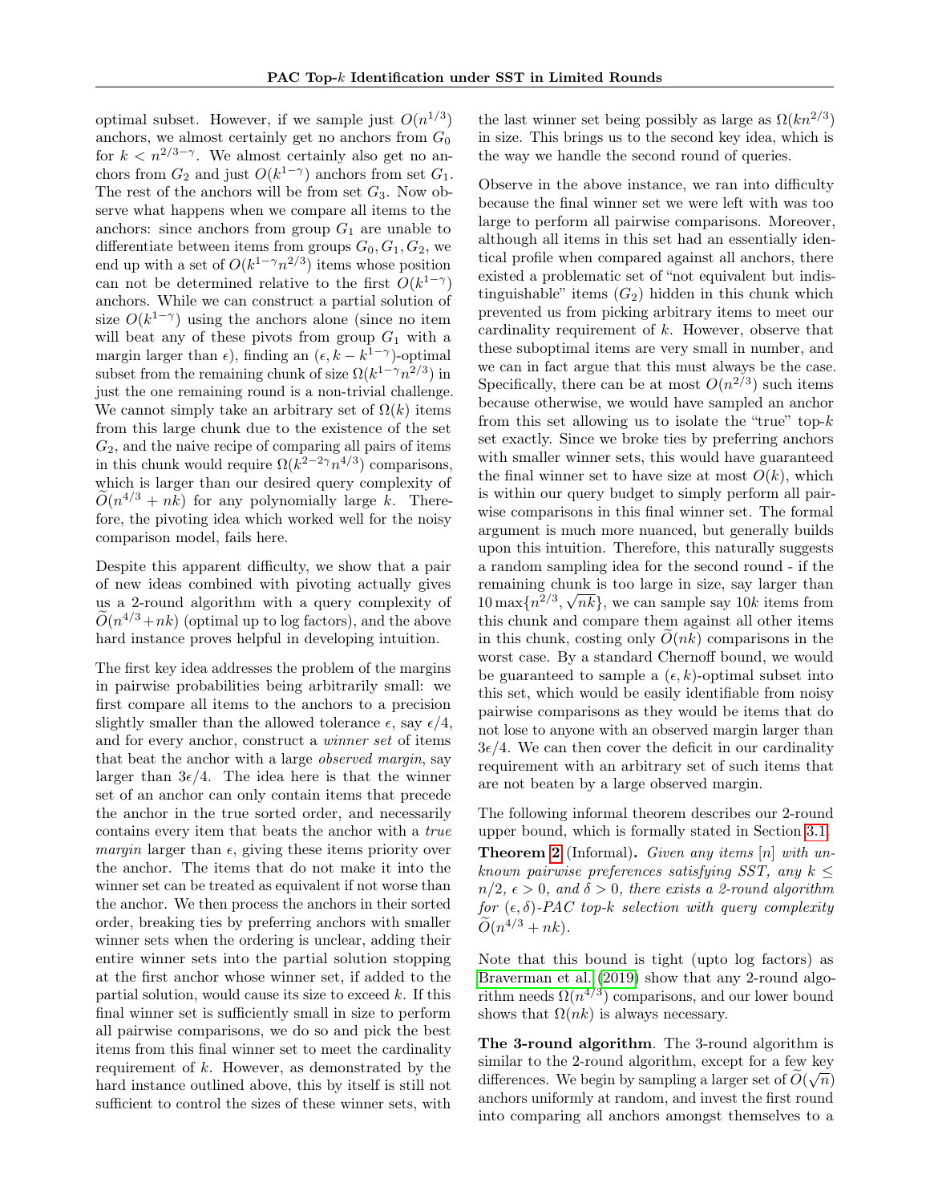optimal subset. However, if we sample just $O(n^{1/3})$ anchors, we almost certainly get no anchors from $G_0$ for $k < n^{2/3-\gamma}$. We almost certainly also get no anchors from $G_2$ and just $O(k^{1-\gamma})$ anchors from set $G_1$. The rest of the anchors will be from set $G_3$. Now observe what happens when we compare all items to the anchors: since anchors from group $G_1$ are unable to differentiate between items from groups $G_0, G_1, G_2$, we end up with a set of $O(k^{1-\gamma}n^{2/3})$ items whose position can not be determined relative to the first $O(k^{1-\gamma})$ anchors. While we can construct a partial solution of size $O(k^{1-\gamma})$ using the anchors alone (since no item will beat any of these pivots from group $G_1$ with a margin larger than $\epsilon$), finding an $(\epsilon, k - k^{1-\gamma})$-optimal subset from the remaining chunk of size $\Omega(k^{1-\gamma}n^{2/3})$ in just the one remaining round is a non-trivial challenge. We cannot simply take an arbitrary set of $\Omega(k)$ items from this large chunk due to the existence of the set $G_2$, and the naive recipe of comparing all pairs of items in this chunk would require $\Omega(k^{2-2\gamma}n^{4/3})$ comparisons, which is larger than our desired query complexity of $\widetilde{O}(n^{4/3} + nk)$ for any polynomially large $k$. Therefore, the pivoting idea which worked well for the noisy comparison model, fails here.

Despite this apparent difficulty, we show that a pair of new ideas combined with pivoting actually gives us a 2-round algorithm with a query complexity of $\widetilde{O}(n^{4/3}+nk)$ (optimal up to log factors), and the above hard instance proves helpful in developing intuition.

The first key idea addresses the problem of the margins in pairwise probabilities being arbitrarily small: we first compare all items to the anchors to a precision slightly smaller than the allowed tolerance $\epsilon$, say $\epsilon/4$, and for every anchor, construct a *winner set* of items that beat the anchor with a large *observed margin*, say larger than $3\epsilon/4$. The idea here is that the winner set of an anchor can only contain items that precede the anchor in the true sorted order, and necessarily contains every item that beats the anchor with a *true margin* larger than $\epsilon$, giving these items priority over the anchor. The items that do not make it into the winner set can be treated as equivalent if not worse than the anchor. We then process the anchors in their sorted order, breaking ties by preferring anchors with smaller winner sets when the ordering is unclear, adding their entire winner sets into the partial solution stopping at the first anchor whose winner set, if added to the partial solution, would cause its size to exceed $k$. If this final winner set is sufficiently small in size to perform all pairwise comparisons, we do so and pick the best items from this final winner set to meet the cardinality requirement of $k$. However, as demonstrated by the hard instance outlined above, this by itself is still not sufficient to control the sizes of these winner sets, with the last winner set being possibly as large as $\Omega(kn^{2/3})$ in size. This brings us to the second key idea, which is the way we handle the second round of queries.

Observe in the above instance, we ran into difficulty because the final winner set we were left with was too large to perform all pairwise comparisons. Moreover, although all items in this set had an essentially identical profile when compared against all anchors, there existed a problematic set of "not equivalent but indistinguishable" items ($G_2$) hidden in this chunk which prevented us from picking arbitrary items to meet our cardinality requirement of $k$. However, observe that these suboptimal items are very small in number, and we can in fact argue that this must always be the case. Specifically, there can be at most $O(n^{2/3})$ such items because otherwise, we would have sampled an anchor from this set allowing us to isolate the "true" top-$k$ set exactly. Since we broke ties by preferring anchors with smaller winner sets, this would have guaranteed the final winner set to have size at most $O(k)$, which is within our query budget to simply perform all pairwise comparisons in this final winner set. The formal argument is much more nuanced, but generally builds upon this intuition. Therefore, this naturally suggests a random sampling idea for the second round - if the remaining chunk is too large in size, say larger than $10 \max\{n^{2/3}, \sqrt{nk}\}$, we can sample say $10k$ items from this chunk and compare them against all other items in this chunk, costing only $\widetilde{O}(nk)$ comparisons in the worst case. By a standard Chernoff bound, we would be guaranteed to sample a $(\epsilon, k)$-optimal subset into this set, which would be easily identifiable from noisy pairwise comparisons as they would be items that do not lose to anyone with an observed margin larger than $3\epsilon/4$. We can then cover the deficit in our cardinality requirement with an arbitrary set of such items that are not beaten by a large observed margin.

The following informal theorem describes our 2-round upper bound, which is formally stated in Section 3.1.

**Theorem 2** (Informal)**.** *Given any items $[n]$ with unknown pairwise preferences satisfying SST, any $k \leq n/2$, $\epsilon > 0$, and $\delta > 0$, there exists a 2-round algorithm for $(\epsilon, \delta)$-PAC top-$k$ selection with query complexity $\widetilde{O}(n^{4/3} + nk)$.*

Note that this bound is tight (upto log factors) as Braverman et al. (2019) show that any 2-round algorithm needs $\Omega(n^{4/3})$ comparisons, and our lower bound shows that $\Omega(nk)$ is always necessary.

**The 3-round algorithm**. The 3-round algorithm is similar to the 2-round algorithm, except for a few key differences. We begin by sampling a larger set of $\widetilde{O}(\sqrt{n})$ anchors uniformly at random, and invest the first round into comparing all anchors amongst themselves to a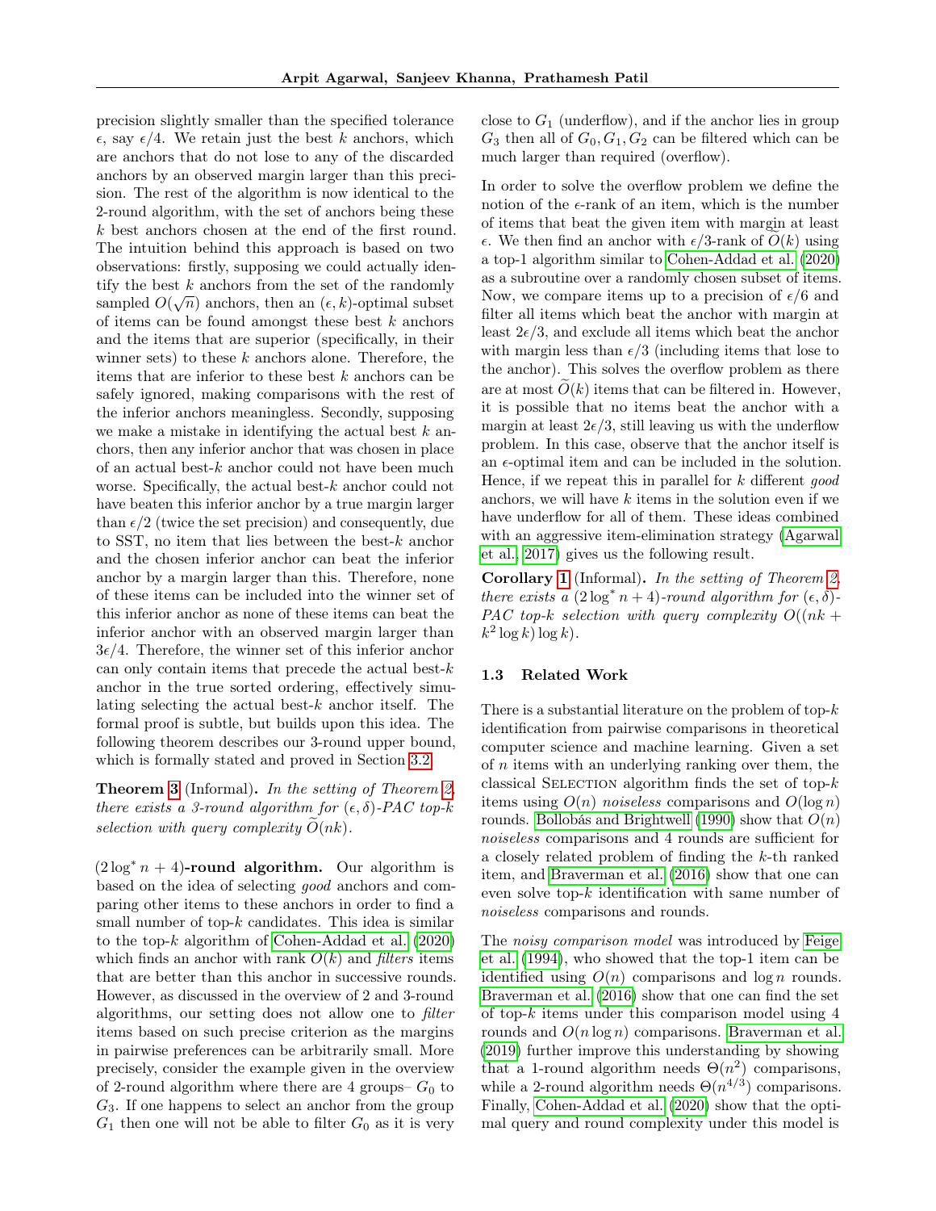precision slightly smaller than the specified tolerance $\epsilon$, say $\epsilon/4$. We retain just the best $k$ anchors, which are anchors that do not lose to any of the discarded anchors by an observed margin larger than this precision. The rest of the algorithm is now identical to the 2-round algorithm, with the set of anchors being these $k$ best anchors chosen at the end of the first round. The intuition behind this approach is based on two observations: firstly, supposing we could actually identify the best $k$ anchors from the set of the randomly sampled $O(\sqrt{n})$ anchors, then an $(\epsilon, k)$-optimal subset of items can be found amongst these best $k$ anchors and the items that are superior (specifically, in their winner sets) to these $k$ anchors alone. Therefore, the items that are inferior to these best $k$ anchors can be safely ignored, making comparisons with the rest of the inferior anchors meaningless. Secondly, supposing we make a mistake in identifying the actual best $k$ anchors, then any inferior anchor that was chosen in place of an actual best-$k$ anchor could not have been much worse. Specifically, the actual best-$k$ anchor could not have beaten this inferior anchor by a true margin larger than $\epsilon/2$ (twice the set precision) and consequently, due to SST, no item that lies between the best-$k$ anchor and the chosen inferior anchor can beat the inferior anchor by a margin larger than this. Therefore, none of these items can be included into the winner set of this inferior anchor as none of these items can beat the inferior anchor with an observed margin larger than $3\epsilon/4$. Therefore, the winner set of this inferior anchor can only contain items that precede the actual best-$k$ anchor in the true sorted ordering, effectively simulating selecting the actual best-$k$ anchor itself. The formal proof is subtle, but builds upon this idea. The following theorem describes our 3-round upper bound, which is formally stated and proved in Section 3.2.

**Theorem 3** (Informal)**.** *In the setting of Theorem 2, there exists a 3-round algorithm for $(\epsilon, \delta)$-PAC top-$k$ selection with query complexity $\widetilde{O}(nk)$.*

**$(2\log^* n + 4)$-round algorithm.** Our algorithm is based on the idea of selecting *good* anchors and comparing other items to these anchors in order to find a small number of top-$k$ candidates. This idea is similar to the top-$k$ algorithm of Cohen-Addad et al. (2020) which finds an anchor with rank $O(k)$ and *filters* items that are better than this anchor in successive rounds. However, as discussed in the overview of 2 and 3-round algorithms, our setting does not allow one to *filter* items based on such precise criterion as the margins in pairwise preferences can be arbitrarily small. More precisely, consider the example given in the overview of 2-round algorithm where there are 4 groups– $G_0$ to $G_3$. If one happens to select an anchor from the group $G_1$ then one will not be able to filter $G_0$ as it is very close to $G_1$ (underflow), and if the anchor lies in group $G_3$ then all of $G_0, G_1, G_2$ can be filtered which can be much larger than required (overflow).

In order to solve the overflow problem we define the notion of the $\epsilon$-rank of an item, which is the number of items that beat the given item with margin at least $\epsilon$. We then find an anchor with $\epsilon/3$-rank of $\widetilde{O}(k)$ using a top-1 algorithm similar to Cohen-Addad et al. (2020) as a subroutine over a randomly chosen subset of items. Now, we compare items up to a precision of $\epsilon/6$ and filter all items which beat the anchor with margin at least $2\epsilon/3$, and exclude all items which beat the anchor with margin less than $\epsilon/3$ (including items that lose to the anchor). This solves the overflow problem as there are at most $\widetilde{O}(k)$ items that can be filtered in. However, it is possible that no items beat the anchor with a margin at least $2\epsilon/3$, still leaving us with the underflow problem. In this case, observe that the anchor itself is an $\epsilon$-optimal item and can be included in the solution. Hence, if we repeat this in parallel for $k$ different *good* anchors, we will have $k$ items in the solution even if we have underflow for all of them. These ideas combined with an aggressive item-elimination strategy (Agarwal et al., 2017) gives us the following result.

**Corollary 1** (Informal)**.** *In the setting of Theorem 2, there exists a $(2\log^* n + 4)$-round algorithm for $(\epsilon, \delta)$-PAC top-$k$ selection with query complexity $O((nk + k^2 \log k)\log k)$.*

### 1.3 Related Work

There is a substantial literature on the problem of top-$k$ identification from pairwise comparisons in theoretical computer science and machine learning. Given a set of $n$ items with an underlying ranking over them, the classical SELECTION algorithm finds the set of top-$k$ items using $O(n)$ *noiseless* comparisons and $O(\log n)$ rounds. Bollobás and Brightwell (1990) show that $O(n)$ *noiseless* comparisons and 4 rounds are sufficient for a closely related problem of finding the $k$-th ranked item, and Braverman et al. (2016) show that one can even solve top-$k$ identification with same number of *noiseless* comparisons and rounds.

The *noisy comparison model* was introduced by Feige et al. (1994), who showed that the top-1 item can be identified using $O(n)$ comparisons and $\log n$ rounds. Braverman et al. (2016) show that one can find the set of top-$k$ items under this comparison model using 4 rounds and $O(n \log n)$ comparisons. Braverman et al. (2019) further improve this understanding by showing that a 1-round algorithm needs $\Theta(n^2)$ comparisons, while a 2-round algorithm needs $\Theta(n^{4/3})$ comparisons. Finally, Cohen-Addad et al. (2020) show that the optimal query and round complexity under this model is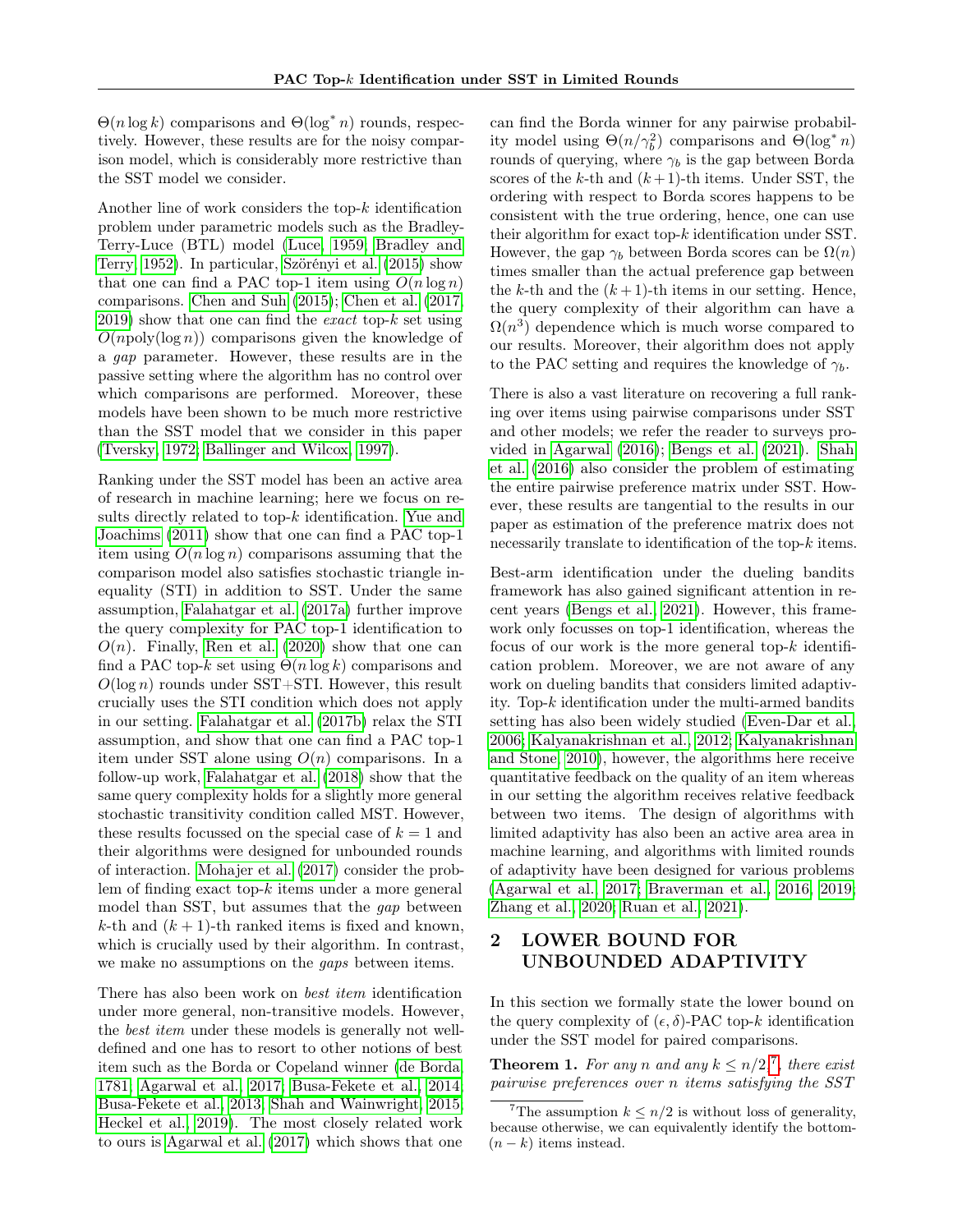$\Theta(n \log k)$ comparisons and $\Theta(\log^* n)$ rounds, respectively. However, these results are for the noisy comparison model, which is considerably more restrictive than the SST model we consider.

Another line of work considers the top-$k$ identification problem under parametric models such as the Bradley-Terry-Luce (BTL) model (Luce, 1959; Bradley and Terry, 1952). In particular, Szörényi et al. (2015) show that one can find a PAC top-1 item using $O(n \log n)$ comparisons. Chen and Suh (2015); Chen et al. (2017, 2019) show that one can find the *exact* top-$k$ set using $O(n\text{poly}(\log n))$ comparisons given the knowledge of a *gap* parameter. However, these results are in the passive setting where the algorithm has no control over which comparisons are performed. Moreover, these models have been shown to be much more restrictive than the SST model that we consider in this paper (Tversky, 1972; Ballinger and Wilcox, 1997).

Ranking under the SST model has been an active area of research in machine learning; here we focus on results directly related to top-$k$ identification. Yue and Joachims (2011) show that one can find a PAC top-1 item using $O(n \log n)$ comparisons assuming that the comparison model also satisfies stochastic triangle inequality (STI) in addition to SST. Under the same assumption, Falahatgar et al. (2017a) further improve the query complexity for PAC top-1 identification to $O(n)$. Finally, Ren et al. (2020) show that one can find a PAC top-$k$ set using $\Theta(n \log k)$ comparisons and $O(\log n)$ rounds under SST+STI. However, this result crucially uses the STI condition which does not apply in our setting. Falahatgar et al. (2017b) relax the STI assumption, and show that one can find a PAC top-1 item under SST alone using $O(n)$ comparisons. In a follow-up work, Falahatgar et al. (2018) show that the same query complexity holds for a slightly more general stochastic transitivity condition called MST. However, these results focussed on the special case of $k = 1$ and their algorithms were designed for unbounded rounds of interaction. Mohajer et al. (2017) consider the problem of finding exact top-$k$ items under a more general model than SST, but assumes that the *gap* between $k$-th and $(k+1)$-th ranked items is fixed and known, which is crucially used by their algorithm. In contrast, we make no assumptions on the *gaps* between items.

There has also been work on *best item* identification under more general, non-transitive models. However, the *best item* under these models is generally not well-defined and one has to resort to other notions of best item such as the Borda or Copeland winner (de Borda, 1781; Agarwal et al., 2017; Busa-Fekete et al., 2014; Busa-Fekete et al., 2013; Shah and Wainwright, 2015; Heckel et al., 2019). The most closely related work to ours is Agarwal et al. (2017) which shows that one can find the Borda winner for any pairwise probability model using $\Theta(n/\gamma_b^2)$ comparisons and $\Theta(\log^* n)$ rounds of querying, where $\gamma_b$ is the gap between Borda scores of the $k$-th and $(k+1)$-th items. Under SST, the ordering with respect to Borda scores happens to be consistent with the true ordering, hence, one can use their algorithm for exact top-$k$ identification under SST. However, the gap $\gamma_b$ between Borda scores can be $\Omega(n)$ times smaller than the actual preference gap between the $k$-th and the $(k+1)$-th items in our setting. Hence, the query complexity of their algorithm can have a $\Omega(n^3)$ dependence which is much worse compared to our results. Moreover, their algorithm does not apply to the PAC setting and requires the knowledge of $\gamma_b$.

There is also a vast literature on recovering a full ranking over items using pairwise comparisons under SST and other models; we refer the reader to surveys provided in Agarwal (2016); Bengs et al. (2021). Shah et al. (2016) also consider the problem of estimating the entire pairwise preference matrix under SST. However, these results are tangential to the results in our paper as estimation of the preference matrix does not necessarily translate to identification of the top-$k$ items.

Best-arm identification under the dueling bandits framework has also gained significant attention in recent years (Bengs et al., 2021). However, this framework only focusses on top-1 identification, whereas the focus of our work is the more general top-$k$ identification problem. Moreover, we are not aware of any work on dueling bandits that considers limited adaptivity. Top-$k$ identification under the multi-armed bandits setting has also been widely studied (Even-Dar et al., 2006; Kalyanakrishnan et al., 2012; Kalyanakrishnan and Stone, 2010), however, the algorithms here receive quantitative feedback on the quality of an item whereas in our setting the algorithm receives relative feedback between two items. The design of algorithms with limited adaptivity has also been an active area area in machine learning, and algorithms with limited rounds of adaptivity have been designed for various problems (Agarwal et al., 2017; Braverman et al., 2016, 2019; Zhang et al., 2020; Ruan et al., 2021).

## 2 LOWER BOUND FOR UNBOUNDED ADAPTIVITY

In this section we formally state the lower bound on the query complexity of $(\epsilon, \delta)$-PAC top-$k$ identification under the SST model for paired comparisons.

**Theorem 1.** *For any $n$ and any $k \leq n/2$*[7]*, there exist pairwise preferences over $n$ items satisfying the SST*

[7] The assumption $k \leq n/2$ is without loss of generality, because otherwise, we can equivalently identify the bottom-$(n-k)$ items instead.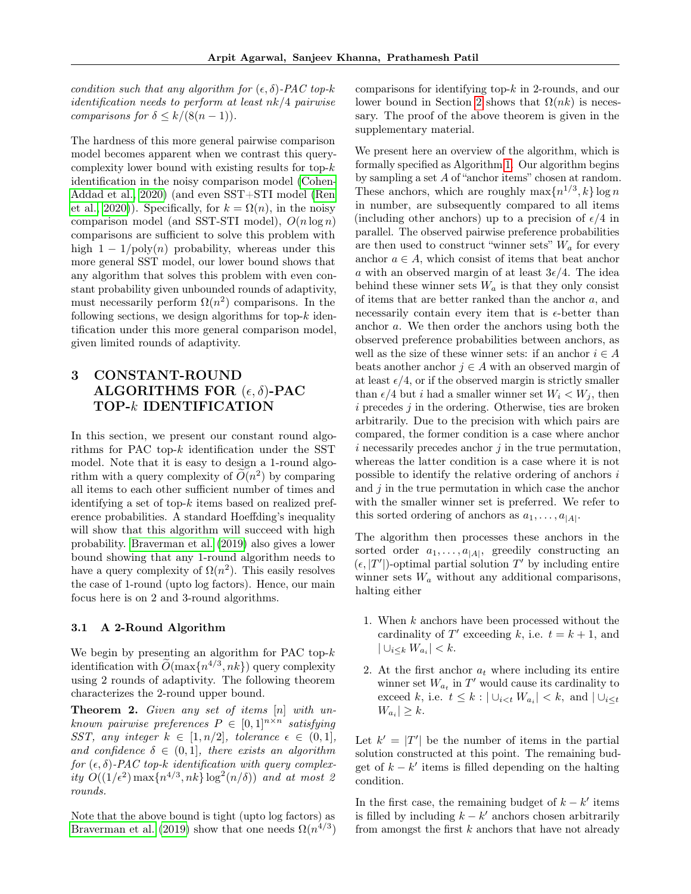*condition such that any algorithm for $(\epsilon, \delta)$-PAC top-$k$ identification needs to perform at least $nk/4$ pairwise comparisons for $\delta \leq k/(8(n-1))$.*

The hardness of this more general pairwise comparison model becomes apparent when we contrast this query-complexity lower bound with existing results for top-$k$ identification in the noisy comparison model (Cohen-Addad et al., 2020) (and even SST+STI model (Ren et al., 2020)). Specifically, for $k = \Omega(n)$, in the noisy comparison model (and SST-STI model), $O(n \log n)$ comparisons are sufficient to solve this problem with high $1 - 1/\text{poly}(n)$ probability, whereas under this more general SST model, our lower bound shows that any algorithm that solves this problem with even constant probability given unbounded rounds of adaptivity, must necessarily perform $\Omega(n^2)$ comparisons. In the following sections, we design algorithms for top-$k$ identification under this more general comparison model, given limited rounds of adaptivity.

# 3 CONSTANT-ROUND ALGORITHMS FOR $(\epsilon, \delta)$-PAC TOP-$k$ IDENTIFICATION

In this section, we present our constant round algorithms for PAC top-$k$ identification under the SST model. Note that it is easy to design a 1-round algorithm with a query complexity of $\widetilde{O}(n^2)$ by comparing all items to each other sufficient number of times and identifying a set of top-$k$ items based on realized preference probabilities. A standard Hoeffding's inequality will show that this algorithm will succeed with high probability. Braverman et al. (2019) also gives a lower bound showing that any 1-round algorithm needs to have a query complexity of $\Omega(n^2)$. This easily resolves the case of 1-round (upto log factors). Hence, our main focus here is on 2 and 3-round algorithms.

## 3.1 A 2-Round Algorithm

We begin by presenting an algorithm for PAC top-$k$ identification with $\widetilde{O}(\max\{n^{4/3}, nk\})$ query complexity using 2 rounds of adaptivity. The following theorem characterizes the 2-round upper bound.

**Theorem 2.** *Given any set of items $[n]$ with unknown pairwise preferences $P \in [0,1]^{n \times n}$ satisfying SST, any integer $k \in [1, n/2]$, tolerance $\epsilon \in (0,1]$, and confidence $\delta \in (0,1]$, there exists an algorithm for $(\epsilon, \delta)$-PAC top-$k$ identification with query complexity $O((1/\epsilon^2)\max\{n^{4/3}, nk\}\log^2(n/\delta))$ and at most 2 rounds.*

Note that the above bound is tight (upto log factors) as Braverman et al. (2019) show that one needs $\Omega(n^{4/3})$ comparisons for identifying top-$k$ in 2-rounds, and our lower bound in Section 2 shows that $\Omega(nk)$ is necessary. The proof of the above theorem is given in the supplementary material.

We present here an overview of the algorithm, which is formally specified as Algorithm 1. Our algorithm begins by sampling a set $A$ of "anchor items" chosen at random. These anchors, which are roughly $\max\{n^{1/3}, k\}\log n$ in number, are subsequently compared to all items (including other anchors) up to a precision of $\epsilon/4$ in parallel. The observed pairwise preference probabilities are then used to construct "winner sets" $W_a$ for every anchor $a \in A$, which consist of items that beat anchor $a$ with an observed margin of at least $3\epsilon/4$. The idea behind these winner sets $W_a$ is that they only consist of items that are better ranked than the anchor $a$, and necessarily contain every item that is $\epsilon$-better than anchor $a$. We then order the anchors using both the observed preference probabilities between anchors, as well as the size of these winner sets: if an anchor $i \in A$ beats another anchor $j \in A$ with an observed margin of at least $\epsilon/4$, or if the observed margin is strictly smaller than $\epsilon/4$ but $i$ had a smaller winner set $W_i < W_j$, then $i$ precedes $j$ in the ordering. Otherwise, ties are broken arbitrarily. Due to the precision with which pairs are compared, the former condition is a case where anchor $i$ necessarily precedes anchor $j$ in the true permutation, whereas the latter condition is a case where it is not possible to identify the relative ordering of anchors $i$ and $j$ in the true permutation in which case the anchor with the smaller winner set is preferred. We refer to this sorted ordering of anchors as $a_1, \ldots, a_{|A|}$.

The algorithm then processes these anchors in the sorted order $a_1, \ldots, a_{|A|}$, greedily constructing an $(\epsilon, |T'|)$-optimal partial solution $T'$ by including entire winner sets $W_a$ without any additional comparisons, halting either

1. When $k$ anchors have been processed without the cardinality of $T'$ exceeding $k$, i.e. $t = k+1$, and $|\cup_{i \leq k} W_{a_i}| < k$.
2. At the first anchor $a_t$ where including its entire winner set $W_{a_t}$ in $T'$ would cause its cardinality to exceed $k$, i.e. $t \leq k : |\cup_{i<t} W_{a_i}| < k$, and $|\cup_{i \leq t} W_{a_i}| \geq k$.

Let $k' = |T'|$ be the number of items in the partial solution constructed at this point. The remaining budget of $k - k'$ items is filled depending on the halting condition.

In the first case, the remaining budget of $k - k'$ items is filled by including $k - k'$ anchors chosen arbitrarily from amongst the first $k$ anchors that have not already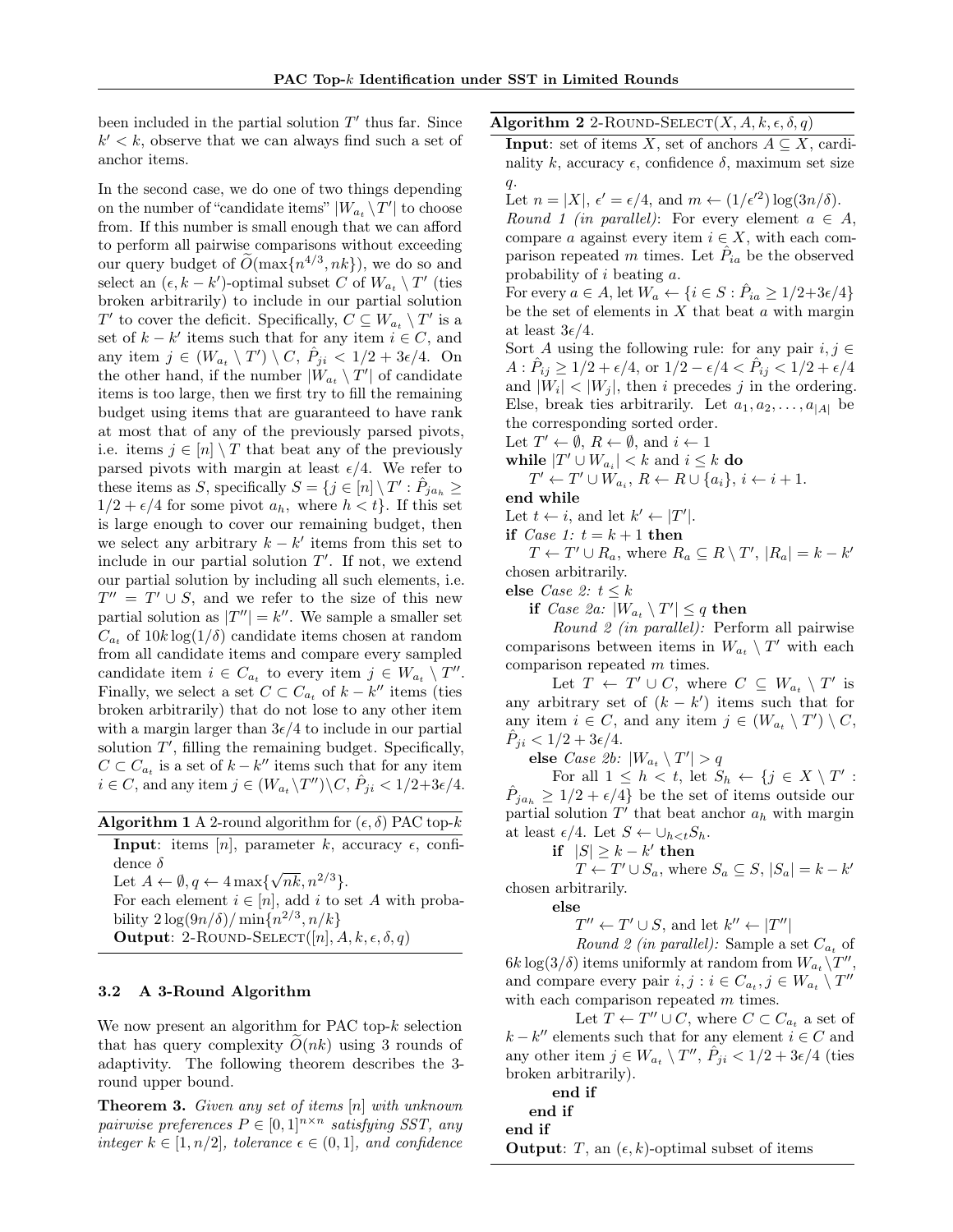been included in the partial solution $T'$ thus far. Since $k' < k$, observe that we can always find such a set of anchor items.

In the second case, we do one of two things depending on the number of "candidate items" $|W_{a_t} \setminus T'|$ to choose from. If this number is small enough that we can afford to perform all pairwise comparisons without exceeding our query budget of $\widetilde{O}(\max\{n^{4/3}, nk\})$, we do so and select an $(\epsilon, k - k')$-optimal subset $C$ of $W_{a_t} \setminus T'$ (ties broken arbitrarily) to include in our partial solution $T'$ to cover the deficit. Specifically, $C \subseteq W_{a_t} \setminus T'$ is a set of $k - k'$ items such that for any item $i \in C$, and any item $j \in (W_{a_t} \setminus T') \setminus C$, $\hat{P}_{ji} < 1/2 + 3\epsilon/4$. On the other hand, if the number $|W_{a_t} \setminus T'|$ of candidate items is too large, then we first try to fill the remaining budget using items that are guaranteed to have rank at most that of any of the previously parsed pivots, i.e. items $j \in [n] \setminus T$ that beat any of the previously parsed pivots with margin at least $\epsilon/4$. We refer to these items as $S$, specifically $S = \{j \in [n] \setminus T' : \hat{P}_{ja_h} \geq 1/2 + \epsilon/4 \text{ for some pivot } a_h, \text{ where } h < t\}$. If this set is large enough to cover our remaining budget, then we select any arbitrary $k - k'$ items from this set to include in our partial solution $T'$. If not, we extend our partial solution by including all such elements, i.e. $T'' = T' \cup S$, and we refer to the size of this new partial solution as $|T''| = k''$. We sample a smaller set $C_{a_t}$ of $10k \log(1/\delta)$ candidate items chosen at random from all candidate items and compare every sampled candidate item $i \in C_{a_t}$ to every item $j \in W_{a_t} \setminus T''$. Finally, we select a set $C \subset C_{a_t}$ of $k - k''$ items (ties broken arbitrarily) that do not lose to any other item with a margin larger than $3\epsilon/4$ to include in our partial solution $T'$, filling the remaining budget. Specifically, $C \subset C_{a_t}$ is a set of $k - k''$ items such that for any item $i \in C$, and any item $j \in (W_{a_t} \setminus T'') \setminus C$, $\hat{P}_{ji} < 1/2 + 3\epsilon/4$.

---

**Algorithm 1** A 2-round algorithm for $(\epsilon, \delta)$ PAC top-$k$

**Input**: items $[n]$, parameter $k$, accuracy $\epsilon$, confidence $\delta$

Let $A \leftarrow \emptyset, q \leftarrow 4 \max\{\sqrt{nk}, n^{2/3}\}$.

For each element $i \in [n]$, add $i$ to set $A$ with probability $2 \log(9n/\delta)/ \min\{n^{2/3}, n/k\}$

**Output**: 2-Round-Select$([n], A, k, \epsilon, \delta, q)$

---

### 3.2 A 3-Round Algorithm

We now present an algorithm for PAC top-$k$ selection that has query complexity $\widetilde{O}(nk)$ using 3 rounds of adaptivity. The following theorem describes the 3-round upper bound.

**Theorem 3.** *Given any set of items $[n]$ with unknown pairwise preferences $P \in [0,1]^{n \times n}$ satisfying SST, any integer $k \in [1, n/2]$, tolerance $\epsilon \in (0, 1]$, and confidence*

---

**Algorithm 2** 2-Round-Select$(X, A, k, \epsilon, \delta, q)$

**Input**: set of items $X$, set of anchors $A \subseteq X$, cardinality $k$, accuracy $\epsilon$, confidence $\delta$, maximum set size $q$.

Let $n = |X|$, $\epsilon' = \epsilon/4$, and $m \leftarrow (1/\epsilon'^2) \log(3n/\delta)$.

*Round 1 (in parallel)*: For every element $a \in A$, compare $a$ against every item $i \in X$, with each comparison repeated $m$ times. Let $\hat{P}_{ia}$ be the observed probability of $i$ beating $a$.

For every $a \in A$, let $W_a \leftarrow \{i \in S : \hat{P}_{ia} \geq 1/2 + 3\epsilon/4\}$ be the set of elements in $X$ that beat $a$ with margin at least $3\epsilon/4$.

Sort $A$ using the following rule: for any pair $i, j \in A$ : $\hat{P}_{ij} \geq 1/2 + \epsilon/4$, or $1/2 - \epsilon/4 < \hat{P}_{ij} < 1/2 + \epsilon/4$ and $|W_i| < |W_j|$, then $i$ precedes $j$ in the ordering. Else, break ties arbitrarily. Let $a_1, a_2, \ldots, a_{|A|}$ be the corresponding sorted order.

Let $T' \leftarrow \emptyset$, $R \leftarrow \emptyset$, and $i \leftarrow 1$

**while** $|T' \cup W_{a_i}| < k$ and $i \leq k$ **do**

  $T' \leftarrow T' \cup W_{a_i}$, $R \leftarrow R \cup \{a_i\}$, $i \leftarrow i + 1$.

**end while**

Let $t \leftarrow i$, and let $k' \leftarrow |T'|$.

**if** *Case 1:* $t = k + 1$ **then**

  $T \leftarrow T' \cup R_a$, where $R_a \subseteq R \setminus T'$, $|R_a| = k - k'$ chosen arbitrarily.

**else** *Case 2:* $t \leq k$

  **if** *Case 2a:* $|W_{a_t} \setminus T'| \leq q$ **then**

    *Round 2 (in parallel):* Perform all pairwise comparisons between items in $W_{a_t} \setminus T'$ with each comparison repeated $m$ times.

    Let $T \leftarrow T' \cup C$, where $C \subseteq W_{a_t} \setminus T'$ is any arbitrary set of $(k - k')$ items such that for any item $i \in C$, and any item $j \in (W_{a_t} \setminus T') \setminus C$, $\hat{P}_{ji} < 1/2 + 3\epsilon/4$.

  **else** *Case 2b:* $|W_{a_t} \setminus T'| > q$

    For all $1 \leq h < t$, let $S_h \leftarrow \{j \in X \setminus T' : \hat{P}_{ja_h} \geq 1/2 + \epsilon/4\}$ be the set of items outside our partial solution $T'$ that beat anchor $a_h$ with margin at least $\epsilon/4$. Let $S \leftarrow \cup_{h<t} S_h$.

    **if** $|S| \geq k - k'$ **then**

      $T \leftarrow T' \cup S_a$, where $S_a \subseteq S$, $|S_a| = k - k'$ chosen arbitrarily.

    **else**

      $T'' \leftarrow T' \cup S$, and let $k'' \leftarrow |T''|$

      *Round 2 (in parallel):* Sample a set $C_{a_t}$ of $6k \log(3/\delta)$ items uniformly at random from $W_{a_t} \setminus T''$, and compare every pair $i, j : i \in C_{a_t}, j \in W_{a_t} \setminus T''$ with each comparison repeated $m$ times.

      Let $T \leftarrow T'' \cup C$, where $C \subset C_{a_t}$ a set of $k - k''$ elements such that for any element $i \in C$ and any other item $j \in W_{a_t} \setminus T''$, $\hat{P}_{ji} < 1/2 + 3\epsilon/4$ (ties broken arbitrarily).

    **end if**

  **end if**

**end if**

**Output**: $T$, an $(\epsilon, k)$-optimal subset of items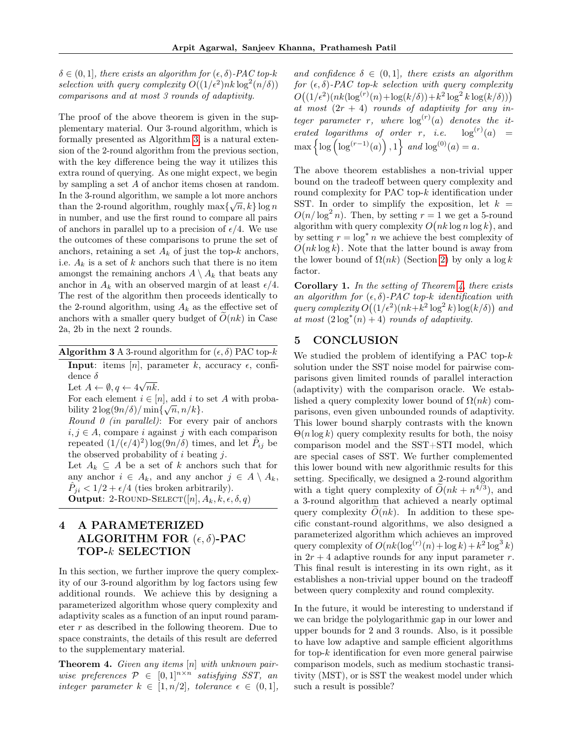$\delta \in (0, 1]$, *there exists an algorithm for $(\epsilon, \delta)$-PAC top-$k$ selection with query complexity $O((1/\epsilon^2)nk\log^2(n/\delta))$ comparisons and at most 3 rounds of adaptivity.*

The proof of the above theorem is given in the supplementary material. Our 3-round algorithm, which is formally presented as Algorithm 3, is a natural extension of the 2-round algorithm from the previous section, with the key difference being the way it utilizes this extra round of querying. As one might expect, we begin by sampling a set $A$ of anchor items chosen at random. In the 3-round algorithm, we sample a lot more anchors than the 2-round algorithm, roughly $\max\{\sqrt{n}, k\}\log n$ in number, and use the first round to compare all pairs of anchors in parallel up to a precision of $\epsilon/4$. We use the outcomes of these comparisons to prune the set of anchors, retaining a set $A_k$ of just the top-$k$ anchors, i.e. $A_k$ is a set of $k$ anchors such that there is no item amongst the remaining anchors $A \setminus A_k$ that beats any anchor in $A_k$ with an observed margin of at least $\epsilon/4$. The rest of the algorithm then proceeds identically to the 2-round algorithm, using $A_k$ as the effective set of anchors with a smaller query budget of $\widetilde{O}(nk)$ in Case 2a, 2b in the next 2 rounds.

---

**Algorithm 3** A 3-round algorithm for $(\epsilon, \delta)$ PAC top-$k$

**Input**: items $[n]$, parameter $k$, accuracy $\epsilon$, confidence $\delta$

Let $A \leftarrow \emptyset, q \leftarrow 4\sqrt{nk}$.

For each element $i \in [n]$, add $i$ to set $A$ with probability $2\log(9n/\delta)/\min\{\sqrt{n}, n/k\}$.

*Round 0 (in parallel)*: For every pair of anchors $i, j \in A$, compare $i$ against $j$ with each comparison repeated $(1/(\epsilon/4)^2)\log(9n/\delta)$ times, and let $\hat{P}_{ij}$ be the observed probability of $i$ beating $j$.

Let $A_k \subseteq A$ be a set of $k$ anchors such that for any anchor $i \in A_k$, and any anchor $j \in A \setminus A_k$, $\hat{P}_{ji} < 1/2 + \epsilon/4$ (ties broken arbitrarily).

**Output**: 2-ROUND-SELECT$([n], A_k, k, \epsilon, \delta, q)$

---

## 4 A PARAMETERIZED ALGORITHM FOR $(\epsilon, \delta)$-PAC TOP-$k$ SELECTION

In this section, we further improve the query complexity of our 3-round algorithm by log factors using few additional rounds. We achieve this by designing a parameterized algorithm whose query complexity and adaptivity scales as a function of an input round parameter $r$ as described in the following theorem. Due to space constraints, the details of this result are deferred to the supplementary material.

**Theorem 4.** *Given any items $[n]$ with unknown pairwise preferences $\mathcal{P} \in [0, 1]^{n \times n}$ satisfying SST, an integer parameter $k \in [1, n/2]$, tolerance $\epsilon \in (0, 1]$, and confidence $\delta \in (0, 1]$, there exists an algorithm for $(\epsilon, \delta)$-PAC top-$k$ selection with query complexity $O\big((1/\epsilon^2)(nk(\log^{(r)}(n) + \log(k/\delta)) + k^2\log^2 k\log(k/\delta))\big)$ at most $(2r + 4)$ rounds of adaptivity for any integer parameter $r$, where $\log^{(r)}(a)$ denotes the iterated logarithms of order $r$, i.e. $\log^{(r)}(a) = \max\left\{\log\left(\log^{(r-1)}(a)\right), 1\right\}$ and $\log^{(0)}(a) = a$.*

The above theorem establishes a non-trivial upper bound on the tradeoff between query complexity and round complexity for PAC top-$k$ identification under SST. In order to simplify the exposition, let $k = O(n/\log^2 n)$. Then, by setting $r = 1$ we get a 5-round algorithm with query complexity $O\big(nk\log n\log k\big)$, and by setting $r = \log^* n$ we achieve the best complexity of $O\big(nk\log k\big)$. Note that the latter bound is away from the lower bound of $\Omega(nk)$ (Section 2) by only a $\log k$ factor.

**Corollary 1.** *In the setting of Theorem 4, there exists an algorithm for $(\epsilon, \delta)$-PAC top-$k$ identification with query complexity $O\big((1/\epsilon^2)(nk + k^2\log^2 k)\log(k/\delta)\big)$ and at most $(2\log^*(n) + 4)$ rounds of adaptivity.*

## 5 CONCLUSION

We studied the problem of identifying a PAC top-$k$ solution under the SST noise model for pairwise comparisons given limited rounds of parallel interaction (adaptivity) with the comparison oracle. We established a query complexity lower bound of $\Omega(nk)$ comparisons, even given unbounded rounds of adaptivity. This lower bound sharply contrasts with the known $\Theta(n\log k)$ query complexity results for both, the noisy comparison model and the SST+STI model, which are special cases of SST. We further complemented this lower bound with new algorithmic results for this setting. Specifically, we designed a 2-round algorithm with a tight query complexity of $\widetilde{O}(nk + n^{4/3})$, and a 3-round algorithm that achieved a nearly optimal query complexity $\widetilde{O}(nk)$. In addition to these specific constant-round algorithms, we also designed a parameterized algorithm which achieves an improved query complexity of $O(nk(\log^{(r)}(n) + \log k) + k^2\log^3 k)$ in $2r + 4$ adaptive rounds for any input parameter $r$. This final result is interesting in its own right, as it establishes a non-trivial upper bound on the tradeoff between query complexity and round complexity.

In the future, it would be interesting to understand if we can bridge the polylogarithmic gap in our lower and upper bounds for 2 and 3 rounds. Also, is it possible to have low adaptive and sample efficient algorithms for top-$k$ identification for even more general pairwise comparison models, such as medium stochastic transitivity (MST), or is SST the weakest model under which such a result is possible?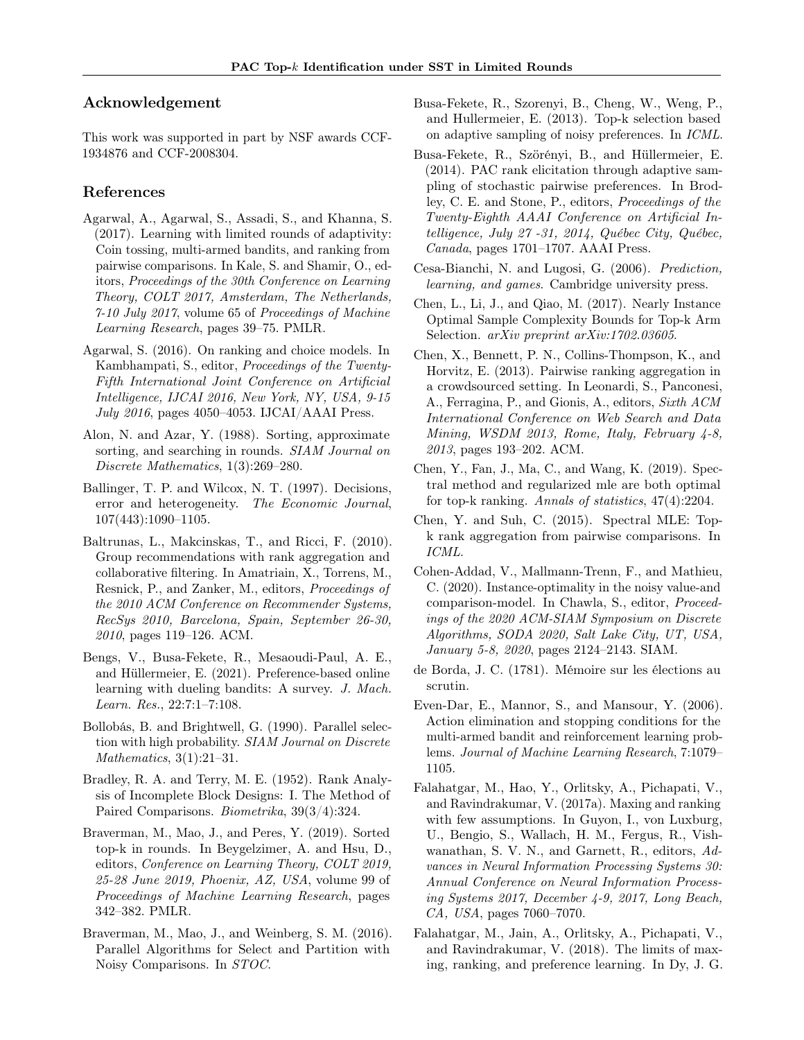## Acknowledgement

This work was supported in part by NSF awards CCF-1934876 and CCF-2008304.

## References

Agarwal, A., Agarwal, S., Assadi, S., and Khanna, S. (2017). Learning with limited rounds of adaptivity: Coin tossing, multi-armed bandits, and ranking from pairwise comparisons. In Kale, S. and Shamir, O., editors, *Proceedings of the 30th Conference on Learning Theory, COLT 2017, Amsterdam, The Netherlands, 7-10 July 2017*, volume 65 of *Proceedings of Machine Learning Research*, pages 39–75. PMLR.

Agarwal, S. (2016). On ranking and choice models. In Kambhampati, S., editor, *Proceedings of the Twenty-Fifth International Joint Conference on Artificial Intelligence, IJCAI 2016, New York, NY, USA, 9-15 July 2016*, pages 4050–4053. IJCAI/AAAI Press.

Alon, N. and Azar, Y. (1988). Sorting, approximate sorting, and searching in rounds. *SIAM Journal on Discrete Mathematics*, 1(3):269–280.

Ballinger, T. P. and Wilcox, N. T. (1997). Decisions, error and heterogeneity. *The Economic Journal*, 107(443):1090–1105.

Baltrunas, L., Makcinskas, T., and Ricci, F. (2010). Group recommendations with rank aggregation and collaborative filtering. In Amatriain, X., Torrens, M., Resnick, P., and Zanker, M., editors, *Proceedings of the 2010 ACM Conference on Recommender Systems, RecSys 2010, Barcelona, Spain, September 26-30, 2010*, pages 119–126. ACM.

Bengs, V., Busa-Fekete, R., Mesaoudi-Paul, A. E., and Hüllermeier, E. (2021). Preference-based online learning with dueling bandits: A survey. *J. Mach. Learn. Res.*, 22:7:1–7:108.

Bollobás, B. and Brightwell, G. (1990). Parallel selection with high probability. *SIAM Journal on Discrete Mathematics*, 3(1):21–31.

Bradley, R. A. and Terry, M. E. (1952). Rank Analysis of Incomplete Block Designs: I. The Method of Paired Comparisons. *Biometrika*, 39(3/4):324.

Braverman, M., Mao, J., and Peres, Y. (2019). Sorted top-k in rounds. In Beygelzimer, A. and Hsu, D., editors, *Conference on Learning Theory, COLT 2019, 25-28 June 2019, Phoenix, AZ, USA*, volume 99 of *Proceedings of Machine Learning Research*, pages 342–382. PMLR.

Braverman, M., Mao, J., and Weinberg, S. M. (2016). Parallel Algorithms for Select and Partition with Noisy Comparisons. In *STOC*.

Busa-Fekete, R., Szorenyi, B., Cheng, W., Weng, P., and Hullermeier, E. (2013). Top-k selection based on adaptive sampling of noisy preferences. In *ICML*.

Busa-Fekete, R., Szörényi, B., and Hüllermeier, E. (2014). PAC rank elicitation through adaptive sampling of stochastic pairwise preferences. In Brodley, C. E. and Stone, P., editors, *Proceedings of the Twenty-Eighth AAAI Conference on Artificial Intelligence, July 27 -31, 2014, Québec City, Québec, Canada*, pages 1701–1707. AAAI Press.

Cesa-Bianchi, N. and Lugosi, G. (2006). *Prediction, learning, and games*. Cambridge university press.

Chen, L., Li, J., and Qiao, M. (2017). Nearly Instance Optimal Sample Complexity Bounds for Top-k Arm Selection. *arXiv preprint arXiv:1702.03605*.

Chen, X., Bennett, P. N., Collins-Thompson, K., and Horvitz, E. (2013). Pairwise ranking aggregation in a crowdsourced setting. In Leonardi, S., Panconesi, A., Ferragina, P., and Gionis, A., editors, *Sixth ACM International Conference on Web Search and Data Mining, WSDM 2013, Rome, Italy, February 4-8, 2013*, pages 193–202. ACM.

Chen, Y., Fan, J., Ma, C., and Wang, K. (2019). Spectral method and regularized mle are both optimal for top-k ranking. *Annals of statistics*, 47(4):2204.

Chen, Y. and Suh, C. (2015). Spectral MLE: Top-k rank aggregation from pairwise comparisons. In *ICML*.

Cohen-Addad, V., Mallmann-Trenn, F., and Mathieu, C. (2020). Instance-optimality in the noisy value-and comparison-model. In Chawla, S., editor, *Proceedings of the 2020 ACM-SIAM Symposium on Discrete Algorithms, SODA 2020, Salt Lake City, UT, USA, January 5-8, 2020*, pages 2124–2143. SIAM.

de Borda, J. C. (1781). Mémoire sur les élections au scrutin.

Even-Dar, E., Mannor, S., and Mansour, Y. (2006). Action elimination and stopping conditions for the multi-armed bandit and reinforcement learning problems. *Journal of Machine Learning Research*, 7:1079–1105.

Falahatgar, M., Hao, Y., Orlitsky, A., Pichapati, V., and Ravindrakumar, V. (2017a). Maxing and ranking with few assumptions. In Guyon, I., von Luxburg, U., Bengio, S., Wallach, H. M., Fergus, R., Vishwanathan, S. V. N., and Garnett, R., editors, *Advances in Neural Information Processing Systems 30: Annual Conference on Neural Information Processing Systems 2017, December 4-9, 2017, Long Beach, CA, USA*, pages 7060–7070.

Falahatgar, M., Jain, A., Orlitsky, A., Pichapati, V., and Ravindrakumar, V. (2018). The limits of maxing, ranking, and preference learning. In Dy, J. G.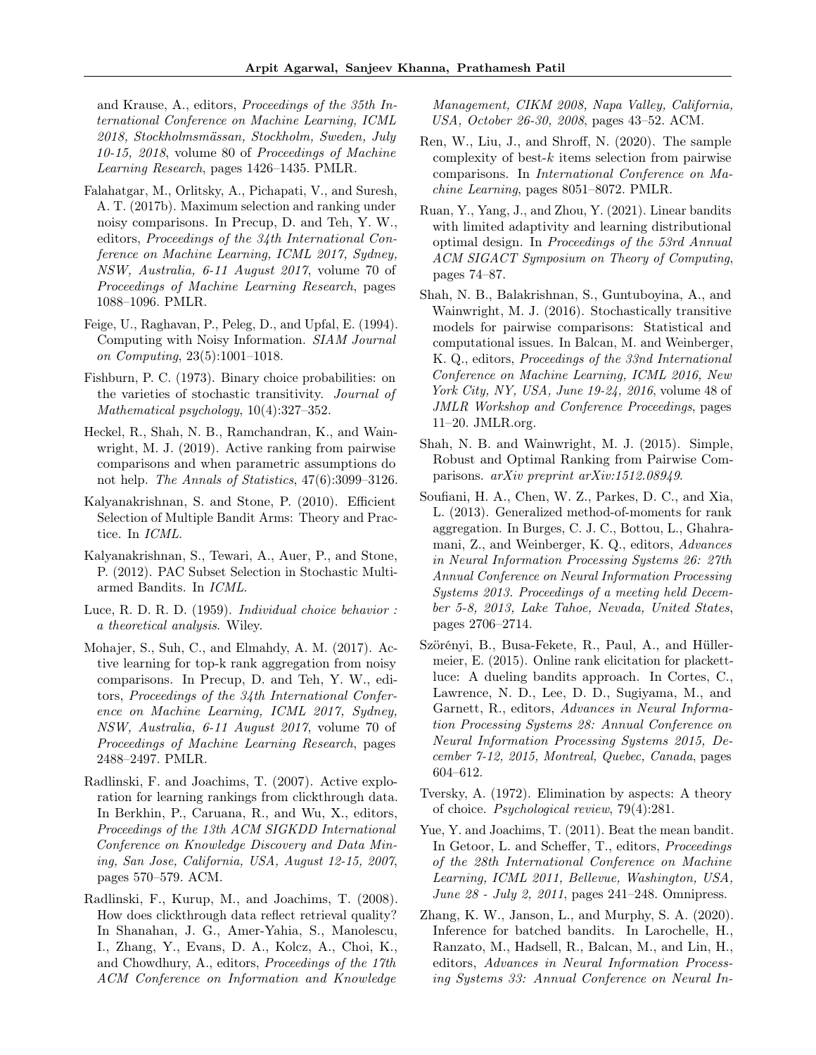and Krause, A., editors, *Proceedings of the 35th International Conference on Machine Learning, ICML 2018, Stockholmsmässan, Stockholm, Sweden, July 10-15, 2018*, volume 80 of *Proceedings of Machine Learning Research*, pages 1426–1435. PMLR.

Falahatgar, M., Orlitsky, A., Pichapati, V., and Suresh, A. T. (2017b). Maximum selection and ranking under noisy comparisons. In Precup, D. and Teh, Y. W., editors, *Proceedings of the 34th International Conference on Machine Learning, ICML 2017, Sydney, NSW, Australia, 6-11 August 2017*, volume 70 of *Proceedings of Machine Learning Research*, pages 1088–1096. PMLR.

Feige, U., Raghavan, P., Peleg, D., and Upfal, E. (1994). Computing with Noisy Information. *SIAM Journal on Computing*, 23(5):1001–1018.

Fishburn, P. C. (1973). Binary choice probabilities: on the varieties of stochastic transitivity. *Journal of Mathematical psychology*, 10(4):327–352.

Heckel, R., Shah, N. B., Ramchandran, K., and Wainwright, M. J. (2019). Active ranking from pairwise comparisons and when parametric assumptions do not help. *The Annals of Statistics*, 47(6):3099–3126.

Kalyanakrishnan, S. and Stone, P. (2010). Efficient Selection of Multiple Bandit Arms: Theory and Practice. In *ICML*.

Kalyanakrishnan, S., Tewari, A., Auer, P., and Stone, P. (2012). PAC Subset Selection in Stochastic Multiarmed Bandits. In *ICML*.

Luce, R. D. R. D. (1959). *Individual choice behavior : a theoretical analysis*. Wiley.

Mohajer, S., Suh, C., and Elmahdy, A. M. (2017). Active learning for top-k rank aggregation from noisy comparisons. In Precup, D. and Teh, Y. W., editors, *Proceedings of the 34th International Conference on Machine Learning, ICML 2017, Sydney, NSW, Australia, 6-11 August 2017*, volume 70 of *Proceedings of Machine Learning Research*, pages 2488–2497. PMLR.

Radlinski, F. and Joachims, T. (2007). Active exploration for learning rankings from clickthrough data. In Berkhin, P., Caruana, R., and Wu, X., editors, *Proceedings of the 13th ACM SIGKDD International Conference on Knowledge Discovery and Data Mining, San Jose, California, USA, August 12-15, 2007*, pages 570–579. ACM.

Radlinski, F., Kurup, M., and Joachims, T. (2008). How does clickthrough data reflect retrieval quality? In Shanahan, J. G., Amer-Yahia, S., Manolescu, I., Zhang, Y., Evans, D. A., Kolcz, A., Choi, K., and Chowdhury, A., editors, *Proceedings of the 17th ACM Conference on Information and Knowledge Management, CIKM 2008, Napa Valley, California, USA, October 26-30, 2008*, pages 43–52. ACM.

Ren, W., Liu, J., and Shroff, N. (2020). The sample complexity of best-$k$ items selection from pairwise comparisons. In *International Conference on Machine Learning*, pages 8051–8072. PMLR.

Ruan, Y., Yang, J., and Zhou, Y. (2021). Linear bandits with limited adaptivity and learning distributional optimal design. In *Proceedings of the 53rd Annual ACM SIGACT Symposium on Theory of Computing*, pages 74–87.

Shah, N. B., Balakrishnan, S., Guntuboyina, A., and Wainwright, M. J. (2016). Stochastically transitive models for pairwise comparisons: Statistical and computational issues. In Balcan, M. and Weinberger, K. Q., editors, *Proceedings of the 33nd International Conference on Machine Learning, ICML 2016, New York City, NY, USA, June 19-24, 2016*, volume 48 of *JMLR Workshop and Conference Proceedings*, pages 11–20. JMLR.org.

Shah, N. B. and Wainwright, M. J. (2015). Simple, Robust and Optimal Ranking from Pairwise Comparisons. *arXiv preprint arXiv:1512.08949*.

Soufiani, H. A., Chen, W. Z., Parkes, D. C., and Xia, L. (2013). Generalized method-of-moments for rank aggregation. In Burges, C. J. C., Bottou, L., Ghahramani, Z., and Weinberger, K. Q., editors, *Advances in Neural Information Processing Systems 26: 27th Annual Conference on Neural Information Processing Systems 2013. Proceedings of a meeting held December 5-8, 2013, Lake Tahoe, Nevada, United States*, pages 2706–2714.

Szörényi, B., Busa-Fekete, R., Paul, A., and Hüllermeier, E. (2015). Online rank elicitation for plackett-luce: A dueling bandits approach. In Cortes, C., Lawrence, N. D., Lee, D. D., Sugiyama, M., and Garnett, R., editors, *Advances in Neural Information Processing Systems 28: Annual Conference on Neural Information Processing Systems 2015, December 7-12, 2015, Montreal, Quebec, Canada*, pages 604–612.

Tversky, A. (1972). Elimination by aspects: A theory of choice. *Psychological review*, 79(4):281.

Yue, Y. and Joachims, T. (2011). Beat the mean bandit. In Getoor, L. and Scheffer, T., editors, *Proceedings of the 28th International Conference on Machine Learning, ICML 2011, Bellevue, Washington, USA, June 28 - July 2, 2011*, pages 241–248. Omnipress.

Zhang, K. W., Janson, L., and Murphy, S. A. (2020). Inference for batched bandits. In Larochelle, H., Ranzato, M., Hadsell, R., Balcan, M., and Lin, H., editors, *Advances in Neural Information Processing Systems 33: Annual Conference on Neural In-*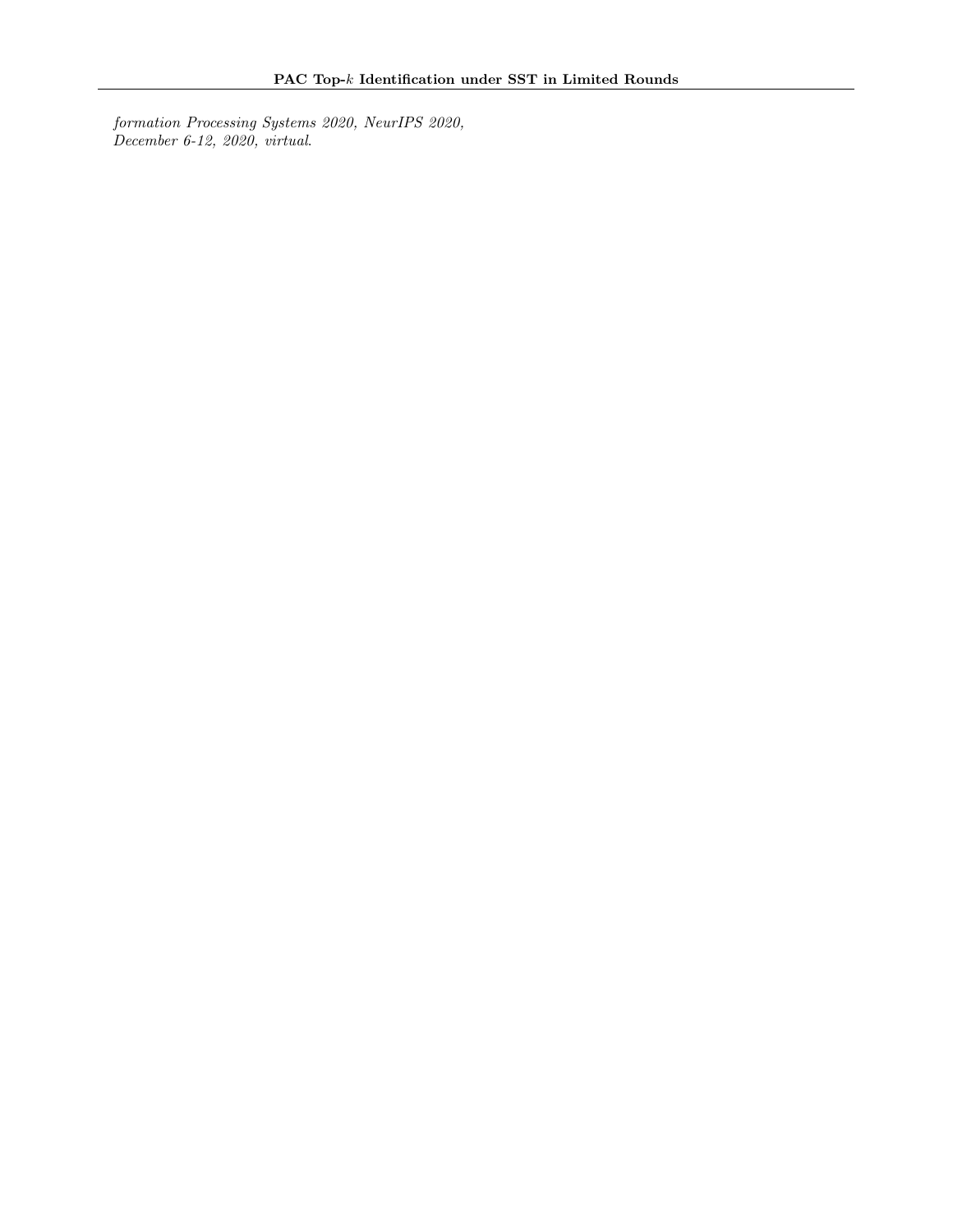*formation Processing Systems 2020, NeurIPS 2020, December 6-12, 2020, virtual*.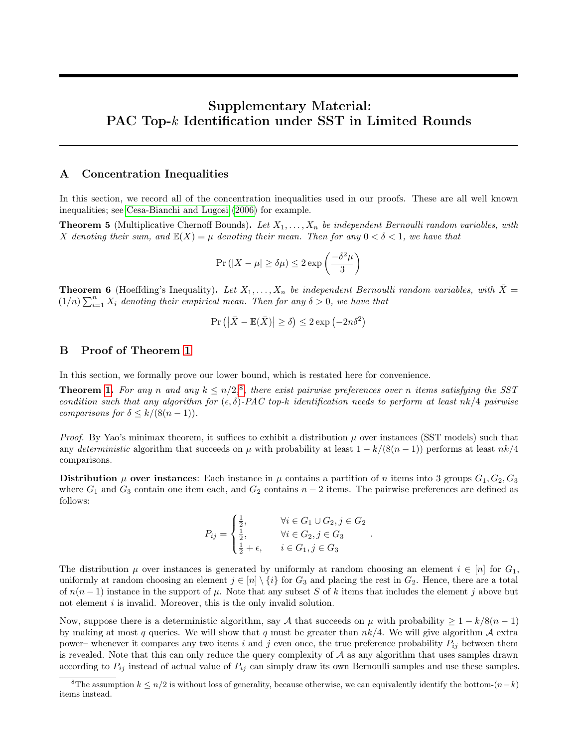# Supplementary Material: PAC Top-$k$ Identification under SST in Limited Rounds

## A Concentration Inequalities

In this section, we record all of the concentration inequalities used in our proofs. These are all well known inequalities; see Cesa-Bianchi and Lugosi (2006) for example.

**Theorem 5** (Multiplicative Chernoff Bounds). *Let $X_1, \ldots, X_n$ be independent Bernoulli random variables, with $X$ denoting their sum, and $\mathbb{E}(X) = \mu$ denoting their mean. Then for any $0 < \delta < 1$, we have that*

$$\Pr\left(|X - \mu| \geq \delta\mu\right) \leq 2\exp\left(\frac{-\delta^2 \mu}{3}\right)$$

**Theorem 6** (Hoeffding's Inequality). *Let $X_1, \ldots, X_n$ be independent Bernoulli random variables, with $\bar{X} = (1/n)\sum_{i=1}^{n} X_i$ denoting their empirical mean. Then for any $\delta > 0$, we have that*

$$\Pr\left(\left|\bar{X} - \mathbb{E}(\bar{X})\right| \geq \delta\right) \leq 2\exp\left(-2n\delta^2\right)$$

## B Proof of Theorem 1

In this section, we formally prove our lower bound, which is restated here for convenience.

**Theorem 1.** *For any $n$ and any $k \leq n/2$*[8]*, there exist pairwise preferences over $n$ items satisfying the SST condition such that any algorithm for $(\epsilon, \delta)$-PAC top-$k$ identification needs to perform at least $nk/4$ pairwise comparisons for $\delta \leq k/(8(n-1))$.*

*Proof.* By Yao's minimax theorem, it suffices to exhibit a distribution $\mu$ over instances (SST models) such that any *deterministic* algorithm that succeeds on $\mu$ with probability at least $1 - k/(8(n-1))$ performs at least $nk/4$ comparisons.

**Distribution $\mu$ over instances**: Each instance in $\mu$ contains a partition of $n$ items into 3 groups $G_1, G_2, G_3$ where $G_1$ and $G_3$ contain one item each, and $G_2$ contains $n-2$ items. The pairwise preferences are defined as follows:

$$P_{ij} = \begin{cases} \frac{1}{2}, & \forall i \in G_1 \cup G_2, j \in G_2 \\ \frac{1}{2}, & \forall i \in G_2, j \in G_3 \\ \frac{1}{2} + \epsilon, & i \in G_1, j \in G_3 \end{cases}.$$

The distribution $\mu$ over instances is generated by uniformly at random choosing an element $i \in [n]$ for $G_1$, uniformly at random choosing an element $j \in [n] \setminus \{i\}$ for $G_3$ and placing the rest in $G_2$. Hence, there are a total of $n(n-1)$ instance in the support of $\mu$. Note that any subset $S$ of $k$ items that includes the element $j$ above but not element $i$ is invalid. Moreover, this is the only invalid solution.

Now, suppose there is a deterministic algorithm, say $\mathcal{A}$ that succeeds on $\mu$ with probability $\geq 1 - k/8(n-1)$ by making at most $q$ queries. We will show that $q$ must be greater than $nk/4$. We will give algorithm $\mathcal{A}$ extra power– whenever it compares any two items $i$ and $j$ even once, the true preference probability $P_{ij}$ between them is revealed. Note that this can only reduce the query complexity of $\mathcal{A}$ as any algorithm that uses samples drawn according to $P_{ij}$ instead of actual value of $P_{ij}$ can simply draw its own Bernoulli samples and use these samples.

[8] The assumption $k \leq n/2$ is without loss of generality, because otherwise, we can equivalently identify the bottom-$(n-k)$ items instead.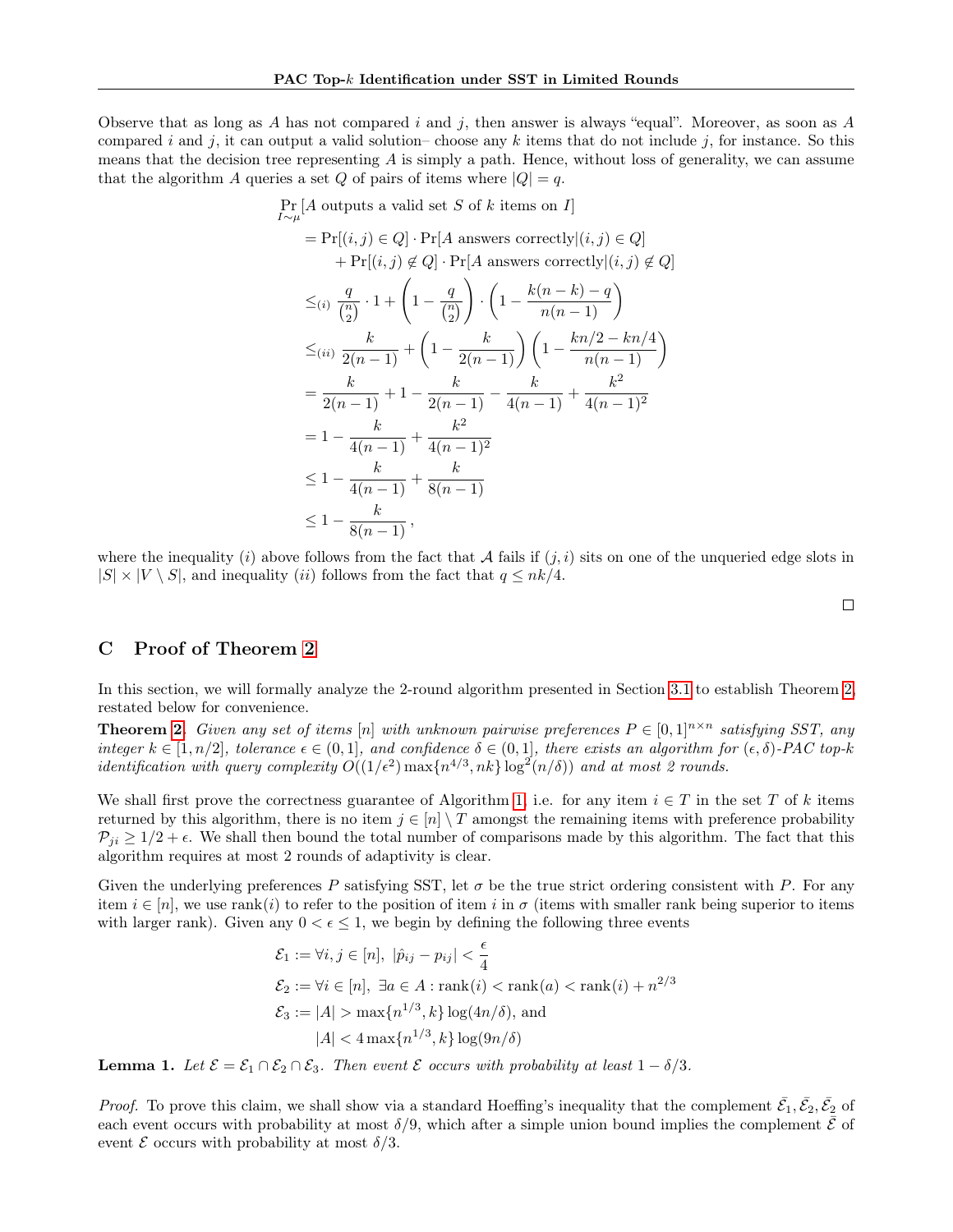Observe that as long as $A$ has not compared $i$ and $j$, then answer is always "equal". Moreover, as soon as $A$ compared $i$ and $j$, it can output a valid solution– choose any $k$ items that do not include $j$, for instance. So this means that the decision tree representing $A$ is simply a path. Hence, without loss of generality, we can assume that the algorithm $A$ queries a set $Q$ of pairs of items where $|Q| = q$.

$$
\begin{aligned}
&\Pr_{I\sim\mu}[A \text{ outputs a valid set } S \text{ of } k \text{ items on } I] \\
&= \Pr[(i,j) \in Q] \cdot \Pr[A \text{ answers correctly} | (i,j) \in Q] \\
&\quad + \Pr[(i,j) \notin Q] \cdot \Pr[A \text{ answers correctly} | (i,j) \notin Q] \\
&\leq_{(i)} \frac{q}{\binom{n}{2}} \cdot 1 + \left(1 - \frac{q}{\binom{n}{2}}\right) \cdot \left(1 - \frac{k(n-k) - q}{n(n-1)}\right) \\
&\leq_{(ii)} \frac{k}{2(n-1)} + \left(1 - \frac{k}{2(n-1)}\right)\left(1 - \frac{kn/2 - kn/4}{n(n-1)}\right) \\
&= \frac{k}{2(n-1)} + 1 - \frac{k}{2(n-1)} - \frac{k}{4(n-1)} + \frac{k^2}{4(n-1)^2} \\
&= 1 - \frac{k}{4(n-1)} + \frac{k^2}{4(n-1)^2} \\
&\leq 1 - \frac{k}{4(n-1)} + \frac{k}{8(n-1)} \\
&\leq 1 - \frac{k}{8(n-1)},
\end{aligned}
$$

where the inequality $(i)$ above follows from the fact that $\mathcal{A}$ fails if $(j,i)$ sits on one of the unqueried edge slots in $|S| \times |V \setminus S|$, and inequality $(ii)$ follows from the fact that $q \leq nk/4$.

□

## C Proof of Theorem 2

In this section, we will formally analyze the 2-round algorithm presented in Section 3.1 to establish Theorem 2, restated below for convenience.

**Theorem 2.** *Given any set of items $[n]$ with unknown pairwise preferences $P \in [0,1]^{n\times n}$ satisfying SST, any integer $k \in [1, n/2]$, tolerance $\epsilon \in (0,1]$, and confidence $\delta \in (0,1]$, there exists an algorithm for $(\epsilon,\delta)$-PAC top-$k$ identification with query complexity $O((1/\epsilon^2)\max\{n^{4/3}, nk\}\log^2(n/\delta))$ and at most 2 rounds.*

We shall first prove the correctness guarantee of Algorithm 1, i.e. for any item $i \in T$ in the set $T$ of $k$ items returned by this algorithm, there is no item $j \in [n] \setminus T$ amongst the remaining items with preference probability $\mathcal{P}_{ji} \geq 1/2 + \epsilon$. We shall then bound the total number of comparisons made by this algorithm. The fact that this algorithm requires at most 2 rounds of adaptivity is clear.

Given the underlying preferences $P$ satisfying SST, let $\sigma$ be the true strict ordering consistent with $P$. For any item $i \in [n]$, we use rank$(i)$ to refer to the position of item $i$ in $\sigma$ (items with smaller rank being superior to items with larger rank). Given any $0 < \epsilon \leq 1$, we begin by defining the following three events

$$
\begin{aligned}
\mathcal{E}_1 &:= \forall i,j \in [n],\ |\hat{p}_{ij} - p_{ij}| < \frac{\epsilon}{4} \\
\mathcal{E}_2 &:= \forall i \in [n],\ \exists a \in A : \text{rank}(i) < \text{rank}(a) < \text{rank}(i) + n^{2/3} \\
\mathcal{E}_3 &:= |A| > \max\{n^{1/3}, k\}\log(4n/\delta), \text{ and} \\
&\quad\ |A| < 4\max\{n^{1/3}, k\}\log(9n/\delta)
\end{aligned}
$$

**Lemma 1.** *Let $\mathcal{E} = \mathcal{E}_1 \cap \mathcal{E}_2 \cap \mathcal{E}_3$. Then event $\mathcal{E}$ occurs with probability at least $1 - \delta/3$.*

*Proof.* To prove this claim, we shall show via a standard Hoeffding's inequality that the complement $\bar{\mathcal{E}_1}, \bar{\mathcal{E}_2}, \bar{\mathcal{E}_2}$ of each event occurs with probability at most $\delta/9$, which after a simple union bound implies the complement $\bar{\mathcal{E}}$ of event $\mathcal{E}$ occurs with probability at most $\delta/3$.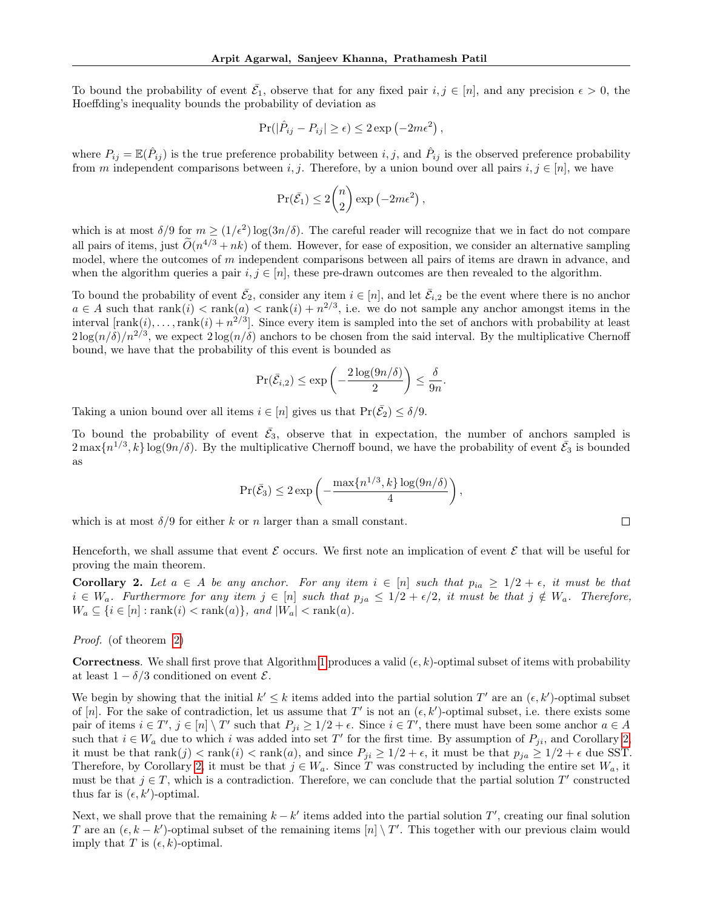To bound the probability of event $\bar{\mathcal{E}}_1$, observe that for any fixed pair $i, j \in [n]$, and any precision $\epsilon > 0$, the Hoeffding's inequality bounds the probability of deviation as

$$\Pr(|\hat{P}_{ij} - P_{ij}| \geq \epsilon) \leq 2 \exp\left(-2m\epsilon^2\right),$$

where $P_{ij} = \mathbb{E}(\hat{P}_{ij})$ is the true preference probability between $i, j$, and $\hat{P}_{ij}$ is the observed preference probability from $m$ independent comparisons between $i, j$. Therefore, by a union bound over all pairs $i, j \in [n]$, we have

$$\Pr(\bar{\mathcal{E}}_1) \leq 2\binom{n}{2} \exp\left(-2m\epsilon^2\right),$$

which is at most $\delta/9$ for $m \geq (1/\epsilon^2)\log(3n/\delta)$. The careful reader will recognize that we in fact do not compare all pairs of items, just $\widetilde{O}(n^{4/3} + nk)$ of them. However, for ease of exposition, we consider an alternative sampling model, where the outcomes of $m$ independent comparisons between all pairs of items are drawn in advance, and when the algorithm queries a pair $i, j \in [n]$, these pre-drawn outcomes are then revealed to the algorithm.

To bound the probability of event $\bar{\mathcal{E}}_2$, consider any item $i \in [n]$, and let $\bar{\mathcal{E}}_{i,2}$ be the event where there is no anchor $a \in A$ such that $\text{rank}(i) < \text{rank}(a) < \text{rank}(i) + n^{2/3}$, i.e. we do not sample any anchor amongst items in the interval $[\text{rank}(i), \ldots, \text{rank}(i) + n^{2/3}]$. Since every item is sampled into the set of anchors with probability at least $2\log(n/\delta)/n^{2/3}$, we expect $2\log(n/\delta)$ anchors to be chosen from the said interval. By the multiplicative Chernoff bound, we have that the probability of this event is bounded as

$$\Pr(\bar{\mathcal{E}}_{i,2}) \leq \exp\left(-\frac{2\log(9n/\delta)}{2}\right) \leq \frac{\delta}{9n}.$$

Taking a union bound over all items $i \in [n]$ gives us that $\Pr(\bar{\mathcal{E}}_2) \leq \delta/9$.

To bound the probability of event $\bar{\mathcal{E}}_3$, observe that in expectation, the number of anchors sampled is $2\max\{n^{1/3}, k\}\log(9n/\delta)$. By the multiplicative Chernoff bound, we have the probability of event $\bar{\mathcal{E}}_3$ is bounded as

$$\Pr(\bar{\mathcal{E}}_3) \leq 2\exp\left(-\frac{\max\{n^{1/3}, k\}\log(9n/\delta)}{4}\right),$$

which is at most $\delta/9$ for either $k$ or $n$ larger than a small constant. ∎

Henceforth, we shall assume that event $\mathcal{E}$ occurs. We first note an implication of event $\mathcal{E}$ that will be useful for proving the main theorem.

**Corollary 2.** *Let $a \in A$ be any anchor. For any item $i \in [n]$ such that $p_{ia} \geq 1/2 + \epsilon$, it must be that $i \in W_a$. Furthermore for any item $j \in [n]$ such that $p_{ja} \leq 1/2 + \epsilon/2$, it must be that $j \notin W_a$. Therefore, $W_a \subseteq \{i \in [n] : \text{rank}(i) < \text{rank}(a)\}$, and $|W_a| < \text{rank}(a)$.*

*Proof.* (of theorem 2)

**Correctness**. We shall first prove that Algorithm 1 produces a valid $(\epsilon, k)$-optimal subset of items with probability at least $1 - \delta/3$ conditioned on event $\mathcal{E}$.

We begin by showing that the initial $k' \leq k$ items added into the partial solution $T'$ are an $(\epsilon, k')$-optimal subset of $[n]$. For the sake of contradiction, let us assume that $T'$ is not an $(\epsilon, k')$-optimal subset, i.e. there exists some pair of items $i \in T'$, $j \in [n] \setminus T'$ such that $P_{ji} \geq 1/2 + \epsilon$. Since $i \in T'$, there must have been some anchor $a \in A$ such that $i \in W_a$ due to which $i$ was added into set $T'$ for the first time. By assumption of $P_{ji}$, and Corollary 2, it must be that $\text{rank}(j) < \text{rank}(i) < \text{rank}(a)$, and since $P_{ji} \geq 1/2 + \epsilon$, it must be that $p_{ja} \geq 1/2 + \epsilon$ due SST. Therefore, by Corollary 2, it must be that $j \in W_a$. Since $T$ was constructed by including the entire set $W_a$, it must be that $j \in T$, which is a contradiction. Therefore, we can conclude that the partial solution $T'$ constructed thus far is $(\epsilon, k')$-optimal.

Next, we shall prove that the remaining $k - k'$ items added into the partial solution $T'$, creating our final solution $T$ are an $(\epsilon, k - k')$-optimal subset of the remaining items $[n] \setminus T'$. This together with our previous claim would imply that $T$ is $(\epsilon, k)$-optimal.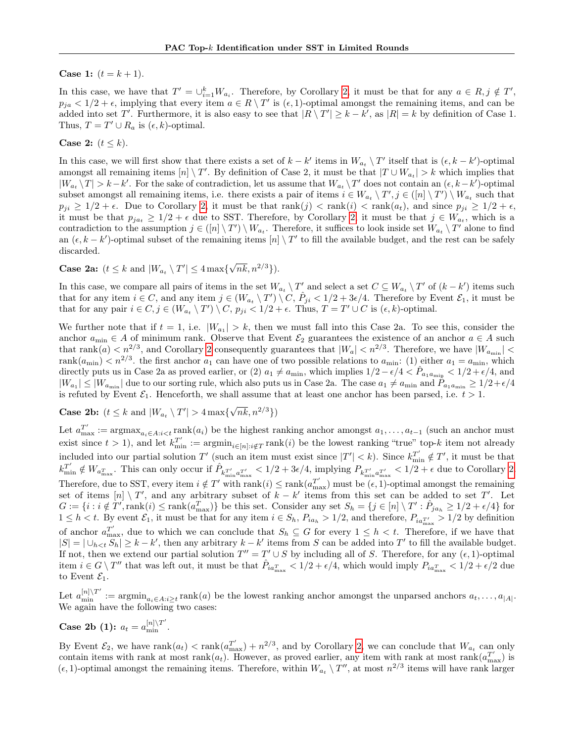**Case 1:** $(t = k + 1)$.

In this case, we have that $T' = \cup_{i=1}^{k} W_{a_i}$. Therefore, by Corollary 2, it must be that for any $a \in R, j \notin T'$, $p_{ja} < 1/2 + \epsilon$, implying that every item $a \in R \setminus T'$ is $(\epsilon, 1)$-optimal amongst the remaining items, and can be added into set $T'$. Furthermore, it is also easy to see that $|R \setminus T'| \geq k - k'$, as $|R| = k$ by definition of Case 1. Thus, $T = T' \cup R_a$ is $(\epsilon, k)$-optimal.

**Case 2:** $(t \leq k)$.

In this case, we will first show that there exists a set of $k - k'$ items in $W_{a_t} \setminus T'$ itself that is $(\epsilon, k - k')$-optimal amongst all remaining items $[n] \setminus T'$. By definition of Case 2, it must be that $|T \cup W_{a_t}| > k$ which implies that $|W_{a_t} \setminus T| > k - k'$. For the sake of contradiction, let us assume that $W_{a_t} \setminus T'$ does not contain an $(\epsilon, k - k')$-optimal subset amongst all remaining items, i.e. there exists a pair of items $i \in W_{a_t} \setminus T', j \in ([n] \setminus T') \setminus W_{a_t}$ such that $p_{ji} \geq 1/2 + \epsilon$. Due to Corollary 2, it must be that $\text{rank}(j) < \text{rank}(i) < \text{rank}(a_t)$, and since $p_{ji} \geq 1/2 + \epsilon$, it must be that $p_{ja_t} \geq 1/2 + \epsilon$ due to SST. Therefore, by Corollary 2, it must be that $j \in W_{a_t}$, which is a contradiction to the assumption $j \in ([n] \setminus T') \setminus W_{a_t}$. Therefore, it suffices to look inside set $W_{a_t} \setminus T'$ alone to find an $(\epsilon, k - k')$-optimal subset of the remaining items $[n] \setminus T'$ to fill the available budget, and the rest can be safely discarded.

**Case 2a:** $(t \leq k$ and $|W_{a_t} \setminus T'| \leq 4 \max\{\sqrt{nk}, n^{2/3}\})$.

In this case, we compare all pairs of items in the set $W_{a_t} \setminus T'$ and select a set $C \subseteq W_{a_t} \setminus T'$ of $(k - k')$ items such that for any item $i \in C$, and any item $j \in (W_{a_t} \setminus T') \setminus C$, $\hat{P}_{ji} < 1/2 + 3\epsilon/4$. Therefore by Event $\mathcal{E}_1$, it must be that for any pair $i \in C, j \in (W_{a_t} \setminus T') \setminus C$, $p_{ji} < 1/2 + \epsilon$. Thus, $T = T' \cup C$ is $(\epsilon, k)$-optimal.

We further note that if $t = 1$, i.e. $|W_{a_1}| > k$, then we must fall into this Case 2a. To see this, consider the anchor $a_{\min} \in A$ of minimum rank. Observe that Event $\mathcal{E}_2$ guarantees the existence of an anchor $a \in A$ such that $\text{rank}(a) < n^{2/3}$, and Corollary 2 consequently guarantees that $|W_a| < n^{2/3}$. Therefore, we have $|W_{a_{\min}}| < \text{rank}(a_{\min}) < n^{2/3}$. the first anchor $a_1$ can have one of two possible relations to $a_{\min}$: (1) either $a_1 = a_{\min}$, which directly puts us in Case 2a as proved earlier, or (2) $a_1 \neq a_{\min}$, which implies $1/2 - \epsilon/4 < \hat{P}_{a_1 a_{\min}} < 1/2 + \epsilon/4$, and $|W_{a_1}| \leq |W_{a_{\min}}|$ due to our sorting rule, which also puts us in Case 2a. The case $a_1 \neq a_{\min}$ and $\hat{P}_{a_1 a_{\min}} \geq 1/2 + \epsilon/4$ is refuted by Event $\mathcal{E}_1$. Henceforth, we shall assume that at least one anchor has been parsed, i.e. $t > 1$.

**Case 2b:** $(t \leq k$ and $|W_{a_t} \setminus T'| > 4 \max\{\sqrt{nk}, n^{2/3}\})$

Let $a_{\max}^{T'} := \text{argmax}_{a_i \in A: i < t} \text{rank}(a_i)$ be the highest ranking anchor amongst $a_1, \ldots, a_{t-1}$ (such an anchor must exist since $t > 1$), and let $k_{\min}^{T'} := \text{argmin}_{i \in [n]: i \notin T} \text{rank}(i)$ be the lowest ranking "true" top-$k$ item not already included into our partial solution $T'$ (such an item must exist since $|T'| < k$). Since $k_{\min}^{T'} \notin T'$, it must be that $k_{\min}^{T'} \notin W_{a_{\max}^{T}}$. This can only occur if $\hat{P}_{k_{\min}^{T'} a_{\max}^{T'}} < 1/2 + 3\epsilon/4$, implying $P_{k_{\min}^{T'} a_{\max}^{T'}} < 1/2 + \epsilon$ due to Corollary 2. Therefore, due to SST, every item $i \notin T'$ with $\text{rank}(i) \leq \text{rank}(a_{\max}^{T'})$ must be $(\epsilon, 1)$-optimal amongst the remaining set of items $[n] \setminus T'$, and any arbitrary subset of $k - k'$ items from this set can be added to set $T'$. Let $G := \{i : i \notin T', \text{rank}(i) \leq \text{rank}(a_{\max}^{T})\}$ be this set. Consider any set $S_h = \{j \in [n] \setminus T' : \hat{P}_{ja_h} \geq 1/2 + \epsilon/4\}$ for $1 \leq h < t$. By event $\mathcal{E}_1$, it must be that for any item $i \in S_h$, $P_{ia_h} > 1/2$, and therefore, $P_{ia_{\max}^{T'}} > 1/2$ by definition of anchor $a_{\max}^{T'}$, due to which we can conclude that $S_h \subseteq G$ for every $1 \leq h < t$. Therefore, if we have that $|S| = |\cup_{h<t} S_h| \geq k - k'$, then any arbitrary $k - k'$ items from $S$ can be added into $T'$ to fill the available budget. If not, then we extend our partial solution $T'' = T' \cup S$ by including all of $S$. Therefore, for any $(\epsilon, 1)$-optimal item $i \in G \setminus T''$ that was left out, it must be that $\hat{P}_{ia_{\max}^{T}} < 1/2 + \epsilon/4$, which would imply $P_{ia_{\max}^{T}} < 1/2 + \epsilon/2$ due to Event $\mathcal{E}_1$.

Let $a_{\min}^{[n]\setminus T'} := \text{argmin}_{a_i \in A: i \geq t} \text{rank}(a)$ be the lowest ranking anchor amongst the unparsed anchors $a_t, \ldots, a_{|A|}$. We again have the following two cases:

**Case 2b (1):** $a_t = a_{\min}^{[n]\setminus T'}$.

By Event $\mathcal{E}_2$, we have $\text{rank}(a_t) < \text{rank}(a_{\max}^{T'}) + n^{2/3}$, and by Corollary 2, we can conclude that $W_{a_t}$ can only contain items with rank at most $\text{rank}(a_t)$. However, as proved earlier, any item with rank at most $\text{rank}(a_{\max}^{T'})$ is $(\epsilon, 1)$-optimal amongst the remaining items. Therefore, within $W_{a_t} \setminus T''$, at most $n^{2/3}$ items will have rank larger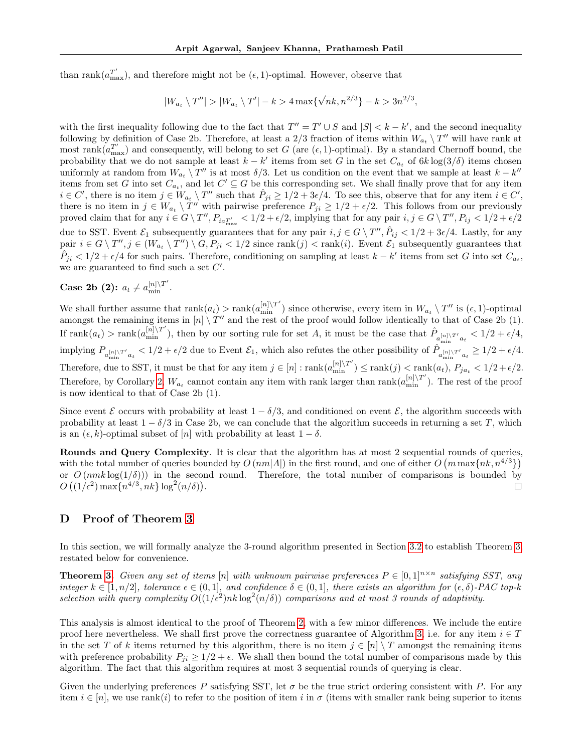than $\text{rank}(a^{T'}_{\max})$, and therefore might not be $(\epsilon, 1)$-optimal. However, observe that

$$|W_{a_t} \setminus T''| > |W_{a_t} \setminus T'| - k > 4\max\{\sqrt{nk}, n^{2/3}\} - k > 3n^{2/3},$$

with the first inequality following due to the fact that $T'' = T' \cup S$ and $|S| < k - k'$, and the second inequality following by definition of Case 2b. Therefore, at least a $2/3$ fraction of items within $W_{a_t} \setminus T''$ will have rank at most $\text{rank}(a^{T'}_{\max})$ and consequently, will belong to set $G$ (are $(\epsilon, 1)$-optimal). By a standard Chernoff bound, the probability that we do not sample at least $k - k'$ items from set $G$ in the set $C_{a_t}$ of $6k\log(3/\delta)$ items chosen uniformly at random from $W_{a_t} \setminus T''$ is at most $\delta/3$. Let us condition on the event that we sample at least $k - k''$ items from set $G$ into set $C_{a_t}$, and let $C' \subseteq G$ be this corresponding set. We shall finally prove that for any item $i \in C'$, there is no item $j \in W_{a_t} \setminus T''$ such that $\hat{P}_{ji} \geq 1/2 + 3\epsilon/4$. To see this, observe that for any item $i \in C'$, there is no item in $j \in W_{a_t} \setminus T''$ with pairwise preference $P_{ji} \geq 1/2 + \epsilon/2$. This follows from our previously proved claim that for any $i \in G \setminus T''$, $P_{ia^{T'}_{\max}} < 1/2 + \epsilon/2$, implying that for any pair $i, j \in G \setminus T''$, $P_{ij} < 1/2 + \epsilon/2$ due to SST. Event $\mathcal{E}_1$ subsequently guarantees that for any pair $i, j \in G \setminus T''$, $\hat{P}_{ij} < 1/2 + 3\epsilon/4$. Lastly, for any pair $i \in G \setminus T''$, $j \in (W_{a_t} \setminus T'') \setminus G$, $P_{ji} < 1/2$ since $\text{rank}(j) < \text{rank}(i)$. Event $\mathcal{E}_1$ subsequently guarantees that $\hat{P}_{ji} < 1/2 + \epsilon/4$ for such pairs. Therefore, conditioning on sampling at least $k - k'$ items from set $G$ into set $C_{a_t}$, we are guaranteed to find such a set $C'$.

**Case 2b (2):** $a_t \neq a^{[n]\setminus T'}_{\min}$.

We shall further assume that $\text{rank}(a_t) > \text{rank}(a^{[n]\setminus T'}_{\min})$ since otherwise, every item in $W_{a_t} \setminus T''$ is $(\epsilon, 1)$-optimal amongst the remaining items in $[n] \setminus T''$ and the rest of the proof would follow identically to that of Case 2b (1). If $\text{rank}(a_t) > \text{rank}(a^{[n]\setminus T'}_{\min})$, then by our sorting rule for set $A$, it must be the case that $\hat{P}_{a^{[n]\setminus T'}_{\min} a_t} < 1/2 + \epsilon/4$, implying $P_{a^{[n]\setminus T'}_{\min} a_t} < 1/2 + \epsilon/2$ due to Event $\mathcal{E}_1$, which also refutes the other possibility of $\hat{P}_{a^{[n]\setminus T'}_{\min} a_t} \geq 1/2 + \epsilon/4$. Therefore, due to SST, it must be that for any item $j \in [n] : \text{rank}(a^{[n]\setminus T'}_{\min}) \leq \text{rank}(j) < \text{rank}(a_t)$, $P_{ja_t} < 1/2 + \epsilon/2$. Therefore, by Corollary 2, $W_{a_t}$ cannot contain any item with rank larger than $\text{rank}(a^{[n]\setminus T'}_{\min})$. The rest of the proof is now identical to that of Case 2b (1).

Since event $\mathcal{E}$ occurs with probability at least $1 - \delta/3$, and conditioned on event $\mathcal{E}$, the algorithm succeeds with probability at least $1 - \delta/3$ in Case 2b, we can conclude that the algorithm succeeds in returning a set $T$, which is an $(\epsilon, k)$-optimal subset of $[n]$ with probability at least $1 - \delta$.

**Rounds and Query Complexity**. It is clear that the algorithm has at most 2 sequential rounds of queries, with the total number of queries bounded by $O(nm|A|)$ in the first round, and one of either $O\left(m\max\{nk, n^{4/3}\}\right)$ or $O(nmk\log(1/\delta))$ in the second round. Therefore, the total number of comparisons is bounded by $O\left((1/\epsilon^2)\max\{n^{4/3}, nk\}\log^2(n/\delta)\right)$. ◻

## D Proof of Theorem 3

In this section, we will formally analyze the 3-round algorithm presented in Section 3.2 to establish Theorem 3, restated below for convenience.

**Theorem 3.** *Given any set of items $[n]$ with unknown pairwise preferences $P \in [0,1]^{n\times n}$ satisfying SST, any integer $k \in [1, n/2]$, tolerance $\epsilon \in (0,1]$, and confidence $\delta \in (0,1)$, there exists an algorithm for $(\epsilon,\delta)$-PAC top-$k$ selection with query complexity $O((1/\epsilon^2)nk\log^2(n/\delta))$ comparisons and at most 3 rounds of adaptivity.*

This analysis is almost identical to the proof of Theorem 2, with a few minor differences. We include the entire proof here nevertheless. We shall first prove the correctness guarantee of Algorithm 3, i.e. for any item $i \in T$ in the set $T$ of $k$ items returned by this algorithm, there is no item $j \in [n] \setminus T$ amongst the remaining items with preference probability $P_{ji} \geq 1/2 + \epsilon$. We shall then bound the total number of comparisons made by this algorithm. The fact that this algorithm requires at most 3 sequential rounds of querying is clear.

Given the underlying preferences $P$ satisfying SST, let $\sigma$ be the true strict ordering consistent with $P$. For any item $i \in [n]$, we use $\text{rank}(i)$ to refer to the position of item $i$ in $\sigma$ (items with smaller rank being superior to items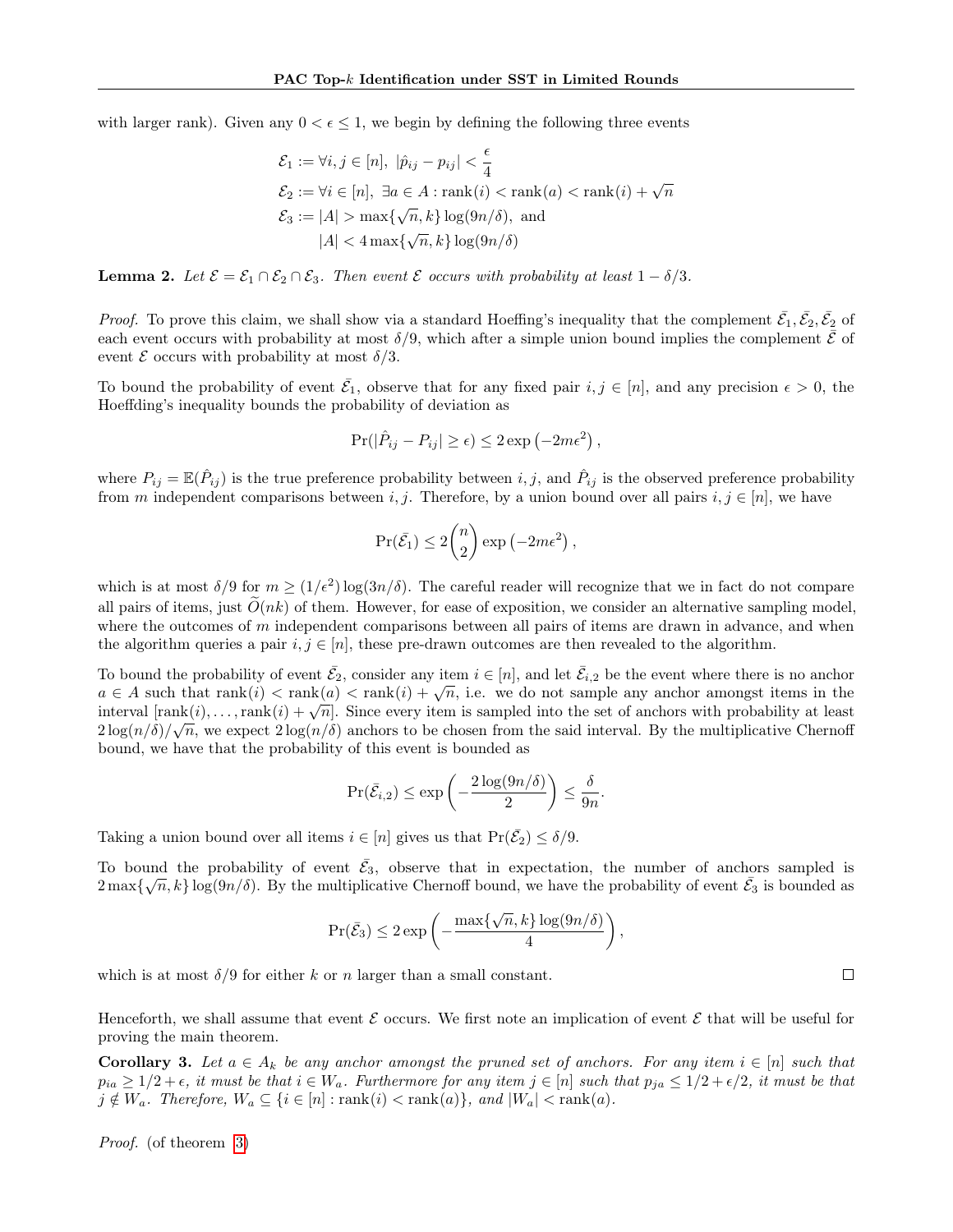with larger rank). Given any $0 < \epsilon \leq 1$, we begin by defining the following three events

$$
\begin{aligned}
\mathcal{E}_1 &:= \forall i, j \in [n],\ |\hat{p}_{ij} - p_{ij}| < \frac{\epsilon}{4} \\
\mathcal{E}_2 &:= \forall i \in [n],\ \exists a \in A : \text{rank}(i) < \text{rank}(a) < \text{rank}(i) + \sqrt{n} \\
\mathcal{E}_3 &:= |A| > \max\{\sqrt{n}, k\} \log(9n/\delta),\ \text{and} \\
&\quad\ |A| < 4 \max\{\sqrt{n}, k\} \log(9n/\delta)
\end{aligned}
$$

**Lemma 2.** *Let $\mathcal{E} = \mathcal{E}_1 \cap \mathcal{E}_2 \cap \mathcal{E}_3$. Then event $\mathcal{E}$ occurs with probability at least $1 - \delta/3$.*

*Proof.* To prove this claim, we shall show via a standard Hoeffing's inequality that the complement $\bar{\mathcal{E}_1}, \bar{\mathcal{E}_2}, \bar{\mathcal{E}_2}$ of each event occurs with probability at most $\delta/9$, which after a simple union bound implies the complement $\bar{\mathcal{E}}$ of event $\mathcal{E}$ occurs with probability at most $\delta/3$.

To bound the probability of event $\bar{\mathcal{E}_1}$, observe that for any fixed pair $i, j \in [n]$, and any precision $\epsilon > 0$, the Hoeffding's inequality bounds the probability of deviation as

$$
\Pr(|\hat{P}_{ij} - P_{ij}| \geq \epsilon) \leq 2 \exp\left(-2m\epsilon^2\right),
$$

where $P_{ij} = \mathbb{E}(\hat{P}_{ij})$ is the true preference probability between $i, j$, and $\hat{P}_{ij}$ is the observed preference probability from $m$ independent comparisons between $i, j$. Therefore, by a union bound over all pairs $i, j \in [n]$, we have

$$
\Pr(\bar{\mathcal{E}_1}) \leq 2 \binom{n}{2} \exp\left(-2m\epsilon^2\right),
$$

which is at most $\delta/9$ for $m \geq (1/\epsilon^2) \log(3n/\delta)$. The careful reader will recognize that we in fact do not compare all pairs of items, just $\widetilde{O}(nk)$ of them. However, for ease of exposition, we consider an alternative sampling model, where the outcomes of $m$ independent comparisons between all pairs of items are drawn in advance, and when the algorithm queries a pair $i, j \in [n]$, these pre-drawn outcomes are then revealed to the algorithm.

To bound the probability of event $\bar{\mathcal{E}_2}$, consider any item $i \in [n]$, and let $\bar{\mathcal{E}}_{i,2}$ be the event where there is no anchor $a \in A$ such that $\text{rank}(i) < \text{rank}(a) < \text{rank}(i) + \sqrt{n}$, i.e. we do not sample any anchor amongst items in the interval $[\text{rank}(i), \ldots, \text{rank}(i) + \sqrt{n}]$. Since every item is sampled into the set of anchors with probability at least $2\log(n/\delta)/\sqrt{n}$, we expect $2\log(n/\delta)$ anchors to be chosen from the said interval. By the multiplicative Chernoff bound, we have that the probability of this event is bounded as

$$
\Pr(\bar{\mathcal{E}}_{i,2}) \leq \exp\left(-\frac{2\log(9n/\delta)}{2}\right) \leq \frac{\delta}{9n}.
$$

Taking a union bound over all items $i \in [n]$ gives us that $\Pr(\bar{\mathcal{E}_2}) \leq \delta/9$.

To bound the probability of event $\bar{\mathcal{E}_3}$, observe that in expectation, the number of anchors sampled is $2\max\{\sqrt{n}, k\} \log(9n/\delta)$. By the multiplicative Chernoff bound, we have the probability of event $\bar{\mathcal{E}_3}$ is bounded as

$$
\Pr(\bar{\mathcal{E}_3}) \leq 2 \exp\left(-\frac{\max\{\sqrt{n}, k\} \log(9n/\delta)}{4}\right),
$$

which is at most $\delta/9$ for either $k$ or $n$ larger than a small constant. □

Henceforth, we shall assume that event $\mathcal{E}$ occurs. We first note an implication of event $\mathcal{E}$ that will be useful for proving the main theorem.

**Corollary 3.** *Let $a \in A_k$ be any anchor amongst the pruned set of anchors. For any item $i \in [n]$ such that $p_{ia} \geq 1/2 + \epsilon$, it must be that $i \in W_a$. Furthermore for any item $j \in [n]$ such that $p_{ja} \leq 1/2 + \epsilon/2$, it must be that $j \notin W_a$. Therefore, $W_a \subseteq \{i \in [n] : \text{rank}(i) < \text{rank}(a)\}$, and $|W_a| < \text{rank}(a)$.*

*Proof.* (of theorem 3)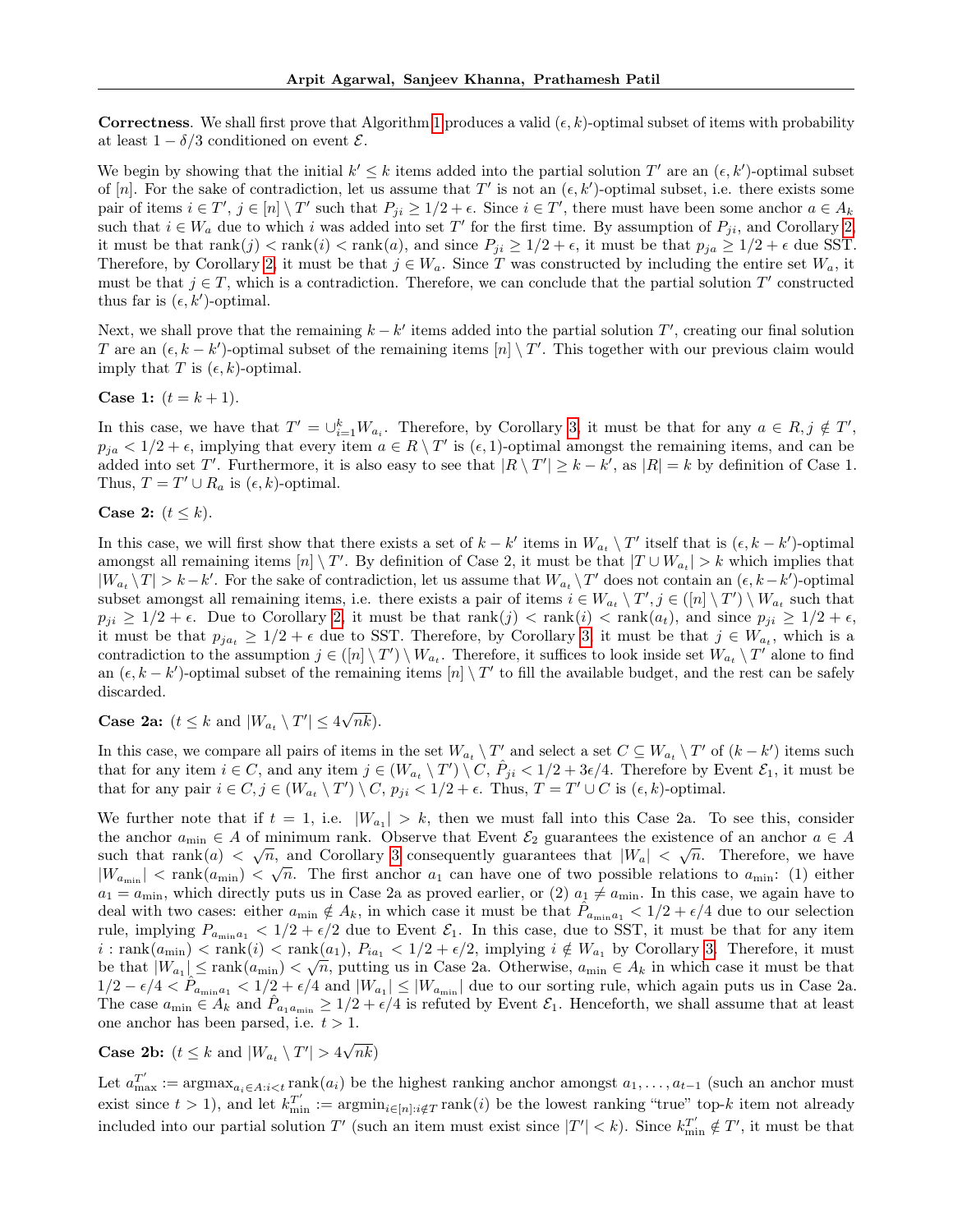**Correctness**. We shall first prove that Algorithm 1 produces a valid $(\epsilon, k)$-optimal subset of items with probability at least $1 - \delta/3$ conditioned on event $\mathcal{E}$.

We begin by showing that the initial $k' \leq k$ items added into the partial solution $T'$ are an $(\epsilon, k')$-optimal subset of $[n]$. For the sake of contradiction, let us assume that $T'$ is not an $(\epsilon, k')$-optimal subset, i.e. there exists some pair of items $i \in T'$, $j \in [n] \setminus T'$ such that $P_{ji} \geq 1/2 + \epsilon$. Since $i \in T'$, there must have been some anchor $a \in A_k$ such that $i \in W_a$ due to which $i$ was added into set $T'$ for the first time. By assumption of $P_{ji}$, and Corollary 2, it must be that $\text{rank}(j) < \text{rank}(i) < \text{rank}(a)$, and since $P_{ji} \geq 1/2 + \epsilon$, it must be that $p_{ja} \geq 1/2 + \epsilon$ due SST. Therefore, by Corollary 2, it must be that $j \in W_a$. Since $T$ was constructed by including the entire set $W_a$, it must be that $j \in T$, which is a contradiction. Therefore, we can conclude that the partial solution $T'$ constructed thus far is $(\epsilon, k')$-optimal.

Next, we shall prove that the remaining $k - k'$ items added into the partial solution $T'$, creating our final solution $T$ are an $(\epsilon, k - k')$-optimal subset of the remaining items $[n] \setminus T'$. This together with our previous claim would imply that $T$ is $(\epsilon, k)$-optimal.

**Case 1:** $(t = k + 1)$.

In this case, we have that $T' = \cup_{i=1}^{k} W_{a_i}$. Therefore, by Corollary 3, it must be that for any $a \in R, j \notin T'$, $p_{ja} < 1/2 + \epsilon$, implying that every item $a \in R \setminus T'$ is $(\epsilon, 1)$-optimal amongst the remaining items, and can be added into set $T'$. Furthermore, it is also easy to see that $|R \setminus T'| \geq k - k'$, as $|R| = k$ by definition of Case 1. Thus, $T = T' \cup R_a$ is $(\epsilon, k)$-optimal.

**Case 2:** $(t \leq k)$.

In this case, we will first show that there exists a set of $k - k'$ items in $W_{a_t} \setminus T'$ itself that is $(\epsilon, k - k')$-optimal amongst all remaining items $[n] \setminus T'$. By definition of Case 2, it must be that $|T \cup W_{a_t}| > k$ which implies that $|W_{a_t} \setminus T| > k - k'$. For the sake of contradiction, let us assume that $W_{a_t} \setminus T'$ does not contain an $(\epsilon, k - k')$-optimal subset amongst all remaining items, i.e. there exists a pair of items $i \in W_{a_t} \setminus T', j \in ([n] \setminus T') \setminus W_{a_t}$ such that $p_{ji} \geq 1/2 + \epsilon$. Due to Corollary 2, it must be that $\text{rank}(j) < \text{rank}(i) < \text{rank}(a_t)$, and since $p_{ji} \geq 1/2 + \epsilon$, it must be that $p_{ja_t} \geq 1/2 + \epsilon$ due to SST. Therefore, by Corollary 3, it must be that $j \in W_{a_t}$, which is a contradiction to the assumption $j \in ([n] \setminus T') \setminus W_{a_t}$. Therefore, it suffices to look inside set $W_{a_t} \setminus T'$ alone to find an $(\epsilon, k - k')$-optimal subset of the remaining items $[n] \setminus T'$ to fill the available budget, and the rest can be safely discarded.

**Case 2a:** $(t \leq k$ and $|W_{a_t} \setminus T'| \leq 4\sqrt{nk})$.

In this case, we compare all pairs of items in the set $W_{a_t} \setminus T'$ and select a set $C \subseteq W_{a_t} \setminus T'$ of $(k - k')$ items such that for any item $i \in C$, and any item $j \in (W_{a_t} \setminus T') \setminus C$, $\hat{P}_{ji} < 1/2 + 3\epsilon/4$. Therefore by Event $\mathcal{E}_1$, it must be that for any pair $i \in C, j \in (W_{a_t} \setminus T') \setminus C$, $p_{ji} < 1/2 + \epsilon$. Thus, $T = T' \cup C$ is $(\epsilon, k)$-optimal.

We further note that if $t = 1$, i.e. $|W_{a_1}| > k$, then we must fall into this Case 2a. To see this, consider the anchor $a_{\min} \in A$ of minimum rank. Observe that Event $\mathcal{E}_2$ guarantees the existence of an anchor $a \in A$ such that $\text{rank}(a) < \sqrt{n}$, and Corollary 3 consequently guarantees that $|W_a| < \sqrt{n}$. Therefore, we have $|W_{a_{\min}}| < \text{rank}(a_{\min}) < \sqrt{n}$. The first anchor $a_1$ can have one of two possible relations to $a_{\min}$: (1) either $a_1 = a_{\min}$, which directly puts us in Case 2a as proved earlier, or (2) $a_1 \neq a_{\min}$. In this case, we again have to deal with two cases: either $a_{\min} \notin A_k$, in which case it must be that $\hat{P}_{a_{\min} a_1} < 1/2 + \epsilon/4$ due to our selection rule, implying $P_{a_{\min} a_1} < 1/2 + \epsilon/2$ due to Event $\mathcal{E}_1$. In this case, due to SST, it must be that for any item $i : \text{rank}(a_{\min}) < \text{rank}(i) < \text{rank}(a_1)$, $P_{ia_1} < 1/2 + \epsilon/2$, implying $i \notin W_{a_1}$ by Corollary 3. Therefore, it must be that $|W_{a_1}| \leq \text{rank}(a_{\min}) < \sqrt{n}$, putting us in Case 2a. Otherwise, $a_{\min} \in A_k$ in which case it must be that $1/2 - \epsilon/4 < \hat{P}_{a_{\min} a_1} < 1/2 + \epsilon/4$ and $|W_{a_1}| \leq |W_{a_{\min}}|$ due to our sorting rule, which again puts us in Case 2a. The case $a_{\min} \in A_k$ and $\hat{P}_{a_1 a_{\min}} \geq 1/2 + \epsilon/4$ is refuted by Event $\mathcal{E}_1$. Henceforth, we shall assume that at least one anchor has been parsed, i.e. $t > 1$.

**Case 2b:** $(t \leq k$ and $|W_{a_t} \setminus T'| > 4\sqrt{nk})$

Let $a_{\max}^{T'} := \text{argmax}_{a_i \in A: i < t} \text{rank}(a_i)$ be the highest ranking anchor amongst $a_1, \ldots, a_{t-1}$ (such an anchor must exist since $t > 1$), and let $k_{\min}^{T'} := \text{argmin}_{i \in [n]: i \notin T} \text{rank}(i)$ be the lowest ranking "true" top-$k$ item not already included into our partial solution $T'$ (such an item must exist since $|T'| < k$). Since $k_{\min}^{T'} \notin T'$, it must be that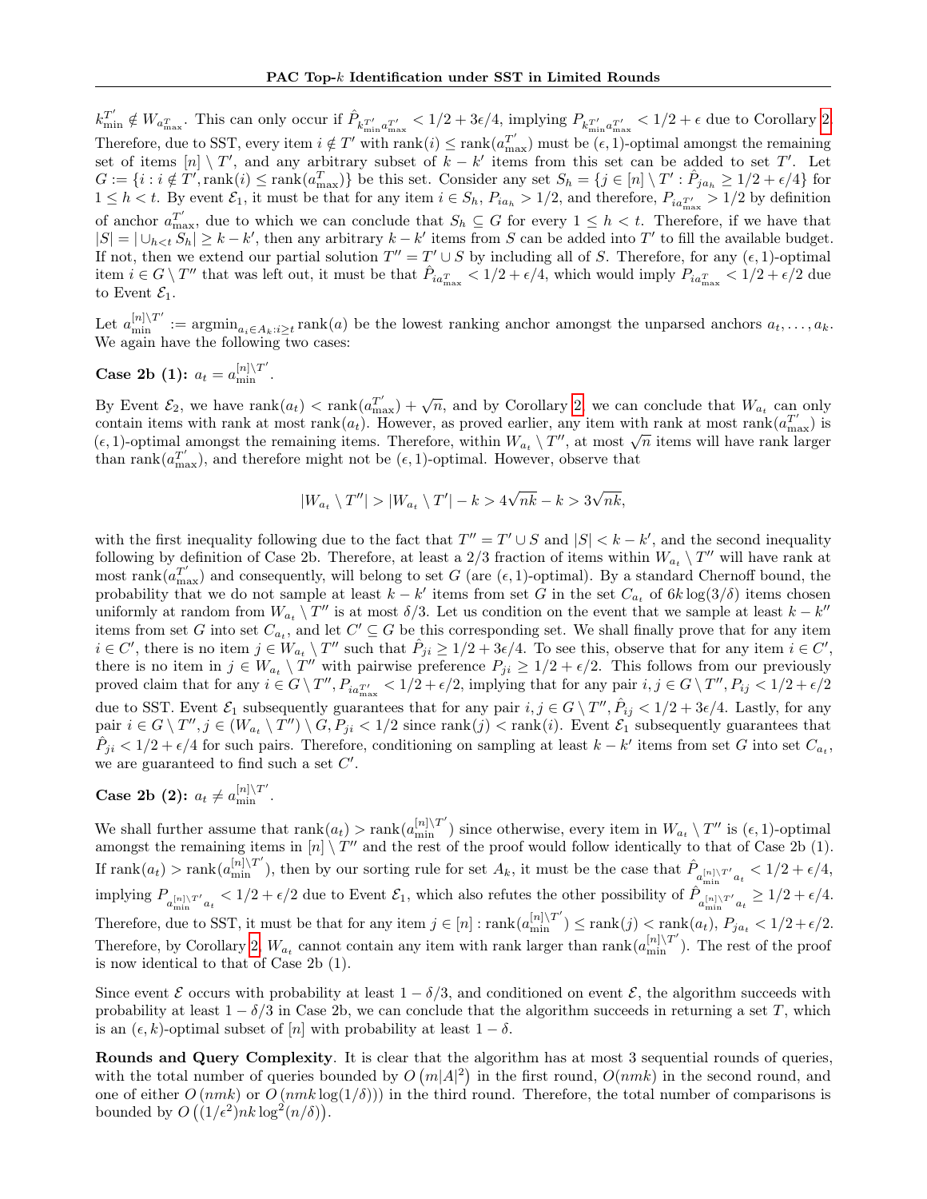$k^{T'}_{\min} \notin W_{a^{T}_{\max}}$. This can only occur if $\hat{P}_{k^{T'}_{\min} a^{T'}_{\max}} < 1/2 + 3\epsilon/4$, implying $P_{k^{T'}_{\min} a^{T'}_{\max}} < 1/2 + \epsilon$ due to Corollary 2. Therefore, due to SST, every item $i \notin T'$ with $\text{rank}(i) \leq \text{rank}(a^{T'}_{\max})$ must be $(\epsilon, 1)$-optimal amongst the remaining set of items $[n] \setminus T'$, and any arbitrary subset of $k - k'$ items from this set can be added to set $T'$. Let $G := \{i : i \notin T', \text{rank}(i) \leq \text{rank}(a^{T}_{\max})\}$ be this set. Consider any set $S_h = \{j \in [n] \setminus T' : \hat{P}_{ja_h} \geq 1/2 + \epsilon/4\}$ for $1 \leq h < t$. By event $\mathcal{E}_1$, it must be that for any item $i \in S_h$, $P_{ia_h} > 1/2$, and therefore, $P_{ia^{T'}_{\max}} > 1/2$ by definition of anchor $a^{T'}_{\max}$, due to which we can conclude that $S_h \subseteq G$ for every $1 \leq h < t$. Therefore, if we have that $|S| = |\cup_{h<t} S_h| \geq k - k'$, then any arbitrary $k - k'$ items from $S$ can be added into $T'$ to fill the available budget. If not, then we extend our partial solution $T'' = T' \cup S$ by including all of $S$. Therefore, for any $(\epsilon, 1)$-optimal item $i \in G \setminus T''$ that was left out, it must be that $\hat{P}_{ia^{T}_{\max}} < 1/2 + \epsilon/4$, which would imply $P_{ia^{T}_{\max}} < 1/2 + \epsilon/2$ due to Event $\mathcal{E}_1$.

Let $a^{[n]\setminus T'}_{\min} := \text{argmin}_{a_i \in A_k : i \geq t} \text{rank}(a)$ be the lowest ranking anchor amongst the unparsed anchors $a_t, \ldots, a_k$. We again have the following two cases:

**Case 2b (1):** $a_t = a^{[n]\setminus T'}_{\min}$.

By Event $\mathcal{E}_2$, we have $\text{rank}(a_t) < \text{rank}(a^{T'}_{\max}) + \sqrt{n}$, and by Corollary 2, we can conclude that $W_{a_t}$ can only contain items with rank at most $\text{rank}(a_t)$. However, as proved earlier, any item with rank at most $\text{rank}(a^{T'}_{\max})$ is $(\epsilon, 1)$-optimal amongst the remaining items. Therefore, within $W_{a_t} \setminus T''$, at most $\sqrt{n}$ items will have rank larger than $\text{rank}(a^{T'}_{\max})$, and therefore might not be $(\epsilon, 1)$-optimal. However, observe that

$$|W_{a_t} \setminus T''| > |W_{a_t} \setminus T'| - k > 4\sqrt{nk} - k > 3\sqrt{nk},$$

with the first inequality following due to the fact that $T'' = T' \cup S$ and $|S| < k - k'$, and the second inequality following by definition of Case 2b. Therefore, at least a $2/3$ fraction of items within $W_{a_t} \setminus T''$ will have rank at most $\text{rank}(a^{T'}_{\max})$ and consequently, will belong to set $G$ (are $(\epsilon, 1)$-optimal). By a standard Chernoff bound, the probability that we do not sample at least $k - k'$ items from set $G$ in the set $C_{a_t}$ of $6k \log(3/\delta)$ items chosen uniformly at random from $W_{a_t} \setminus T''$ is at most $\delta/3$. Let us condition on the event that we sample at least $k - k''$ items from set $G$ into set $C_{a_t}$, and let $C' \subseteq G$ be this corresponding set. We shall finally prove that for any item $i \in C'$, there is no item $j \in W_{a_t} \setminus T''$ such that $\hat{P}_{ji} \geq 1/2 + 3\epsilon/4$. To see this, observe that for any item $i \in C'$, there is no item in $j \in W_{a_t} \setminus T''$ with pairwise preference $P_{ji} \geq 1/2 + \epsilon/2$. This follows from our previously proved claim that for any $i \in G \setminus T''$, $P_{ia^{T'}_{\max}} < 1/2 + \epsilon/2$, implying that for any pair $i, j \in G \setminus T''$, $P_{ij} < 1/2 + \epsilon/2$ due to SST. Event $\mathcal{E}_1$ subsequently guarantees that for any pair $i, j \in G \setminus T''$, $\hat{P}_{ij} < 1/2 + 3\epsilon/4$. Lastly, for any pair $i \in G \setminus T''$, $j \in (W_{a_t} \setminus T'') \setminus G$, $P_{ji} < 1/2$ since $\text{rank}(j) < \text{rank}(i)$. Event $\mathcal{E}_1$ subsequently guarantees that $\hat{P}_{ji} < 1/2 + \epsilon/4$ for such pairs. Therefore, conditioning on sampling at least $k - k'$ items from set $G$ into set $C_{a_t}$, we are guaranteed to find such a set $C'$.

**Case 2b (2):** $a_t \neq a^{[n]\setminus T'}_{\min}$.

We shall further assume that $\text{rank}(a_t) > \text{rank}(a^{[n]\setminus T'}_{\min})$ since otherwise, every item in $W_{a_t} \setminus T''$ is $(\epsilon, 1)$-optimal amongst the remaining items in $[n] \setminus T''$ and the rest of the proof would follow identically to that of Case 2b (1). If $\text{rank}(a_t) > \text{rank}(a^{[n]\setminus T'}_{\min})$, then by our sorting rule for set $A_k$, it must be the case that $\hat{P}_{a^{[n]\setminus T'}_{\min} a_t} < 1/2 + \epsilon/4$, implying $P_{a^{[n]\setminus T'}_{\min} a_t} < 1/2 + \epsilon/2$ due to Event $\mathcal{E}_1$, which also refutes the other possibility of $\hat{P}_{a^{[n]\setminus T'}_{\min} a_t} \geq 1/2 + \epsilon/4$. Therefore, due to SST, it must be that for any item $j \in [n] : \text{rank}(a^{[n]\setminus T'}_{\min}) \leq \text{rank}(j) < \text{rank}(a_t)$, $P_{ja_t} < 1/2 + \epsilon/2$. Therefore, by Corollary 2, $W_{a_t}$ cannot contain any item with rank larger than $\text{rank}(a^{[n]\setminus T'}_{\min})$. The rest of the proof is now identical to that of Case 2b (1).

Since event $\mathcal{E}$ occurs with probability at least $1 - \delta/3$, and conditioned on event $\mathcal{E}$, the algorithm succeeds with probability at least $1 - \delta/3$ in Case 2b, we can conclude that the algorithm succeeds in returning a set $T$, which is an $(\epsilon, k)$-optimal subset of $[n]$ with probability at least $1 - \delta$.

**Rounds and Query Complexity**. It is clear that the algorithm has at most 3 sequential rounds of queries, with the total number of queries bounded by $O(m|A|^2)$ in the first round, $O(nmk)$ in the second round, and one of either $O(nmk)$ or $O(nmk \log(1/\delta))$ in the third round. Therefore, the total number of comparisons is bounded by $O((1/\epsilon^2) nk \log^2(n/\delta))$.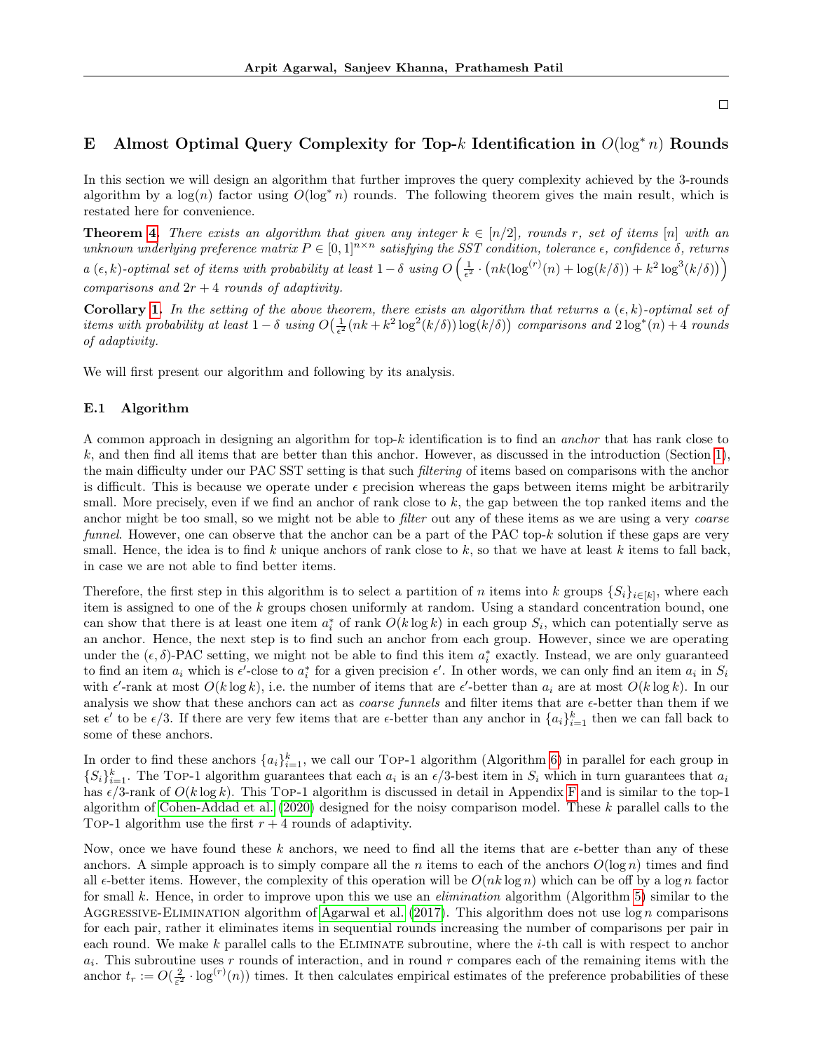□

## E Almost Optimal Query Complexity for Top-$k$ Identification in $O(\log^* n)$ Rounds

In this section we will design an algorithm that further improves the query complexity achieved by the 3-rounds algorithm by a $\log(n)$ factor using $O(\log^* n)$ rounds. The following theorem gives the main result, which is restated here for convenience.

**Theorem 4.** *There exists an algorithm that given any integer $k \in [n/2]$, rounds $r$, set of items $[n]$ with an unknown underlying preference matrix $P \in [0,1]^{n\times n}$ satisfying the SST condition, tolerance $\epsilon$, confidence $\delta$, returns a $(\epsilon, k)$-optimal set of items with probability at least $1-\delta$ using $O\left(\frac{1}{\epsilon^2}\cdot\left(nk(\log^{(r)}(n)+\log(k/\delta))+k^2\log^3(k/\delta)\right)\right)$ comparisons and $2r+4$ rounds of adaptivity.*

**Corollary 1.** *In the setting of the above theorem, there exists an algorithm that returns a $(\epsilon, k)$-optimal set of items with probability at least $1-\delta$ using $O\big(\frac{1}{\epsilon^2}(nk+k^2\log^2(k/\delta))\log(k/\delta)\big)$ comparisons and $2\log^*(n)+4$ rounds of adaptivity.*

We will first present our algorithm and following by its analysis.

### E.1 Algorithm

A common approach in designing an algorithm for top-$k$ identification is to find an *anchor* that has rank close to $k$, and then find all items that are better than this anchor. However, as discussed in the introduction (Section 1), the main difficulty under our PAC SST setting is that such *filtering* of items based on comparisons with the anchor is difficult. This is because we operate under $\epsilon$ precision whereas the gaps between items might be arbitrarily small. More precisely, even if we find an anchor of rank close to $k$, the gap between the top ranked items and the anchor might be too small, so we might not be able to *filter* out any of these items as we are using a very *coarse funnel*. However, one can observe that the anchor can be a part of the PAC top-$k$ solution if these gaps are very small. Hence, the idea is to find $k$ unique anchors of rank close to $k$, so that we have at least $k$ items to fall back, in case we are not able to find better items.

Therefore, the first step in this algorithm is to select a partition of $n$ items into $k$ groups $\{S_i\}_{i\in[k]}$, where each item is assigned to one of the $k$ groups chosen uniformly at random. Using a standard concentration bound, one can show that there is at least one item $a_i^*$ of rank $O(k\log k)$ in each group $S_i$, which can potentially serve as an anchor. Hence, the next step is to find such an anchor from each group. However, since we are operating under the $(\epsilon, \delta)$-PAC setting, we might not be able to find this item $a_i^*$ exactly. Instead, we are only guaranteed to find an item $a_i$ which is $\epsilon'$-close to $a_i^*$ for a given precision $\epsilon'$. In other words, we can only find an item $a_i$ in $S_i$ with $\epsilon'$-rank at most $O(k\log k)$, i.e. the number of items that are $\epsilon'$-better than $a_i$ are at most $O(k\log k)$. In our analysis we show that these anchors can act as *coarse funnels* and filter items that are $\epsilon$-better than them if we set $\epsilon'$ to be $\epsilon/3$. If there are very few items that are $\epsilon$-better than any anchor in $\{a_i\}_{i=1}^k$ then we can fall back to some of these anchors.

In order to find these anchors $\{a_i\}_{i=1}^k$, we call our TOP-1 algorithm (Algorithm 6) in parallel for each group in $\{S_i\}_{i=1}^k$. The TOP-1 algorithm guarantees that each $a_i$ is an $\epsilon/3$-best item in $S_i$ which in turn guarantees that $a_i$ has $\epsilon/3$-rank of $O(k\log k)$. This TOP-1 algorithm is discussed in detail in Appendix F and is similar to the top-1 algorithm of Cohen-Addad et al. (2020) designed for the noisy comparison model. These $k$ parallel calls to the TOP-1 algorithm use the first $r+4$ rounds of adaptivity.

Now, once we have found these $k$ anchors, we need to find all the items that are $\epsilon$-better than any of these anchors. A simple approach is to simply compare all the $n$ items to each of the anchors $O(\log n)$ times and find all $\epsilon$-better items. However, the complexity of this operation will be $O(nk\log n)$ which can be off by a $\log n$ factor for small $k$. Hence, in order to improve upon this we use an *elimination* algorithm (Algorithm 5) similar to the AGGRESSIVE-ELIMINATION algorithm of Agarwal et al. (2017). This algorithm does not use $\log n$ comparisons for each pair, rather it eliminates items in sequential rounds increasing the number of comparisons per pair in each round. We make $k$ parallel calls to the ELIMINATE subroutine, where the $i$-th call is with respect to anchor $a_i$. This subroutine uses $r$ rounds of interaction, and in round $r$ compares each of the remaining items with the anchor $t_r := O(\frac{2}{\epsilon^2}\cdot\log^{(r)}(n))$ times. It then calculates empirical estimates of the preference probabilities of these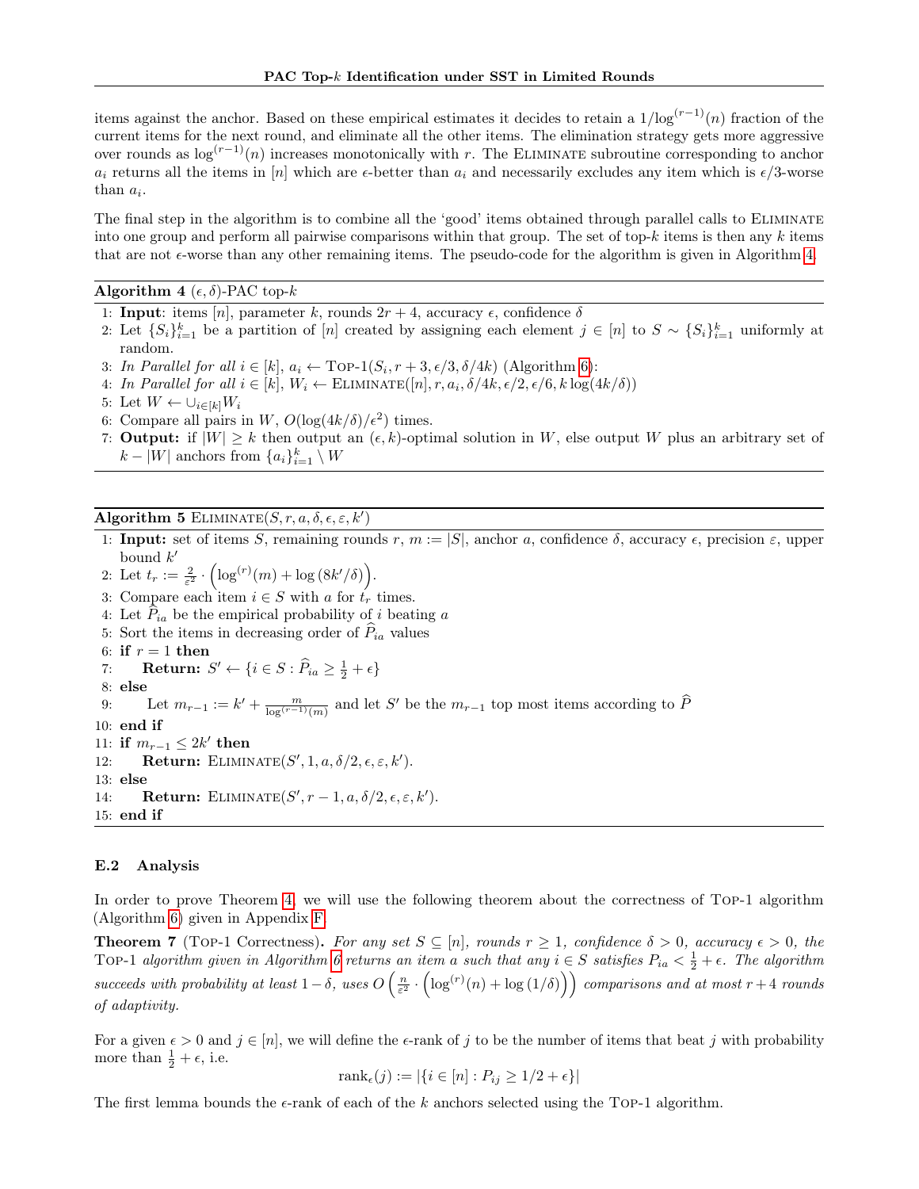items against the anchor. Based on these empirical estimates it decides to retain a $1/\log^{(r-1)}(n)$ fraction of the current items for the next round, and eliminate all the other items. The elimination strategy gets more aggressive over rounds as $\log^{(r-1)}(n)$ increases monotonically with $r$. The ELIMINATE subroutine corresponding to anchor $a_i$ returns all the items in $[n]$ which are $\epsilon$-better than $a_i$ and necessarily excludes any item which is $\epsilon/3$-worse than $a_i$.

The final step in the algorithm is to combine all the 'good' items obtained through parallel calls to ELIMINATE into one group and perform all pairwise comparisons within that group. The set of top-$k$ items is then any $k$ items that are not $\epsilon$-worse than any other remaining items. The pseudo-code for the algorithm is given in Algorithm 4.

**Algorithm 4** $(\epsilon, \delta)$-PAC top-$k$

1: **Input**: items $[n]$, parameter $k$, rounds $2r + 4$, accuracy $\epsilon$, confidence $\delta$
2: Let $\{S_i\}_{i=1}^k$ be a partition of $[n]$ created by assigning each element $j \in [n]$ to $S \sim \{S_i\}_{i=1}^k$ uniformly at random.
3: *In Parallel for all* $i \in [k]$, $a_i \leftarrow$ TOP-1$(S_i, r + 3, \epsilon/3, \delta/4k)$ (Algorithm 6):
4: *In Parallel for all* $i \in [k]$, $W_i \leftarrow$ ELIMINATE$([n], r, a_i, \delta/4k, \epsilon/2, \epsilon/6, k \log(4k/\delta))$
5: Let $W \leftarrow \cup_{i \in [k]} W_i$
6: Compare all pairs in $W$, $O(\log(4k/\delta)/\epsilon^2)$ times.
7: **Output:** if $|W| \geq k$ then output an $(\epsilon, k)$-optimal solution in $W$, else output $W$ plus an arbitrary set of $k - |W|$ anchors from $\{a_i\}_{i=1}^k \setminus W$

**Algorithm 5** ELIMINATE$(S, r, a, \delta, \epsilon, \varepsilon, k')$

1: **Input:** set of items $S$, remaining rounds $r$, $m := |S|$, anchor $a$, confidence $\delta$, accuracy $\epsilon$, precision $\varepsilon$, upper bound $k'$
2: Let $t_r := \frac{2}{\varepsilon^2} \cdot \left(\log^{(r)}(m) + \log(8k'/\delta)\right)$.
3: Compare each item $i \in S$ with $a$ for $t_r$ times.
4: Let $\widehat{P}_{ia}$ be the empirical probability of $i$ beating $a$
5: Sort the items in decreasing order of $\widehat{P}_{ia}$ values
6: **if** $r = 1$ **then**
7: &nbsp;&nbsp;&nbsp;&nbsp;**Return:** $S' \leftarrow \{i \in S : \widehat{P}_{ia} \geq \frac{1}{2} + \epsilon\}$
8: **else**
9: &nbsp;&nbsp;&nbsp;&nbsp;Let $m_{r-1} := k' + \frac{m}{\log^{(r-1)}(m)}$ and let $S'$ be the $m_{r-1}$ top most items according to $\widehat{P}$
10: **end if**
11: **if** $m_{r-1} \leq 2k'$ **then**
12: &nbsp;&nbsp;&nbsp;&nbsp;**Return:** ELIMINATE$(S', 1, a, \delta/2, \epsilon, \varepsilon, k')$.
13: **else**
14: &nbsp;&nbsp;&nbsp;&nbsp;**Return:** ELIMINATE$(S', r - 1, a, \delta/2, \epsilon, \varepsilon, k')$.
15: **end if**

### E.2 Analysis

In order to prove Theorem 4, we will use the following theorem about the correctness of TOP-1 algorithm (Algorithm 6) given in Appendix F.

**Theorem 7** (TOP-1 Correctness)**.** *For any set $S \subseteq [n]$, rounds $r \geq 1$, confidence $\delta > 0$, accuracy $\epsilon > 0$, the* TOP-1 *algorithm given in Algorithm 6 returns an item $a$ such that any $i \in S$ satisfies $P_{ia} < \frac{1}{2} + \epsilon$. The algorithm succeeds with probability at least $1 - \delta$, uses $O\left(\frac{n}{\epsilon^2} \cdot \left(\log^{(r)}(n) + \log(1/\delta)\right)\right)$ comparisons and at most $r + 4$ rounds of adaptivity.*

For a given $\epsilon > 0$ and $j \in [n]$, we will define the $\epsilon$-rank of $j$ to be the number of items that beat $j$ with probability more than $\frac{1}{2} + \epsilon$, i.e.

$$\text{rank}_\epsilon(j) := |\{i \in [n] : P_{ij} \geq 1/2 + \epsilon\}|$$

The first lemma bounds the $\epsilon$-rank of each of the $k$ anchors selected using the TOP-1 algorithm.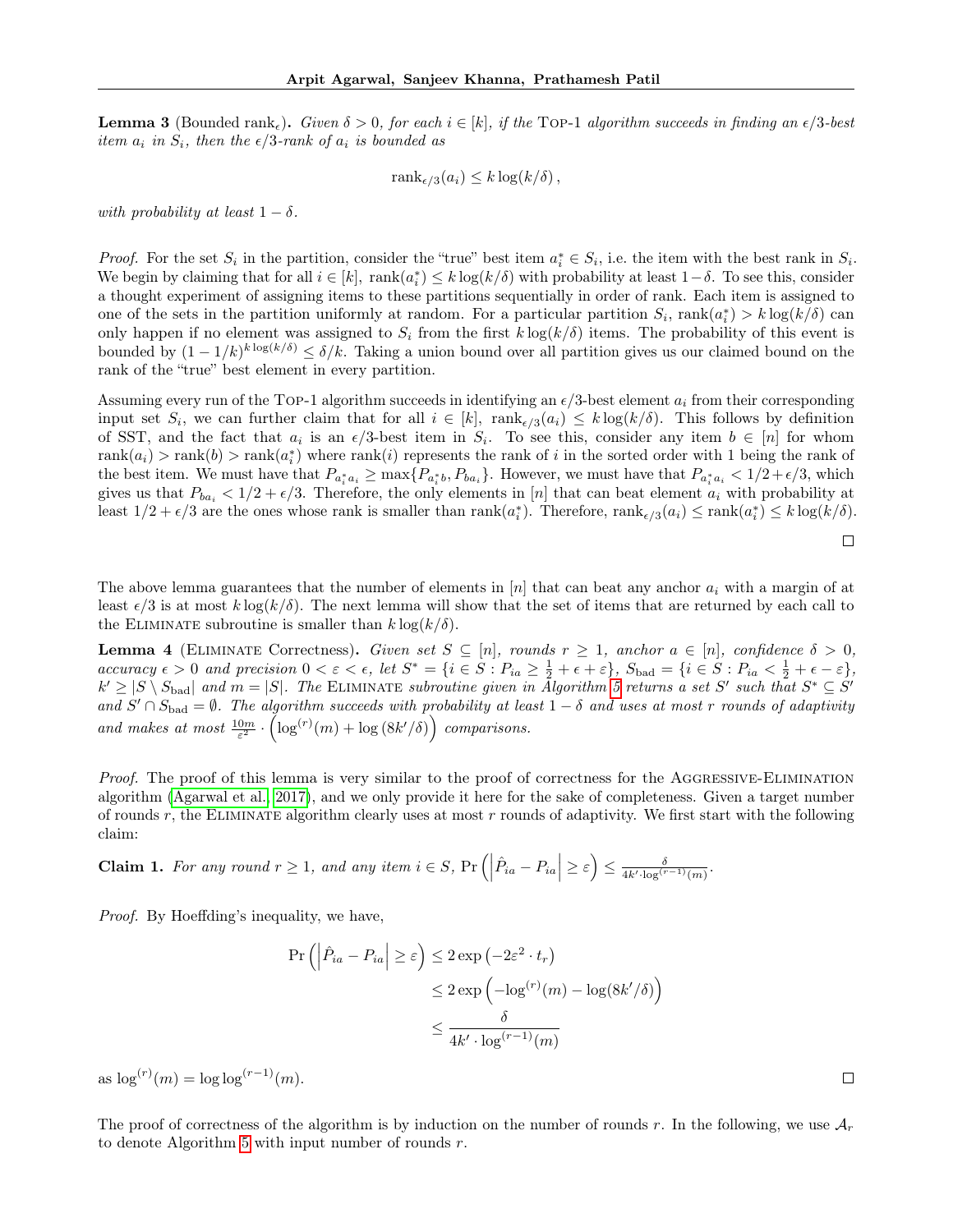**Lemma 3** (Bounded $\text{rank}_\epsilon$)**.** *Given $\delta > 0$, for each $i \in [k]$, if the* Top-1 *algorithm succeeds in finding an $\epsilon/3$-best item $a_i$ in $S_i$, then the $\epsilon/3$-rank of $a_i$ is bounded as*

$$\text{rank}_{\epsilon/3}(a_i) \leq k \log(k/\delta)\,,$$

*with probability at least $1 - \delta$.*

*Proof.* For the set $S_i$ in the partition, consider the "true" best item $a_i^* \in S_i$, i.e. the item with the best rank in $S_i$. We begin by claiming that for all $i \in [k]$, $\text{rank}(a_i^*) \leq k \log(k/\delta)$ with probability at least $1-\delta$. To see this, consider a thought experiment of assigning items to these partitions sequentially in order of rank. Each item is assigned to one of the sets in the partition uniformly at random. For a particular partition $S_i$, $\text{rank}(a_i^*) > k \log(k/\delta)$ can only happen if no element was assigned to $S_i$ from the first $k \log(k/\delta)$ items. The probability of this event is bounded by $(1 - 1/k)^{k \log(k/\delta)} \leq \delta/k$. Taking a union bound over all partition gives us our claimed bound on the rank of the "true" best element in every partition.

Assuming every run of the Top-1 algorithm succeeds in identifying an $\epsilon/3$-best element $a_i$ from their corresponding input set $S_i$, we can further claim that for all $i \in [k]$, $\text{rank}_{\epsilon/3}(a_i) \leq k \log(k/\delta)$. This follows by definition of SST, and the fact that $a_i$ is an $\epsilon/3$-best item in $S_i$. To see this, consider any item $b \in [n]$ for whom $\text{rank}(a_i) > \text{rank}(b) > \text{rank}(a_i^*)$ where $\text{rank}(i)$ represents the rank of $i$ in the sorted order with 1 being the rank of the best item. We must have that $P_{a_i^* a_i} \geq \max\{P_{a_i^* b}, P_{b a_i}\}$. However, we must have that $P_{a_i^* a_i} < 1/2 + \epsilon/3$, which gives us that $P_{b a_i} < 1/2 + \epsilon/3$. Therefore, the only elements in $[n]$ that can beat element $a_i$ with probability at least $1/2 + \epsilon/3$ are the ones whose rank is smaller than $\text{rank}(a_i^*)$. Therefore, $\text{rank}_{\epsilon/3}(a_i) \leq \text{rank}(a_i^*) \leq k \log(k/\delta)$. ∎

The above lemma guarantees that the number of elements in $[n]$ that can beat any anchor $a_i$ with a margin of at least $\epsilon/3$ is at most $k \log(k/\delta)$. The next lemma will show that the set of items that are returned by each call to the Eliminate subroutine is smaller than $k \log(k/\delta)$.

**Lemma 4** (Eliminate Correctness)**.** *Given set $S \subseteq [n]$, rounds $r \geq 1$, anchor $a \in [n]$, confidence $\delta > 0$, accuracy $\epsilon > 0$ and precision $0 < \varepsilon < \epsilon$, let $S^* = \{i \in S : P_{ia} \geq \frac{1}{2} + \epsilon + \varepsilon\}$, $S_{\text{bad}} = \{i \in S : P_{ia} < \frac{1}{2} + \epsilon - \varepsilon\}$, $k' \geq |S \setminus S_{\text{bad}}|$ and $m = |S|$. The* Eliminate *subroutine given in Algorithm 5 returns a set $S'$ such that $S^* \subseteq S'$ and $S' \cap S_{\text{bad}} = \emptyset$. The algorithm succeeds with probability at least $1 - \delta$ and uses at most $r$ rounds of adaptivity and makes at most $\frac{10m}{\varepsilon^2} \cdot \left(\log^{(r)}(m) + \log(8k'/\delta)\right)$ comparisons.*

*Proof.* The proof of this lemma is very similar to the proof of correctness for the Aggressive-Elimination algorithm (Agarwal et al., 2017), and we only provide it here for the sake of completeness. Given a target number of rounds $r$, the Eliminate algorithm clearly uses at most $r$ rounds of adaptivity. We first start with the following claim:

**Claim 1.** *For any round $r \geq 1$, and any item $i \in S$,* $\Pr\left(\left|\hat{P}_{ia} - P_{ia}\right| \geq \varepsilon\right) \leq \frac{\delta}{4k' \cdot \log^{(r-1)}(m)}$.

*Proof.* By Hoeffding's inequality, we have,

$$\begin{aligned}
\Pr\left(\left|\hat{P}_{ia} - P_{ia}\right| \geq \varepsilon\right) &\leq 2 \exp\left(-2\varepsilon^2 \cdot t_r\right) \\
&\leq 2 \exp\left(-\log^{(r)}(m) - \log(8k'/\delta)\right) \\
&\leq \frac{\delta}{4k' \cdot \log^{(r-1)}(m)}
\end{aligned}$$

as $\log^{(r)}(m) = \log \log^{(r-1)}(m)$. ∎

The proof of correctness of the algorithm is by induction on the number of rounds $r$. In the following, we use $\mathcal{A}_r$ to denote Algorithm 5 with input number of rounds $r$.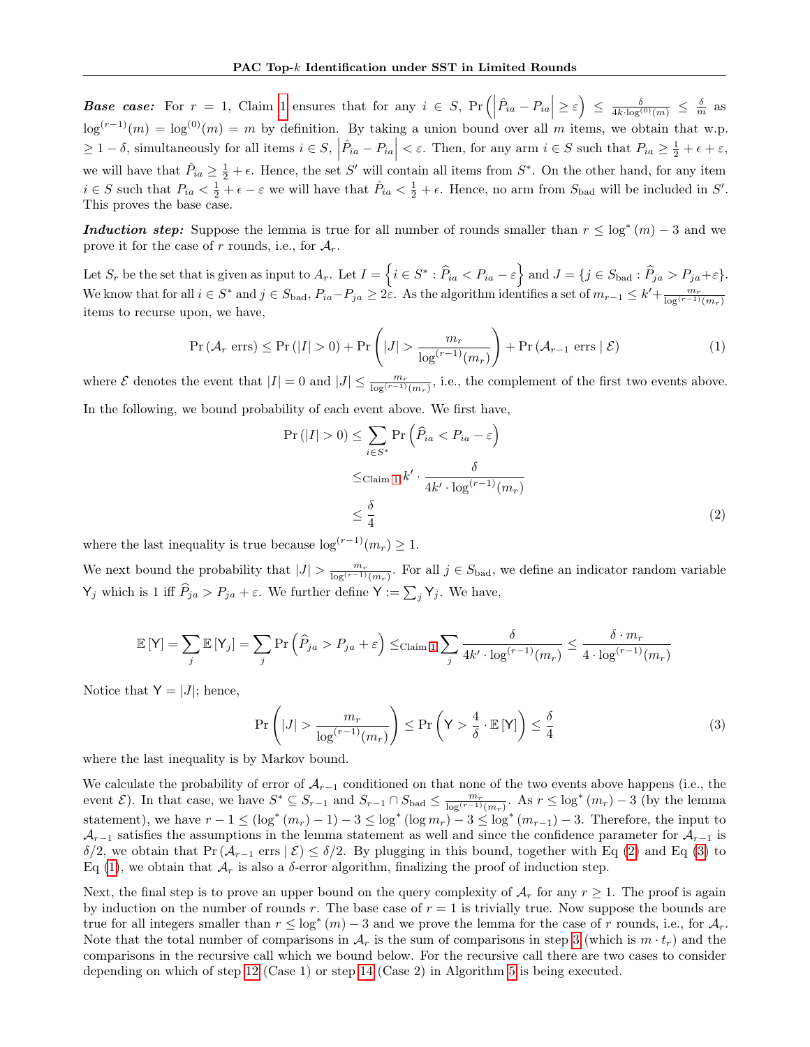***Base case:*** For $r = 1$, Claim 1 ensures that for any $i \in S$, $\Pr\left(\left|\hat{P}_{ia} - P_{ia}\right| \geq \varepsilon\right) \leq \frac{\delta}{4k \cdot \log^{(0)}(m)} \leq \frac{\delta}{m}$ as $\log^{(r-1)}(m) = \log^{(0)}(m) = m$ by definition. By taking a union bound over all $m$ items, we obtain that w.p. $\geq 1 - \delta$, simultaneously for all items $i \in S$, $\left|\hat{P}_{ia} - P_{ia}\right| < \varepsilon$. Then, for any arm $i \in S$ such that $P_{ia} \geq \frac{1}{2} + \epsilon + \varepsilon$, we will have that $\hat{P}_{ia} \geq \frac{1}{2} + \epsilon$. Hence, the set $S'$ will contain all items from $S^*$. On the other hand, for any item $i \in S$ such that $P_{ia} < \frac{1}{2} + \epsilon - \varepsilon$ we will have that $\hat{P}_{ia} < \frac{1}{2} + \epsilon$. Hence, no arm from $S_{\text{bad}}$ will be included in $S'$. This proves the base case.

***Induction step:*** Suppose the lemma is true for all number of rounds smaller than $r \leq \log^*(m) - 3$ and we prove it for the case of $r$ rounds, i.e., for $\mathcal{A}_r$.

Let $S_r$ be the set that is given as input to $A_r$. Let $I = \left\{i \in S^* : \widehat{P}_{ia} < P_{ia} - \varepsilon\right\}$ and $J = \{j \in S_{\text{bad}} : \widehat{P}_{ja} > P_{ja} + \varepsilon\}$. We know that for all $i \in S^*$ and $j \in S_{\text{bad}}$, $P_{ia} - P_{ja} \geq 2\varepsilon$. As the algorithm identifies a set of $m_{r-1} \leq k' + \frac{m_r}{\log^{(r-1)}(m_r)}$ items to recurse upon, we have,

$$\Pr\left(\mathcal{A}_r \text{ errs}\right) \leq \Pr\left(|I| > 0\right) + \Pr\left(|J| > \frac{m_r}{\log^{(r-1)}(m_r)}\right) + \Pr\left(\mathcal{A}_{r-1} \text{ errs} \mid \mathcal{E}\right) \tag{1}$$

where $\mathcal{E}$ denotes the event that $|I| = 0$ and $|J| \leq \frac{m_r}{\log^{(r-1)}(m_r)}$, i.e., the complement of the first two events above.

In the following, we bound probability of each event above. We first have,

$$\begin{aligned}
\Pr\left(|I| > 0\right) &\leq \sum_{i \in S^*} \Pr\left(\widehat{P}_{ia} < P_{ia} - \varepsilon\right) \\
&\leq_{\text{Claim 1}} k' \cdot \frac{\delta}{4k' \cdot \log^{(r-1)}(m_r)} \\
&\leq \frac{\delta}{4}
\end{aligned} \tag{2}$$

where the last inequality is true because $\log^{(r-1)}(m_r) \geq 1$.

We next bound the probability that $|J| > \frac{m_r}{\log^{(r-1)}(m_r)}$. For all $j \in S_{\text{bad}}$, we define an indicator random variable $\mathsf{Y}_j$ which is 1 iff $\widehat{P}_{ja} > P_{ja} + \varepsilon$. We further define $\mathsf{Y} := \sum_j \mathsf{Y}_j$. We have,

$$\mathbb{E}\left[\mathsf{Y}\right] = \sum_j \mathbb{E}\left[\mathsf{Y}_j\right] = \sum_j \Pr\left(\widehat{P}_{ja} > P_{ja} + \varepsilon\right) \leq_{\text{Claim 1}} \sum_j \frac{\delta}{4k' \cdot \log^{(r-1)}(m_r)} \leq \frac{\delta \cdot m_r}{4 \cdot \log^{(r-1)}(m_r)}$$

Notice that $\mathsf{Y} = |J|$; hence,

$$\Pr\left(|J| > \frac{m_r}{\log^{(r-1)}(m_r)}\right) \leq \Pr\left(\mathsf{Y} > \frac{4}{\delta} \cdot \mathbb{E}\left[\mathsf{Y}\right]\right) \leq \frac{\delta}{4} \tag{3}$$

where the last inequality is by Markov bound.

We calculate the probability of error of $\mathcal{A}_{r-1}$ conditioned on that none of the two events above happens (i.e., the event $\mathcal{E}$). In that case, we have $S^* \subseteq S_{r-1}$ and $S_{r-1} \cap S_{\text{bad}} \leq \frac{m_r}{\log^{(r-1)}(m_r)}$. As $r \leq \log^*(m_r) - 3$ (by the lemma statement), we have $r - 1 \leq (\log^*(m_r) - 1) - 3 \leq \log^*(\log m_r) - 3 \leq \log^*(m_{r-1}) - 3$. Therefore, the input to $\mathcal{A}_{r-1}$ satisfies the assumptions in the lemma statement as well and since the confidence parameter for $\mathcal{A}_{r-1}$ is $\delta/2$, we obtain that $\Pr\left(\mathcal{A}_{r-1} \text{ errs} \mid \mathcal{E}\right) \leq \delta/2$. By plugging in this bound, together with Eq (2) and Eq (3) to Eq (1), we obtain that $\mathcal{A}_r$ is also a $\delta$-error algorithm, finalizing the proof of induction step.

Next, the final step is to prove an upper bound on the query complexity of $\mathcal{A}_r$ for any $r \geq 1$. The proof is again by induction on the number of rounds $r$. The base case of $r = 1$ is trivially true. Now suppose the bounds are true for all integers smaller than $r \leq \log^*(m) - 3$ and we prove the lemma for the case of $r$ rounds, i.e., for $\mathcal{A}_r$. Note that the total number of comparisons in $\mathcal{A}_r$ is the sum of comparisons in step 3 (which is $m \cdot t_r$) and the comparisons in the recursive call which we bound below. For the recursive call there are two cases to consider depending on which of step 12 (Case 1) or step 14 (Case 2) in Algorithm 5 is being executed.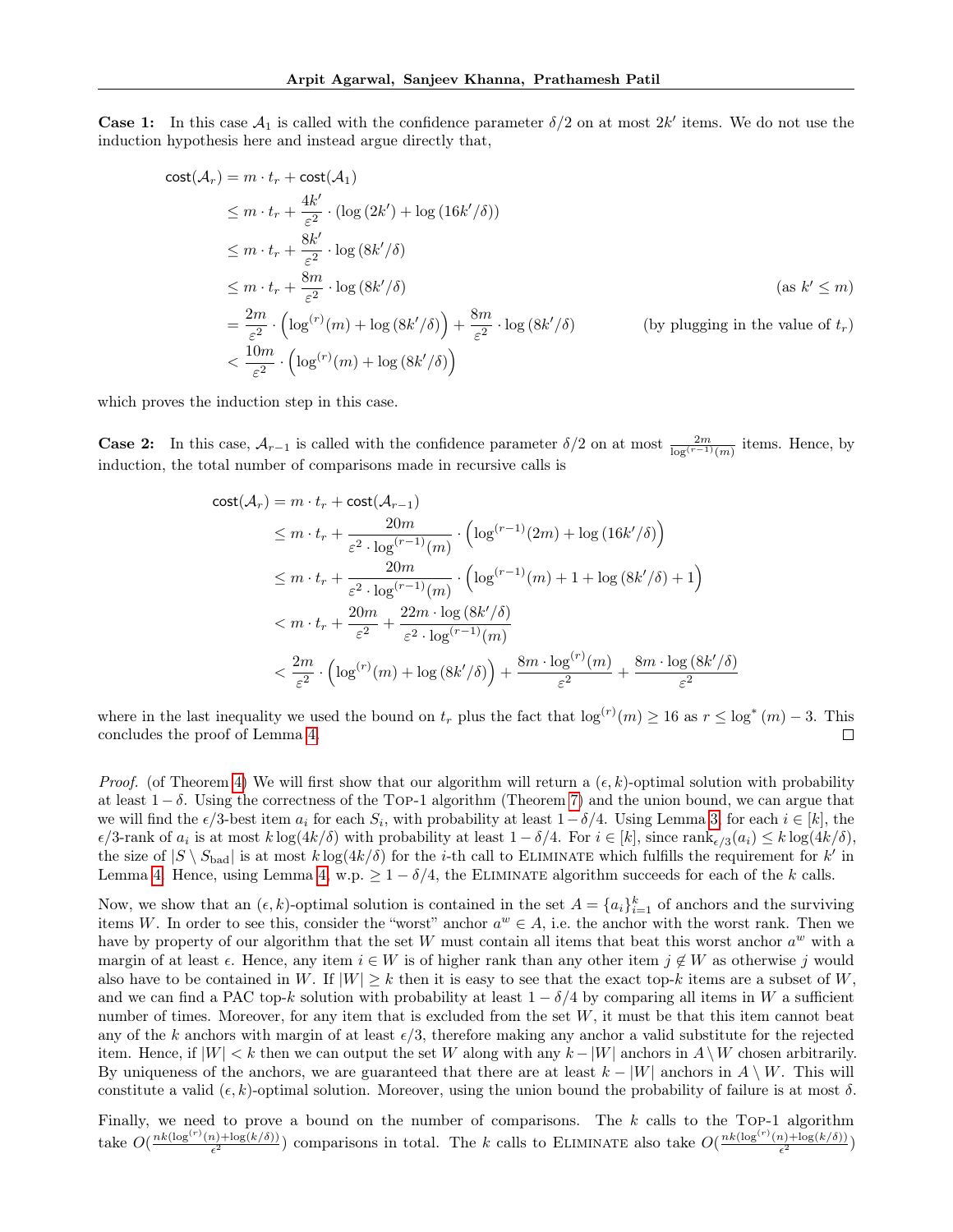**Case 1:** In this case $\mathcal{A}_1$ is called with the confidence parameter $\delta/2$ on at most $2k'$ items. We do not use the induction hypothesis here and instead argue directly that,

$$
\begin{aligned}
\mathsf{cost}(\mathcal{A}_r) &= m \cdot t_r + \mathsf{cost}(\mathcal{A}_1) \\
&\leq m \cdot t_r + \frac{4k'}{\varepsilon^2} \cdot (\log(2k') + \log(16k'/\delta)) \\
&\leq m \cdot t_r + \frac{8k'}{\varepsilon^2} \cdot \log(8k'/\delta) \\
&\leq m \cdot t_r + \frac{8m}{\varepsilon^2} \cdot \log(8k'/\delta) && \text{(as } k' \leq m\text{)} \\
&= \frac{2m}{\varepsilon^2} \cdot \left(\log^{(r)}(m) + \log(8k'/\delta)\right) + \frac{8m}{\varepsilon^2} \cdot \log(8k'/\delta) && \text{(by plugging in the value of } t_r\text{)} \\
&< \frac{10m}{\varepsilon^2} \cdot \left(\log^{(r)}(m) + \log(8k'/\delta)\right)
\end{aligned}
$$

which proves the induction step in this case.

**Case 2:** In this case, $\mathcal{A}_{r-1}$ is called with the confidence parameter $\delta/2$ on at most $\frac{2m}{\log^{(r-1)}(m)}$ items. Hence, by induction, the total number of comparisons made in recursive calls is

$$
\begin{aligned}
\mathsf{cost}(\mathcal{A}_r) &= m \cdot t_r + \mathsf{cost}(\mathcal{A}_{r-1}) \\
&\leq m \cdot t_r + \frac{20m}{\varepsilon^2 \cdot \log^{(r-1)}(m)} \cdot \left(\log^{(r-1)}(2m) + \log(16k'/\delta)\right) \\
&\leq m \cdot t_r + \frac{20m}{\varepsilon^2 \cdot \log^{(r-1)}(m)} \cdot \left(\log^{(r-1)}(m) + 1 + \log(8k'/\delta) + 1\right) \\
&< m \cdot t_r + \frac{20m}{\varepsilon^2} + \frac{22m \cdot \log(8k'/\delta)}{\varepsilon^2 \cdot \log^{(r-1)}(m)} \\
&< \frac{2m}{\varepsilon^2} \cdot \left(\log^{(r)}(m) + \log(8k'/\delta)\right) + \frac{8m \cdot \log^{(r)}(m)}{\varepsilon^2} + \frac{8m \cdot \log(8k'/\delta)}{\varepsilon^2}
\end{aligned}
$$

where in the last inequality we used the bound on $t_r$ plus the fact that $\log^{(r)}(m) \geq 16$ as $r \leq \log^*(m) - 3$. This concludes the proof of Lemma 4. ◻

*Proof.* (of Theorem 4) We will first show that our algorithm will return a $(\epsilon, k)$-optimal solution with probability at least $1 - \delta$. Using the correctness of the Top-1 algorithm (Theorem 7) and the union bound, we can argue that we will find the $\epsilon/3$-best item $a_i$ for each $S_i$, with probability at least $1 - \delta/4$. Using Lemma 3, for each $i \in [k]$, the $\epsilon/3$-rank of $a_i$ is at most $k \log(4k/\delta)$ with probability at least $1 - \delta/4$. For $i \in [k]$, since $\text{rank}_{\epsilon/3}(a_i) \leq k \log(4k/\delta)$, the size of $|S \setminus S_{\text{bad}}|$ is at most $k \log(4k/\delta)$ for the $i$-th call to Eliminate which fulfills the requirement for $k'$ in Lemma 4. Hence, using Lemma 4, w.p. $\geq 1 - \delta/4$, the Eliminate algorithm succeeds for each of the $k$ calls.

Now, we show that an $(\epsilon, k)$-optimal solution is contained in the set $A = \{a_i\}_{i=1}^k$ of anchors and the surviving items $W$. In order to see this, consider the "worst" anchor $a^w \in A$, i.e. the anchor with the worst rank. Then we have by property of our algorithm that the set $W$ must contain all items that beat this worst anchor $a^w$ with a margin of at least $\epsilon$. Hence, any item $i \in W$ is of higher rank than any other item $j \notin W$ as otherwise $j$ would also have to be contained in $W$. If $|W| \geq k$ then it is easy to see that the exact top-$k$ items are a subset of $W$, and we can find a PAC top-$k$ solution with probability at least $1 - \delta/4$ by comparing all items in $W$ a sufficient number of times. Moreover, for any item that is excluded from the set $W$, it must be that this item cannot beat any of the $k$ anchors with margin of at least $\epsilon/3$, therefore making any anchor a valid substitute for the rejected item. Hence, if $|W| < k$ then we can output the set $W$ along with any $k - |W|$ anchors in $A \setminus W$ chosen arbitrarily. By uniqueness of the anchors, we are guaranteed that there are at least $k - |W|$ anchors in $A \setminus W$. This will constitute a valid $(\epsilon, k)$-optimal solution. Moreover, using the union bound the probability of failure is at most $\delta$.

Finally, we need to prove a bound on the number of comparisons. The $k$ calls to the Top-1 algorithm take $O(\frac{nk(\log^{(r)}(n) + \log(k/\delta))}{\epsilon^2})$ comparisons in total. The $k$ calls to Eliminate also take $O(\frac{nk(\log^{(r)}(n) + \log(k/\delta))}{\epsilon^2})$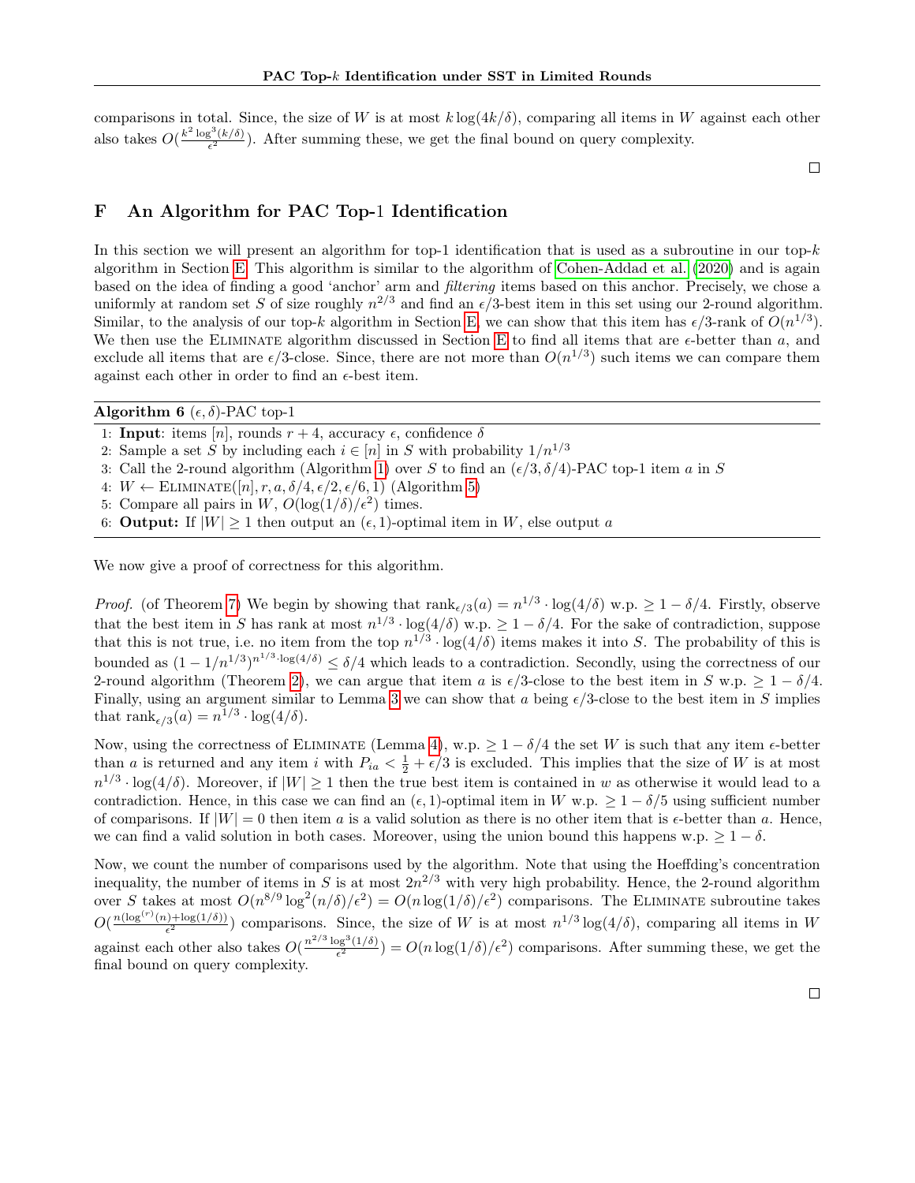comparisons in total. Since, the size of $W$ is at most $k \log(4k/\delta)$, comparing all items in $W$ against each other also takes $O(\frac{k^2 \log^3(k/\delta)}{\epsilon^2})$. After summing these, we get the final bound on query complexity.

□

## F An Algorithm for PAC Top-1 Identification

In this section we will present an algorithm for top-1 identification that is used as a subroutine in our top-$k$ algorithm in Section E. This algorithm is similar to the algorithm of Cohen-Addad et al. (2020) and is again based on the idea of finding a good 'anchor' arm and *filtering* items based on this anchor. Precisely, we chose a uniformly at random set $S$ of size roughly $n^{2/3}$ and find an $\epsilon/3$-best item in this set using our 2-round algorithm. Similar, to the analysis of our top-$k$ algorithm in Section E, we can show that this item has $\epsilon/3$-rank of $O(n^{1/3})$. We then use the ELIMINATE algorithm discussed in Section E to find all items that are $\epsilon$-better than $a$, and exclude all items that are $\epsilon/3$-close. Since, there are not more than $O(n^{1/3})$ such items we can compare them against each other in order to find an $\epsilon$-best item.

**Algorithm 6** $(\epsilon, \delta)$-PAC top-1

1: **Input**: items $[n]$, rounds $r + 4$, accuracy $\epsilon$, confidence $\delta$
2: Sample a set $S$ by including each $i \in [n]$ in $S$ with probability $1/n^{1/3}$
3: Call the 2-round algorithm (Algorithm 1) over $S$ to find an $(\epsilon/3, \delta/4)$-PAC top-1 item $a$ in $S$
4: $W \leftarrow$ ELIMINATE$([n], r, a, \delta/4, \epsilon/2, \epsilon/6, 1)$ (Algorithm 5)
5: Compare all pairs in $W$, $O(\log(1/\delta)/\epsilon^2)$ times.
6: **Output:** If $|W| \geq 1$ then output an $(\epsilon, 1)$-optimal item in $W$, else output $a$

We now give a proof of correctness for this algorithm.

*Proof.* (of Theorem 7) We begin by showing that $\text{rank}_{\epsilon/3}(a) = n^{1/3} \cdot \log(4/\delta)$ w.p. $\geq 1 - \delta/4$. Firstly, observe that the best item in $S$ has rank at most $n^{1/3} \cdot \log(4/\delta)$ w.p. $\geq 1 - \delta/4$. For the sake of contradiction, suppose that this is not true, i.e. no item from the top $n^{1/3} \cdot \log(4/\delta)$ items makes it into $S$. The probability of this is bounded as $(1 - 1/n^{1/3})^{n^{1/3} \cdot \log(4/\delta)} \leq \delta/4$ which leads to a contradiction. Secondly, using the correctness of our 2-round algorithm (Theorem 2), we can argue that item $a$ is $\epsilon/3$-close to the best item in $S$ w.p. $\geq 1 - \delta/4$. Finally, using an argument similar to Lemma 3 we can show that $a$ being $\epsilon/3$-close to the best item in $S$ implies that $\text{rank}_{\epsilon/3}(a) = n^{1/3} \cdot \log(4/\delta)$.

Now, using the correctness of ELIMINATE (Lemma 4), w.p. $\geq 1 - \delta/4$ the set $W$ is such that any item $\epsilon$-better than $a$ is returned and any item $i$ with $P_{ia} < \frac{1}{2} + \epsilon/3$ is excluded. This implies that the size of $W$ is at most $n^{1/3} \cdot \log(4/\delta)$. Moreover, if $|W| \geq 1$ then the true best item is contained in $w$ as otherwise it would lead to a contradiction. Hence, in this case we can find an $(\epsilon, 1)$-optimal item in $W$ w.p. $\geq 1 - \delta/5$ using sufficient number of comparisons. If $|W| = 0$ then item $a$ is a valid solution as there is no other item that is $\epsilon$-better than $a$. Hence, we can find a valid solution in both cases. Moreover, using the union bound this happens w.p. $\geq 1 - \delta$.

Now, we count the number of comparisons used by the algorithm. Note that using the Hoeffding's concentration inequality, the number of items in $S$ is at most $2n^{2/3}$ with very high probability. Hence, the 2-round algorithm over $S$ takes at most $O(n^{8/9} \log^2(n/\delta)/\epsilon^2) = O(n \log(1/\delta)/\epsilon^2)$ comparisons. The ELIMINATE subroutine takes $O(\frac{n(\log^{(r)}(n) + \log(1/\delta))}{\epsilon^2})$ comparisons. Since, the size of $W$ is at most $n^{1/3} \log(4/\delta)$, comparing all items in $W$ against each other also takes $O(\frac{n^{2/3} \log^3(1/\delta)}{\epsilon^2}) = O(n \log(1/\delta)/\epsilon^2)$ comparisons. After summing these, we get the final bound on query complexity.

□